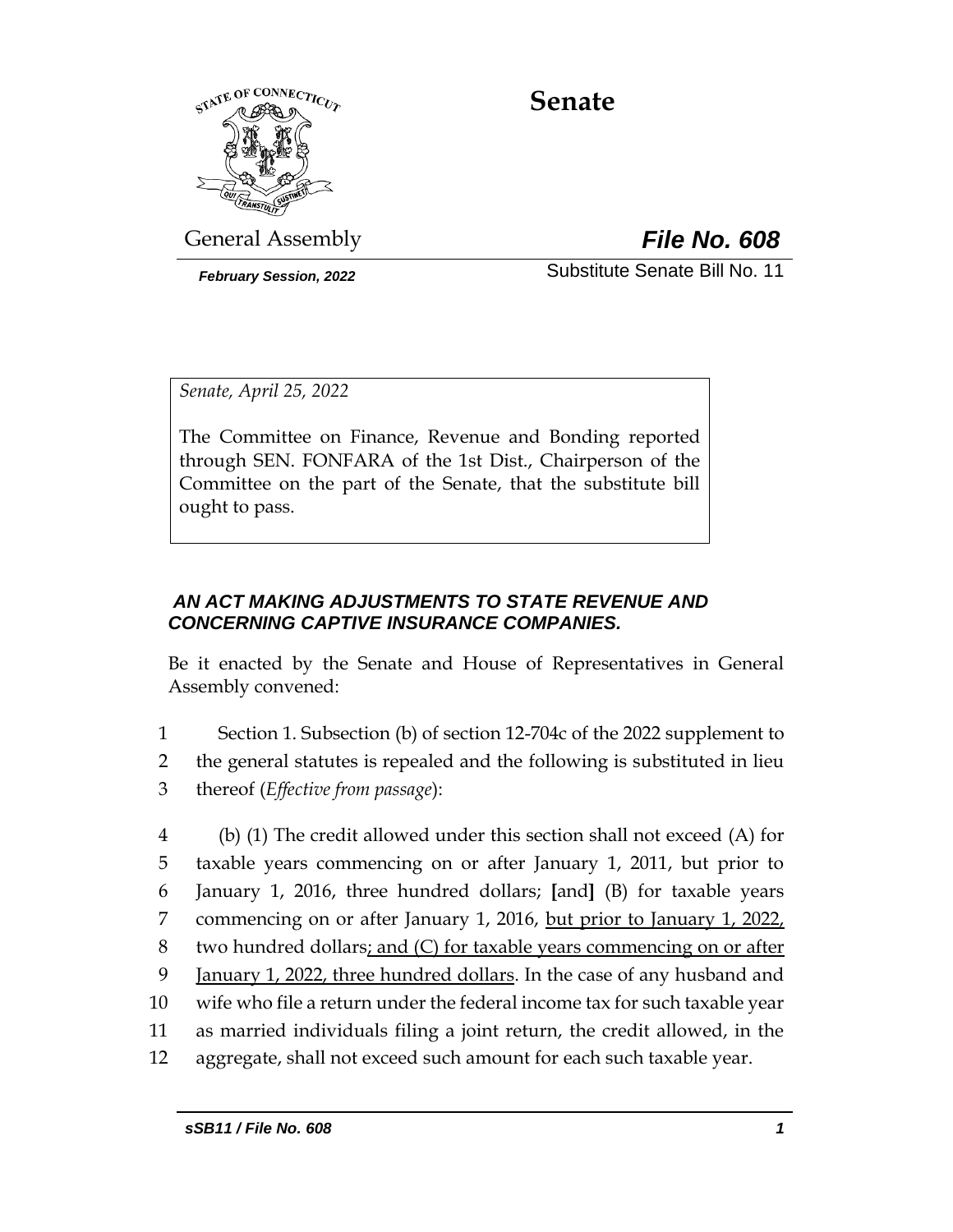# Senate

General Assembly

***File No. 608***

***February Session, 2022***

Substitute Senate Bill No. 11

*Senate, April 25, 2022*

The Committee on Finance, Revenue and Bonding reported through SEN. FONFARA of the 1st Dist., Chairperson of the Committee on the part of the Senate, that the substitute bill ought to pass.

## *AN ACT MAKING ADJUSTMENTS TO STATE REVENUE AND CONCERNING CAPTIVE INSURANCE COMPANIES.*

Be it enacted by the Senate and House of Representatives in General Assembly convened:

1 Section 1. Subsection (b) of section 12-704c of the 2022 supplement to
2 the general statutes is repealed and the following is substituted in lieu
3 thereof (*Effective from passage*):

4 (b) (1) The credit allowed under this section shall not exceed (A) for
5 taxable years commencing on or after January 1, 2011, but prior to
6 January 1, 2016, three hundred dollars; **[**and**]** (B) for taxable years
7 commencing on or after January 1, 2016, <u>but prior to January 1, 2022,</u>
8 two hundred dollars<u>; and (C) for taxable years commencing on or after</u>
9 <u>January 1, 2022, three hundred dollars</u>. In the case of any husband and
10 wife who file a return under the federal income tax for such taxable year
11 as married individuals filing a joint return, the credit allowed, in the
12 aggregate, shall not exceed such amount for each such taxable year.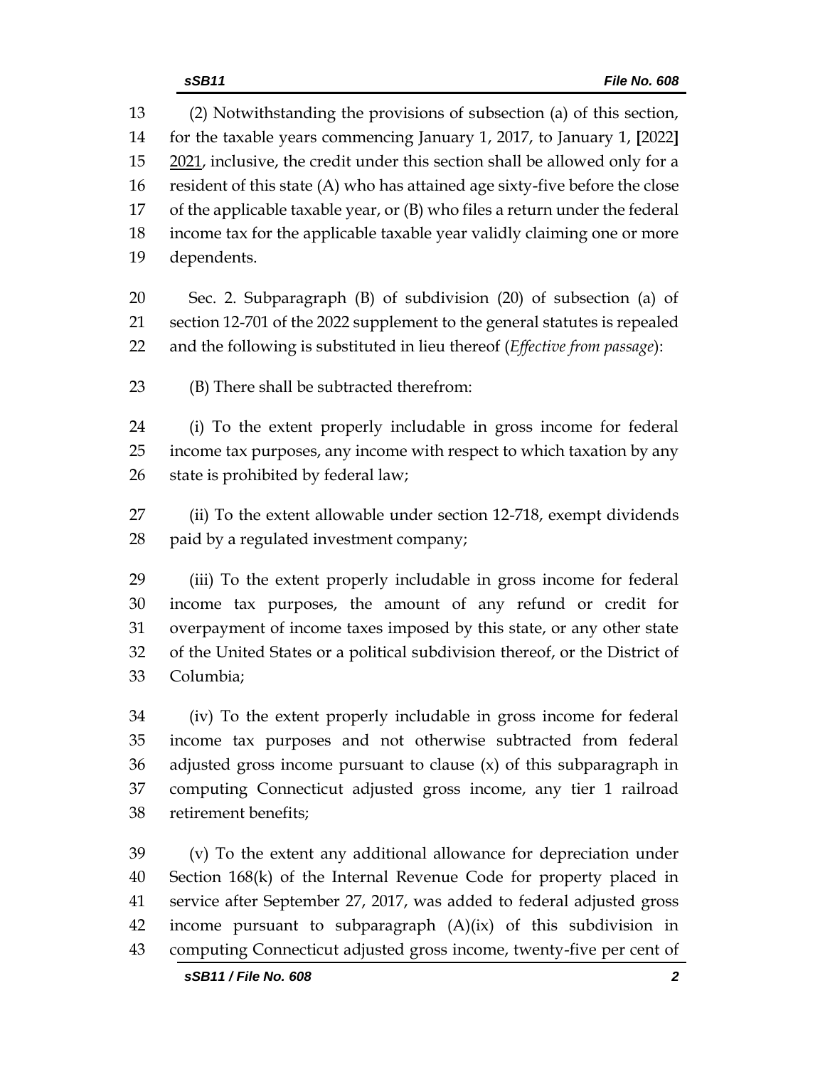(2) Notwithstanding the provisions of subsection (a) of this section, for the taxable years commencing January 1, 2017, to January 1, [2022] 2021, inclusive, the credit under this section shall be allowed only for a resident of this state (A) who has attained age sixty-five before the close of the applicable taxable year, or (B) who files a return under the federal income tax for the applicable taxable year validly claiming one or more dependents.

Sec. 2. Subparagraph (B) of subdivision (20) of subsection (a) of section 12-701 of the 2022 supplement to the general statutes is repealed and the following is substituted in lieu thereof (*Effective from passage*):

(B) There shall be subtracted therefrom:

(i) To the extent properly includable in gross income for federal income tax purposes, any income with respect to which taxation by any state is prohibited by federal law;

(ii) To the extent allowable under section 12-718, exempt dividends paid by a regulated investment company;

(iii) To the extent properly includable in gross income for federal income tax purposes, the amount of any refund or credit for overpayment of income taxes imposed by this state, or any other state of the United States or a political subdivision thereof, or the District of Columbia;

(iv) To the extent properly includable in gross income for federal income tax purposes and not otherwise subtracted from federal adjusted gross income pursuant to clause (x) of this subparagraph in computing Connecticut adjusted gross income, any tier 1 railroad retirement benefits;

(v) To the extent any additional allowance for depreciation under Section 168(k) of the Internal Revenue Code for property placed in service after September 27, 2017, was added to federal adjusted gross income pursuant to subparagraph (A)(ix) of this subdivision in computing Connecticut adjusted gross income, twenty-five per cent of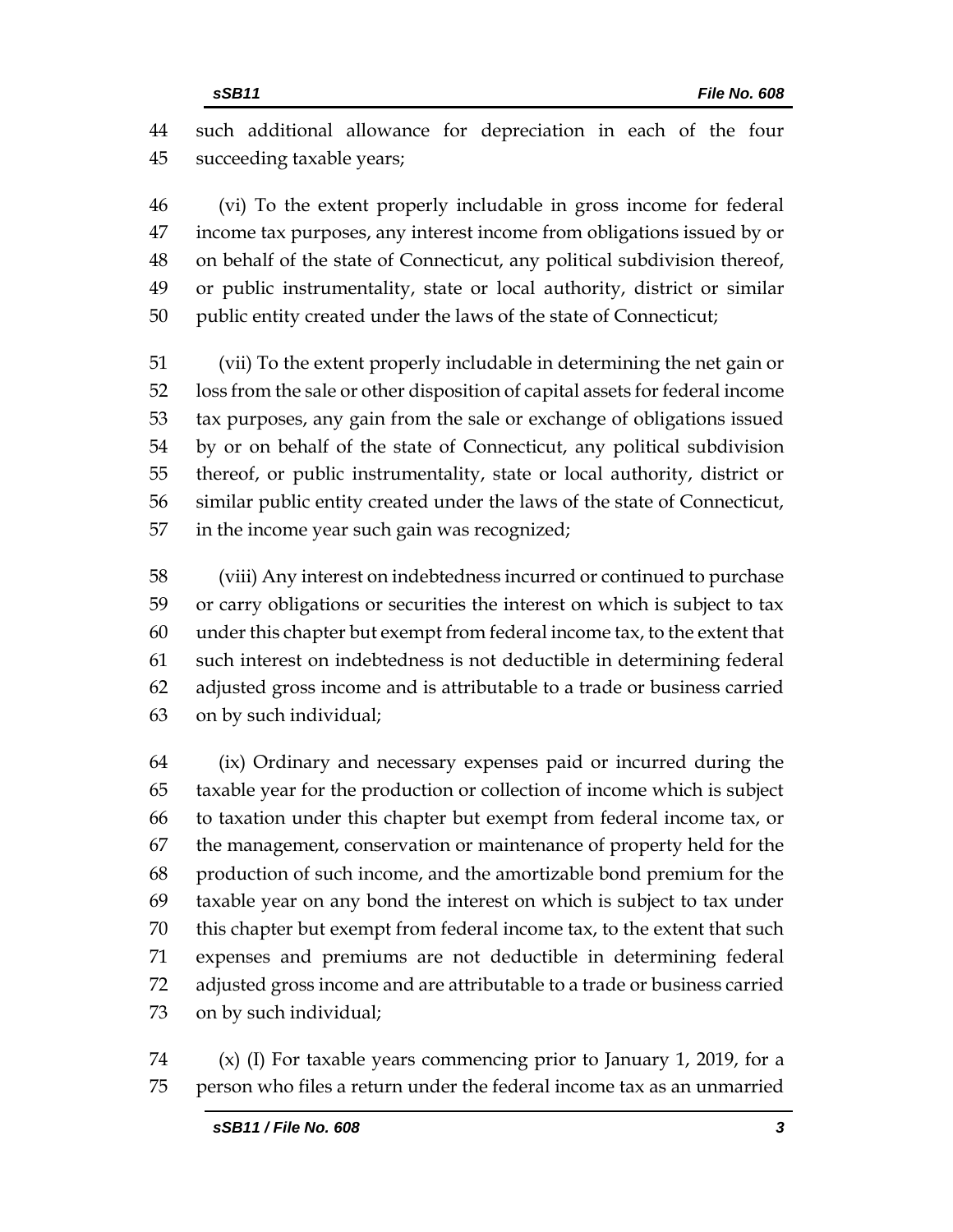such additional allowance for depreciation in each of the four succeeding taxable years;

(vi) To the extent properly includable in gross income for federal income tax purposes, any interest income from obligations issued by or on behalf of the state of Connecticut, any political subdivision thereof, or public instrumentality, state or local authority, district or similar public entity created under the laws of the state of Connecticut;

(vii) To the extent properly includable in determining the net gain or loss from the sale or other disposition of capital assets for federal income tax purposes, any gain from the sale or exchange of obligations issued by or on behalf of the state of Connecticut, any political subdivision thereof, or public instrumentality, state or local authority, district or similar public entity created under the laws of the state of Connecticut, in the income year such gain was recognized;

(viii) Any interest on indebtedness incurred or continued to purchase or carry obligations or securities the interest on which is subject to tax under this chapter but exempt from federal income tax, to the extent that such interest on indebtedness is not deductible in determining federal adjusted gross income and is attributable to a trade or business carried on by such individual;

(ix) Ordinary and necessary expenses paid or incurred during the taxable year for the production or collection of income which is subject to taxation under this chapter but exempt from federal income tax, or the management, conservation or maintenance of property held for the production of such income, and the amortizable bond premium for the taxable year on any bond the interest on which is subject to tax under this chapter but exempt from federal income tax, to the extent that such expenses and premiums are not deductible in determining federal adjusted gross income and are attributable to a trade or business carried on by such individual;

(x) (I) For taxable years commencing prior to January 1, 2019, for a person who files a return under the federal income tax as an unmarried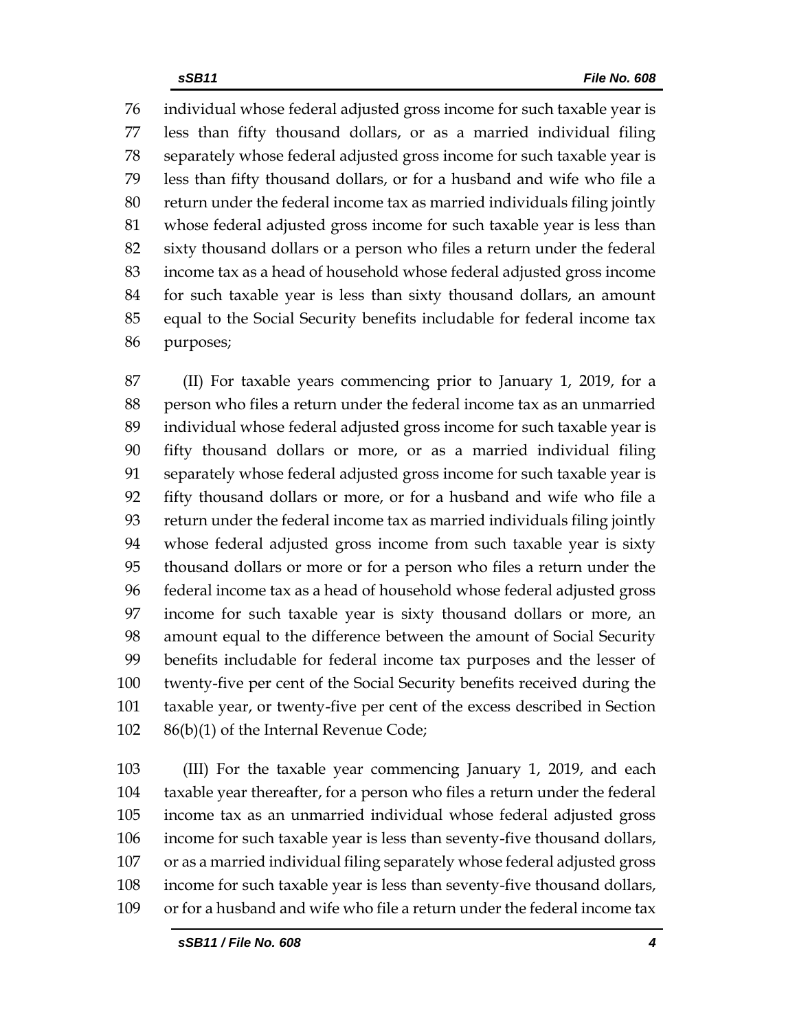individual whose federal adjusted gross income for such taxable year is less than fifty thousand dollars, or as a married individual filing separately whose federal adjusted gross income for such taxable year is less than fifty thousand dollars, or for a husband and wife who file a return under the federal income tax as married individuals filing jointly whose federal adjusted gross income for such taxable year is less than sixty thousand dollars or a person who files a return under the federal income tax as a head of household whose federal adjusted gross income for such taxable year is less than sixty thousand dollars, an amount equal to the Social Security benefits includable for federal income tax purposes;

(II) For taxable years commencing prior to January 1, 2019, for a person who files a return under the federal income tax as an unmarried individual whose federal adjusted gross income for such taxable year is fifty thousand dollars or more, or as a married individual filing separately whose federal adjusted gross income for such taxable year is fifty thousand dollars or more, or for a husband and wife who file a return under the federal income tax as married individuals filing jointly whose federal adjusted gross income from such taxable year is sixty thousand dollars or more or for a person who files a return under the federal income tax as a head of household whose federal adjusted gross income for such taxable year is sixty thousand dollars or more, an amount equal to the difference between the amount of Social Security benefits includable for federal income tax purposes and the lesser of twenty-five per cent of the Social Security benefits received during the taxable year, or twenty-five per cent of the excess described in Section 86(b)(1) of the Internal Revenue Code;

(III) For the taxable year commencing January 1, 2019, and each taxable year thereafter, for a person who files a return under the federal income tax as an unmarried individual whose federal adjusted gross income for such taxable year is less than seventy-five thousand dollars, or as a married individual filing separately whose federal adjusted gross income for such taxable year is less than seventy-five thousand dollars, or for a husband and wife who file a return under the federal income tax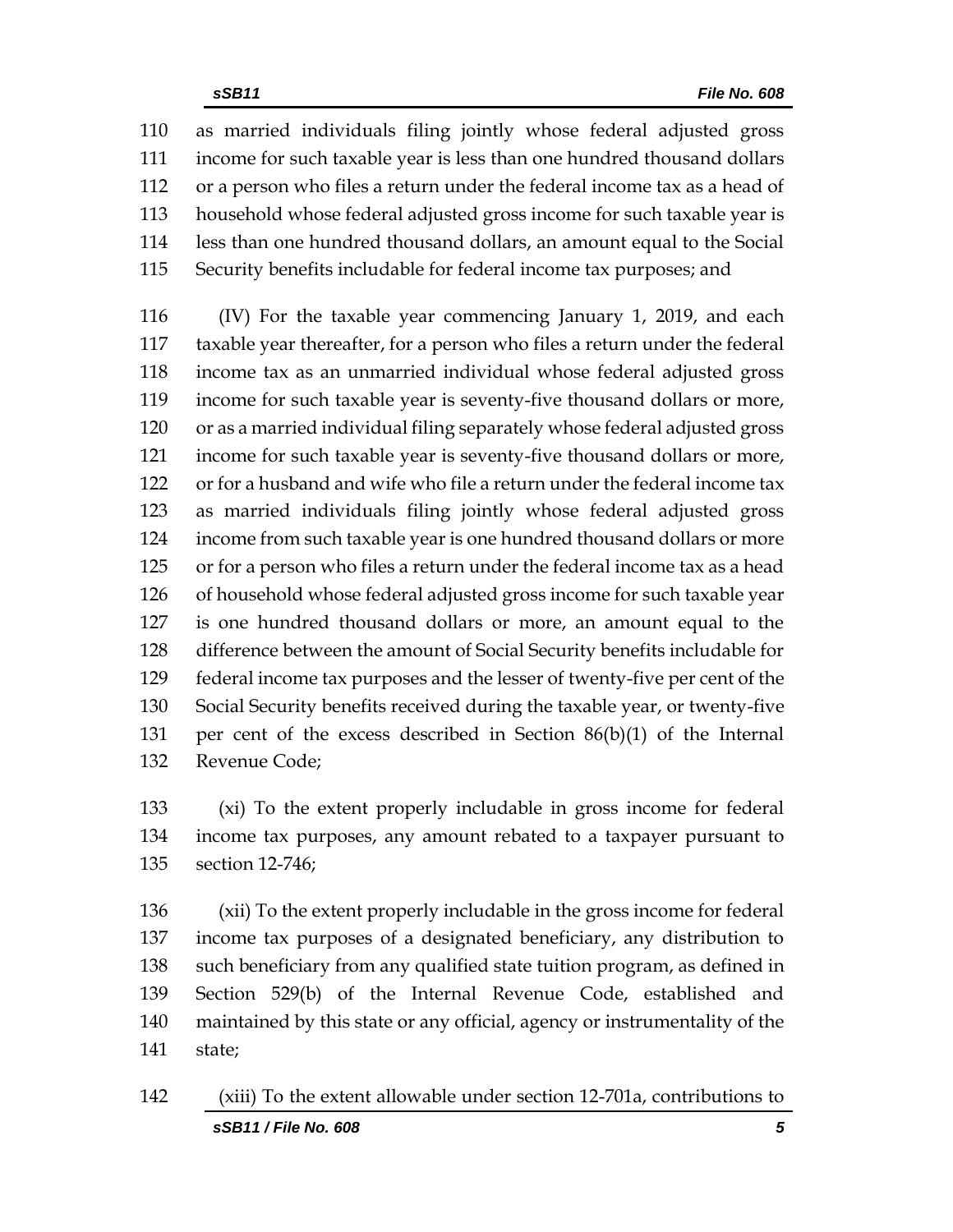as married individuals filing jointly whose federal adjusted gross income for such taxable year is less than one hundred thousand dollars or a person who files a return under the federal income tax as a head of household whose federal adjusted gross income for such taxable year is less than one hundred thousand dollars, an amount equal to the Social Security benefits includable for federal income tax purposes; and

(IV) For the taxable year commencing January 1, 2019, and each taxable year thereafter, for a person who files a return under the federal income tax as an unmarried individual whose federal adjusted gross income for such taxable year is seventy-five thousand dollars or more, or as a married individual filing separately whose federal adjusted gross income for such taxable year is seventy-five thousand dollars or more, or for a husband and wife who file a return under the federal income tax as married individuals filing jointly whose federal adjusted gross income from such taxable year is one hundred thousand dollars or more or for a person who files a return under the federal income tax as a head of household whose federal adjusted gross income for such taxable year is one hundred thousand dollars or more, an amount equal to the difference between the amount of Social Security benefits includable for federal income tax purposes and the lesser of twenty-five per cent of the Social Security benefits received during the taxable year, or twenty-five per cent of the excess described in Section 86(b)(1) of the Internal Revenue Code;

(xi) To the extent properly includable in gross income for federal income tax purposes, any amount rebated to a taxpayer pursuant to section 12-746;

(xii) To the extent properly includable in the gross income for federal income tax purposes of a designated beneficiary, any distribution to such beneficiary from any qualified state tuition program, as defined in Section 529(b) of the Internal Revenue Code, established and maintained by this state or any official, agency or instrumentality of the state;

(xiii) To the extent allowable under section 12-701a, contributions to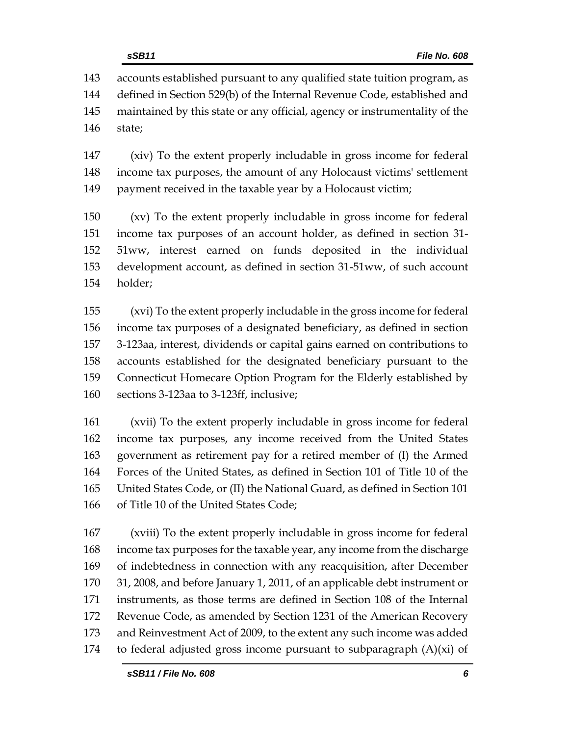accounts established pursuant to any qualified state tuition program, as defined in Section 529(b) of the Internal Revenue Code, established and maintained by this state or any official, agency or instrumentality of the state;

(xiv) To the extent properly includable in gross income for federal income tax purposes, the amount of any Holocaust victims' settlement payment received in the taxable year by a Holocaust victim;

(xv) To the extent properly includable in gross income for federal income tax purposes of an account holder, as defined in section 31-51ww, interest earned on funds deposited in the individual development account, as defined in section 31-51ww, of such account holder;

(xvi) To the extent properly includable in the gross income for federal income tax purposes of a designated beneficiary, as defined in section 3-123aa, interest, dividends or capital gains earned on contributions to accounts established for the designated beneficiary pursuant to the Connecticut Homecare Option Program for the Elderly established by sections 3-123aa to 3-123ff, inclusive;

(xvii) To the extent properly includable in gross income for federal income tax purposes, any income received from the United States government as retirement pay for a retired member of (I) the Armed Forces of the United States, as defined in Section 101 of Title 10 of the United States Code, or (II) the National Guard, as defined in Section 101 of Title 10 of the United States Code;

(xviii) To the extent properly includable in gross income for federal income tax purposes for the taxable year, any income from the discharge of indebtedness in connection with any reacquisition, after December 31, 2008, and before January 1, 2011, of an applicable debt instrument or instruments, as those terms are defined in Section 108 of the Internal Revenue Code, as amended by Section 1231 of the American Recovery and Reinvestment Act of 2009, to the extent any such income was added to federal adjusted gross income pursuant to subparagraph (A)(xi) of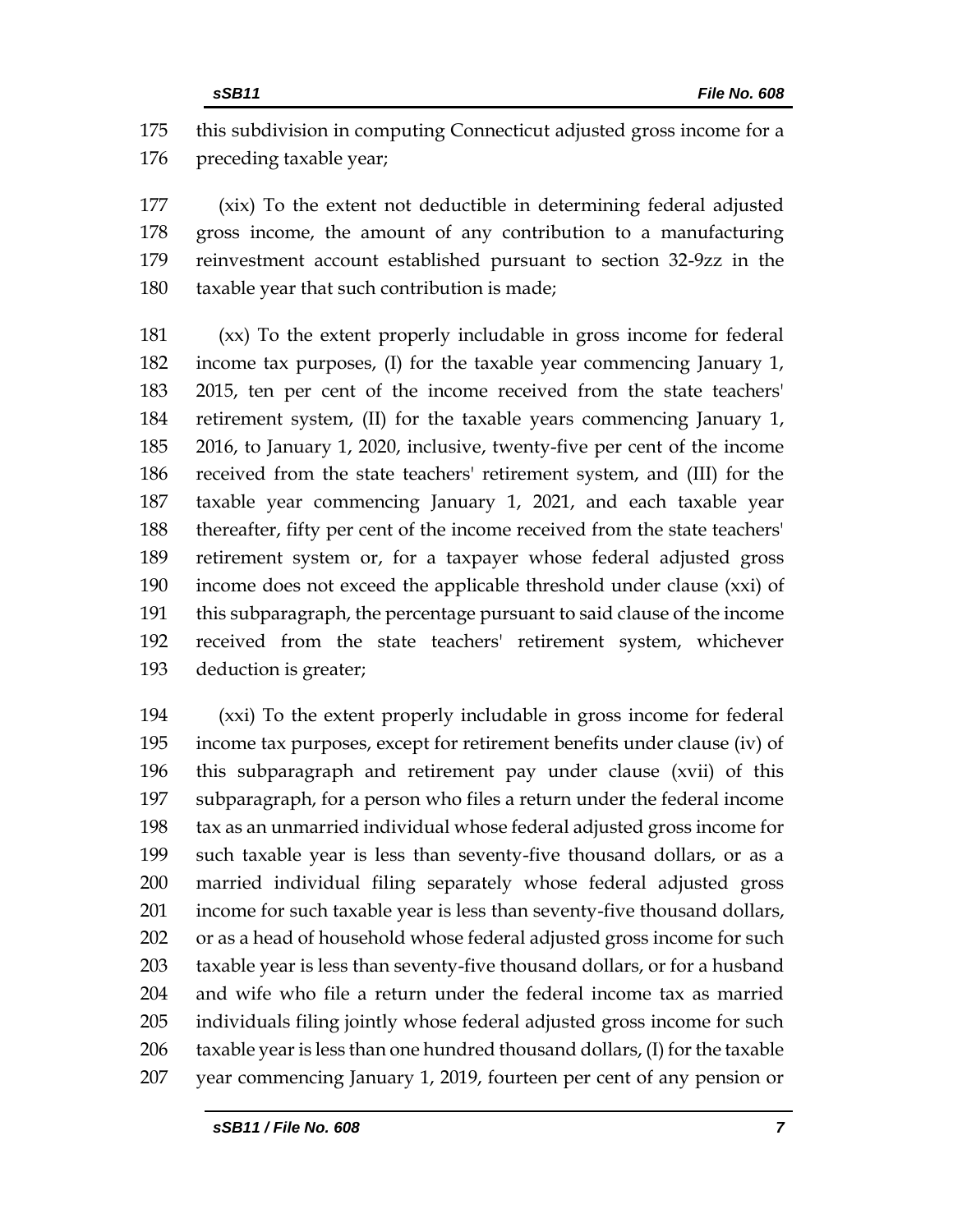this subdivision in computing Connecticut adjusted gross income for a preceding taxable year;

(xix) To the extent not deductible in determining federal adjusted gross income, the amount of any contribution to a manufacturing reinvestment account established pursuant to section 32-9zz in the taxable year that such contribution is made;

(xx) To the extent properly includable in gross income for federal income tax purposes, (I) for the taxable year commencing January 1, 2015, ten per cent of the income received from the state teachers' retirement system, (II) for the taxable years commencing January 1, 2016, to January 1, 2020, inclusive, twenty-five per cent of the income received from the state teachers' retirement system, and (III) for the taxable year commencing January 1, 2021, and each taxable year thereafter, fifty per cent of the income received from the state teachers' retirement system or, for a taxpayer whose federal adjusted gross income does not exceed the applicable threshold under clause (xxi) of this subparagraph, the percentage pursuant to said clause of the income received from the state teachers' retirement system, whichever deduction is greater;

(xxi) To the extent properly includable in gross income for federal income tax purposes, except for retirement benefits under clause (iv) of this subparagraph and retirement pay under clause (xvii) of this subparagraph, for a person who files a return under the federal income tax as an unmarried individual whose federal adjusted gross income for such taxable year is less than seventy-five thousand dollars, or as a married individual filing separately whose federal adjusted gross income for such taxable year is less than seventy-five thousand dollars, or as a head of household whose federal adjusted gross income for such taxable year is less than seventy-five thousand dollars, or for a husband and wife who file a return under the federal income tax as married individuals filing jointly whose federal adjusted gross income for such taxable year is less than one hundred thousand dollars, (I) for the taxable year commencing January 1, 2019, fourteen per cent of any pension or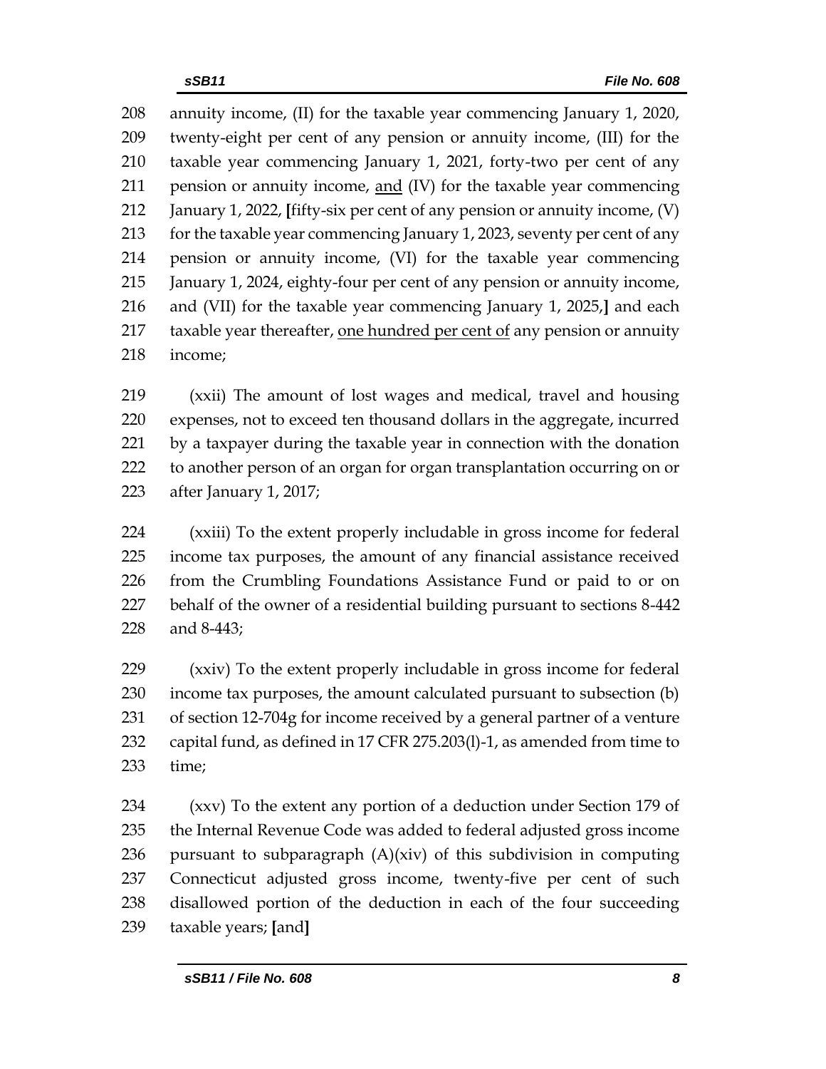annuity income, (II) for the taxable year commencing January 1, 2020, twenty-eight per cent of any pension or annuity income, (III) for the taxable year commencing January 1, 2021, forty-two per cent of any pension or annuity income, <u>and</u> (IV) for the taxable year commencing January 1, 2022, **[**fifty-six per cent of any pension or annuity income, (V) for the taxable year commencing January 1, 2023, seventy per cent of any pension or annuity income, (VI) for the taxable year commencing January 1, 2024, eighty-four per cent of any pension or annuity income, and (VII) for the taxable year commencing January 1, 2025,**]** and each taxable year thereafter, <u>one hundred per cent of</u> any pension or annuity income;

(xxii) The amount of lost wages and medical, travel and housing expenses, not to exceed ten thousand dollars in the aggregate, incurred by a taxpayer during the taxable year in connection with the donation to another person of an organ for organ transplantation occurring on or after January 1, 2017;

(xxiii) To the extent properly includable in gross income for federal income tax purposes, the amount of any financial assistance received from the Crumbling Foundations Assistance Fund or paid to or on behalf of the owner of a residential building pursuant to sections 8-442 and 8-443;

(xxiv) To the extent properly includable in gross income for federal income tax purposes, the amount calculated pursuant to subsection (b) of section 12-704g for income received by a general partner of a venture capital fund, as defined in 17 CFR 275.203(l)-1, as amended from time to time;

(xxv) To the extent any portion of a deduction under Section 179 of the Internal Revenue Code was added to federal adjusted gross income pursuant to subparagraph (A)(xiv) of this subdivision in computing Connecticut adjusted gross income, twenty-five per cent of such disallowed portion of the deduction in each of the four succeeding taxable years; **[**and**]**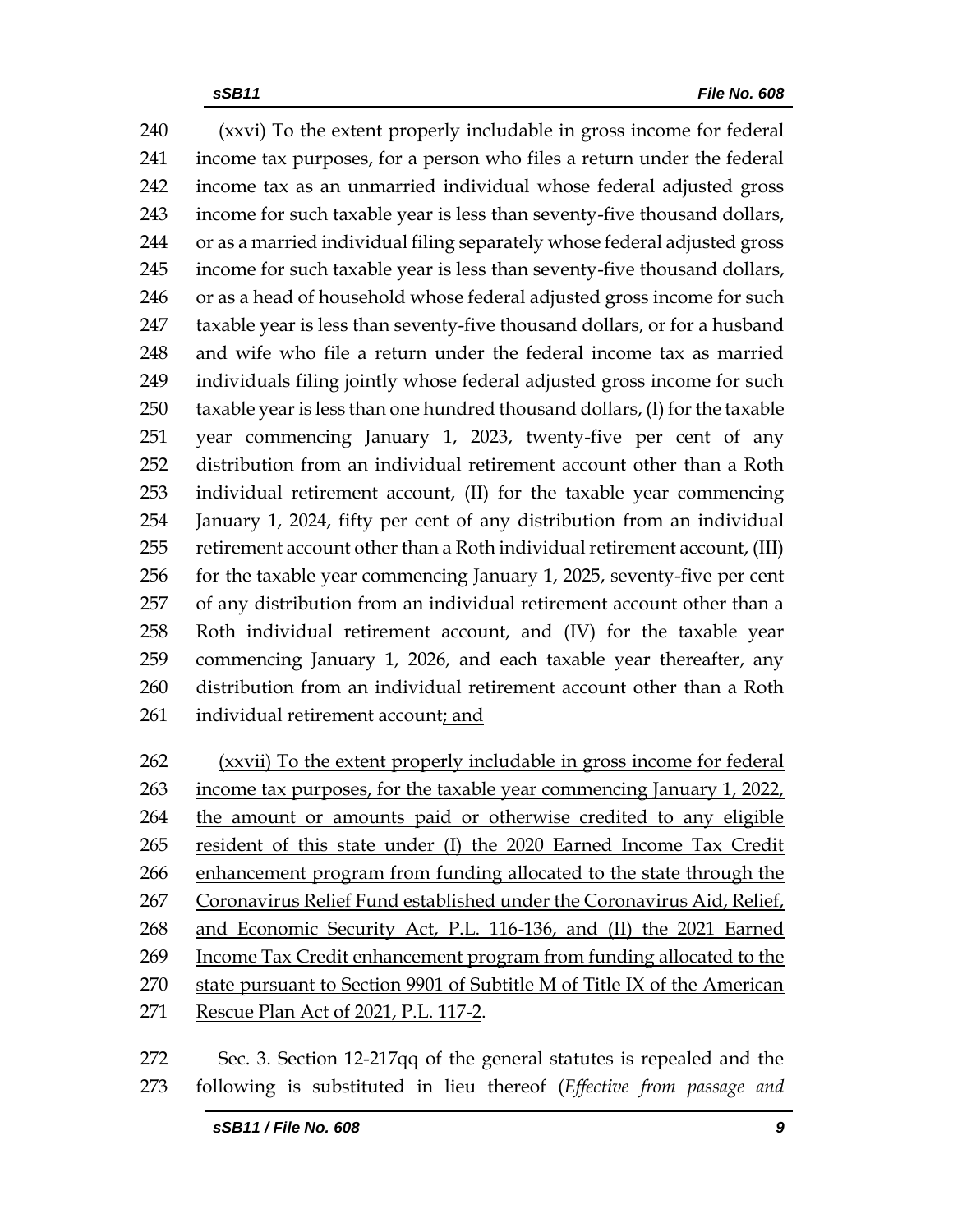240 (xxvi) To the extent properly includable in gross income for federal
241 income tax purposes, for a person who files a return under the federal
242 income tax as an unmarried individual whose federal adjusted gross
243 income for such taxable year is less than seventy-five thousand dollars,
244 or as a married individual filing separately whose federal adjusted gross
245 income for such taxable year is less than seventy-five thousand dollars,
246 or as a head of household whose federal adjusted gross income for such
247 taxable year is less than seventy-five thousand dollars, or for a husband
248 and wife who file a return under the federal income tax as married
249 individuals filing jointly whose federal adjusted gross income for such
250 taxable year is less than one hundred thousand dollars, (I) for the taxable
251 year commencing January 1, 2023, twenty-five per cent of any
252 distribution from an individual retirement account other than a Roth
253 individual retirement account, (II) for the taxable year commencing
254 January 1, 2024, fifty per cent of any distribution from an individual
255 retirement account other than a Roth individual retirement account, (III)
256 for the taxable year commencing January 1, 2025, seventy-five per cent
257 of any distribution from an individual retirement account other than a
258 Roth individual retirement account, and (IV) for the taxable year
259 commencing January 1, 2026, and each taxable year thereafter, any
260 distribution from an individual retirement account other than a Roth
261 individual retirement account<u>; and</u>

262 <u>(xxvii) To the extent properly includable in gross income for federal</u>
263 <u>income tax purposes, for the taxable year commencing January 1, 2022,</u>
264 <u>the amount or amounts paid or otherwise credited to any eligible</u>
265 <u>resident of this state under (I) the 2020 Earned Income Tax Credit</u>
266 <u>enhancement program from funding allocated to the state through the</u>
267 <u>Coronavirus Relief Fund established under the Coronavirus Aid, Relief,</u>
268 <u>and Economic Security Act, P.L. 116-136, and (II) the 2021 Earned</u>
269 <u>Income Tax Credit enhancement program from funding allocated to the</u>
270 <u>state pursuant to Section 9901 of Subtitle M of Title IX of the American</u>
271 <u>Rescue Plan Act of 2021, P.L. 117-2</u>.

272 Sec. 3. Section 12-217qq of the general statutes is repealed and the
273 following is substituted in lieu thereof (*Effective from passage and*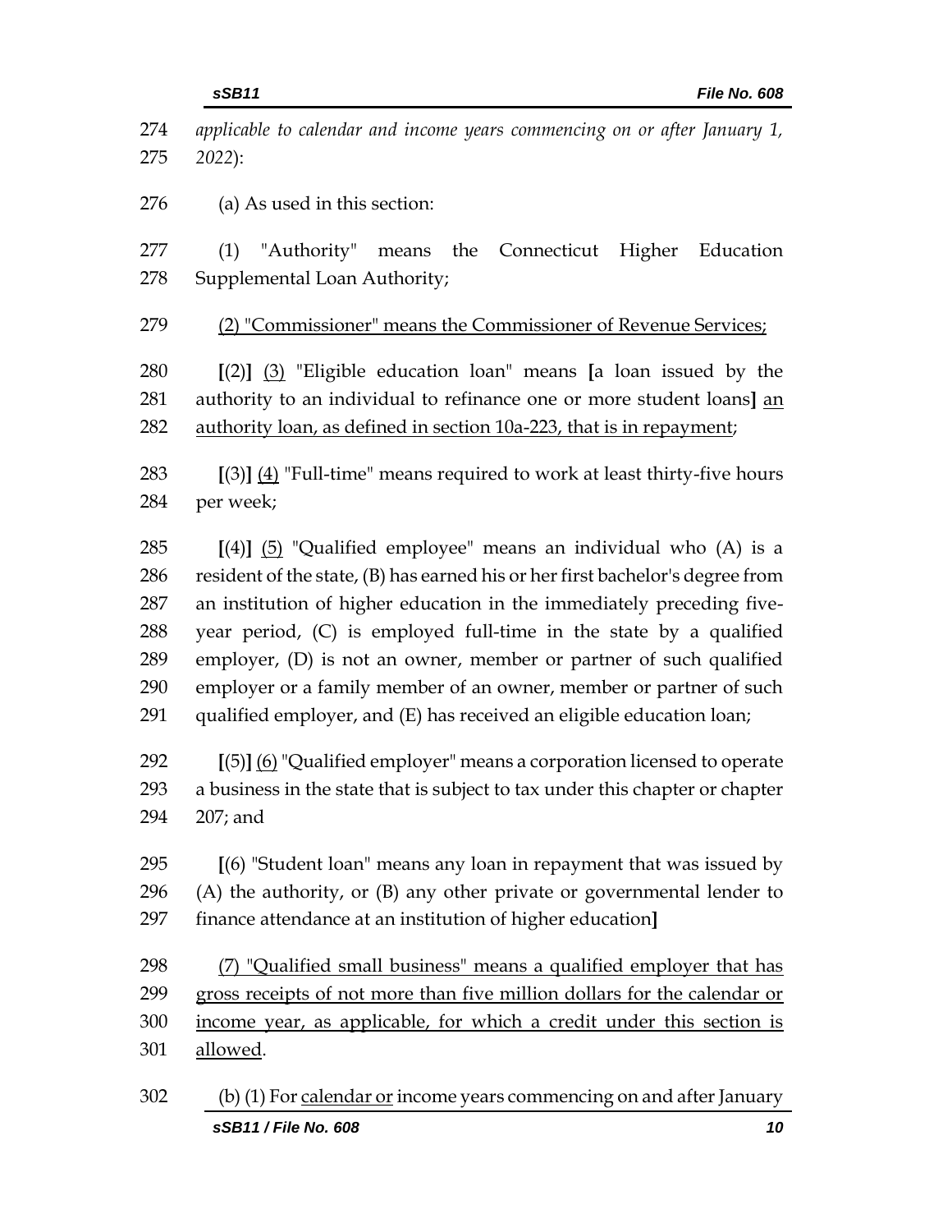*applicable to calendar and income years commencing on or after January 1, 2022*):

(a) As used in this section:

(1) "Authority" means the Connecticut Higher Education Supplemental Loan Authority;

<u>(2) "Commissioner" means the Commissioner of Revenue Services;</u>

**[**(2)**]** <u>(3)</u> "Eligible education loan" means **[**a loan issued by the authority to an individual to refinance one or more student loans**]** <u>an authority loan, as defined in section 10a-223, that is in repayment</u>;

**[**(3)**]** <u>(4)</u> "Full-time" means required to work at least thirty-five hours per week;

**[**(4)**]** <u>(5)</u> "Qualified employee" means an individual who (A) is a resident of the state, (B) has earned his or her first bachelor's degree from an institution of higher education in the immediately preceding five-year period, (C) is employed full-time in the state by a qualified employer, (D) is not an owner, member or partner of such qualified employer or a family member of an owner, member or partner of such qualified employer, and (E) has received an eligible education loan;

**[**(5)**]** <u>(6)</u> "Qualified employer" means a corporation licensed to operate a business in the state that is subject to tax under this chapter or chapter 207; and

**[**(6) "Student loan" means any loan in repayment that was issued by (A) the authority, or (B) any other private or governmental lender to finance attendance at an institution of higher education**]**

<u>(7) "Qualified small business" means a qualified employer that has gross receipts of not more than five million dollars for the calendar or income year, as applicable, for which a credit under this section is allowed</u>.

(b) (1) For <u>calendar or</u> income years commencing on and after January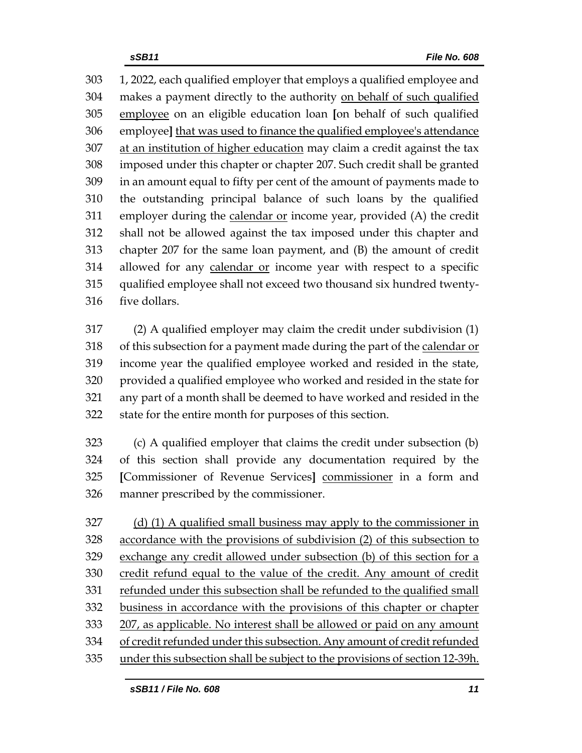1, 2022, each qualified employer that employs a qualified employee and makes a payment directly to the authority <u>on behalf of such qualified employee</u> on an eligible education loan [on behalf of such qualified employee] <u>that was used to finance the qualified employee's attendance at an institution of higher education</u> may claim a credit against the tax imposed under this chapter or chapter 207. Such credit shall be granted in an amount equal to fifty per cent of the amount of payments made to the outstanding principal balance of such loans by the qualified employer during the <u>calendar or</u> income year, provided (A) the credit shall not be allowed against the tax imposed under this chapter and chapter 207 for the same loan payment, and (B) the amount of credit allowed for any <u>calendar or</u> income year with respect to a specific qualified employee shall not exceed two thousand six hundred twenty-five dollars.

(2) A qualified employer may claim the credit under subdivision (1) of this subsection for a payment made during the part of the <u>calendar or</u> income year the qualified employee worked and resided in the state, provided a qualified employee who worked and resided in the state for any part of a month shall be deemed to have worked and resided in the state for the entire month for purposes of this section.

(c) A qualified employer that claims the credit under subsection (b) of this section shall provide any documentation required by the [Commissioner of Revenue Services] <u>commissioner</u> in a form and manner prescribed by the commissioner.

<u>(d) (1) A qualified small business may apply to the commissioner in accordance with the provisions of subdivision (2) of this subsection to exchange any credit allowed under subsection (b) of this section for a credit refund equal to the value of the credit. Any amount of credit refunded under this subsection shall be refunded to the qualified small business in accordance with the provisions of this chapter or chapter 207, as applicable. No interest shall be allowed or paid on any amount of credit refunded under this subsection. Any amount of credit refunded under this subsection shall be subject to the provisions of section 12-39h.</u>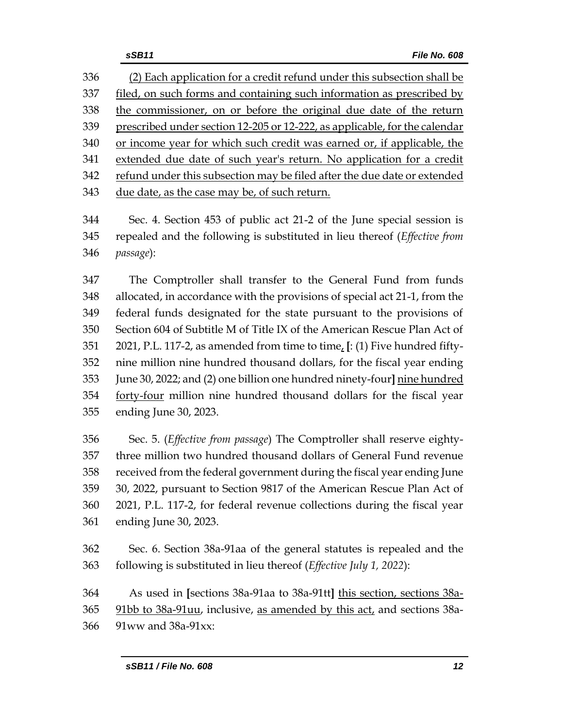336 (2) Each application for a credit refund under this subsection shall be
337 filed, on such forms and containing such information as prescribed by
338 the commissioner, on or before the original due date of the return
339 prescribed under section 12-205 or 12-222, as applicable, for the calendar
340 or income year for which such credit was earned or, if applicable, the
341 extended due date of such year's return. No application for a credit
342 refund under this subsection may be filed after the due date or extended
343 due date, as the case may be, of such return.

344 Sec. 4. Section 453 of public act 21-2 of the June special session is
345 repealed and the following is substituted in lieu thereof (*Effective from*
346 *passage*):

347 The Comptroller shall transfer to the General Fund from funds
348 allocated, in accordance with the provisions of special act 21-1, from the
349 federal funds designated for the state pursuant to the provisions of
350 Section 604 of Subtitle M of Title IX of the American Rescue Plan Act of
351 2021, P.L. 117-2, as amended from time to time, **[**: (1) Five hundred fifty-
352 nine million nine hundred thousand dollars, for the fiscal year ending
353 June 30, 2022; and (2) one billion one hundred ninety-four**]** nine hundred
354 forty-four million nine hundred thousand dollars for the fiscal year
355 ending June 30, 2023.

356 Sec. 5. (*Effective from passage*) The Comptroller shall reserve eighty-
357 three million two hundred thousand dollars of General Fund revenue
358 received from the federal government during the fiscal year ending June
359 30, 2022, pursuant to Section 9817 of the American Rescue Plan Act of
360 2021, P.L. 117-2, for federal revenue collections during the fiscal year
361 ending June 30, 2023.

362 Sec. 6. Section 38a-91aa of the general statutes is repealed and the
363 following is substituted in lieu thereof (*Effective July 1, 2022*):

364 As used in **[**sections 38a-91aa to 38a-91tt**]** this section, sections 38a-
365 91bb to 38a-91uu, inclusive, as amended by this act, and sections 38a-
366 91ww and 38a-91xx: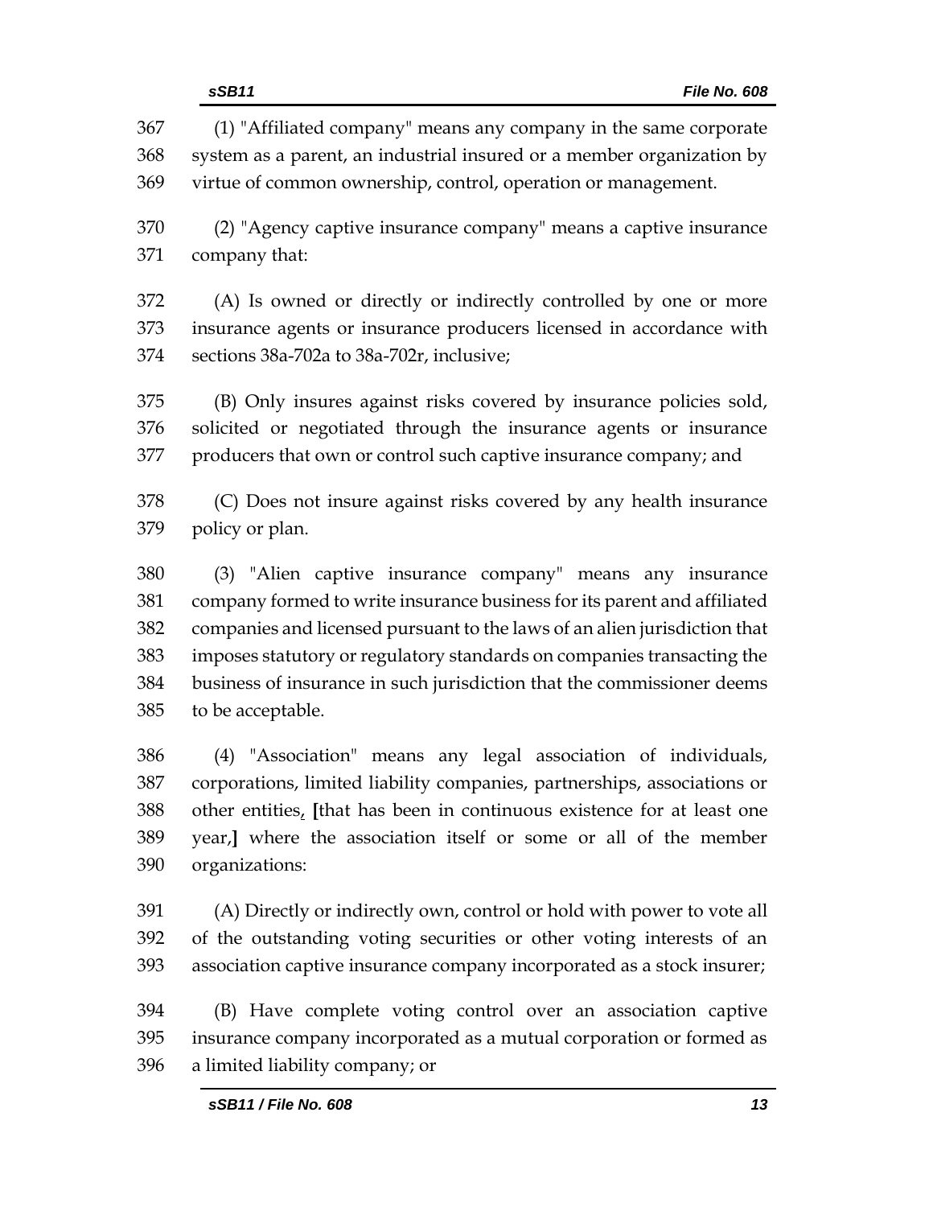367 (1) "Affiliated company" means any company in the same corporate
368 system as a parent, an industrial insured or a member organization by
369 virtue of common ownership, control, operation or management.

370 (2) "Agency captive insurance company" means a captive insurance
371 company that:

372 (A) Is owned or directly or indirectly controlled by one or more
373 insurance agents or insurance producers licensed in accordance with
374 sections 38a-702a to 38a-702r, inclusive;

375 (B) Only insures against risks covered by insurance policies sold,
376 solicited or negotiated through the insurance agents or insurance
377 producers that own or control such captive insurance company; and

378 (C) Does not insure against risks covered by any health insurance
379 policy or plan.

380 (3) "Alien captive insurance company" means any insurance
381 company formed to write insurance business for its parent and affiliated
382 companies and licensed pursuant to the laws of an alien jurisdiction that
383 imposes statutory or regulatory standards on companies transacting the
384 business of insurance in such jurisdiction that the commissioner deems
385 to be acceptable.

386 (4) "Association" means any legal association of individuals,
387 corporations, limited liability companies, partnerships, associations or
388 other entities, **[**that has been in continuous existence for at least one
389 year,**]** where the association itself or some or all of the member
390 organizations:

391 (A) Directly or indirectly own, control or hold with power to vote all
392 of the outstanding voting securities or other voting interests of an
393 association captive insurance company incorporated as a stock insurer;

394 (B) Have complete voting control over an association captive
395 insurance company incorporated as a mutual corporation or formed as
396 a limited liability company; or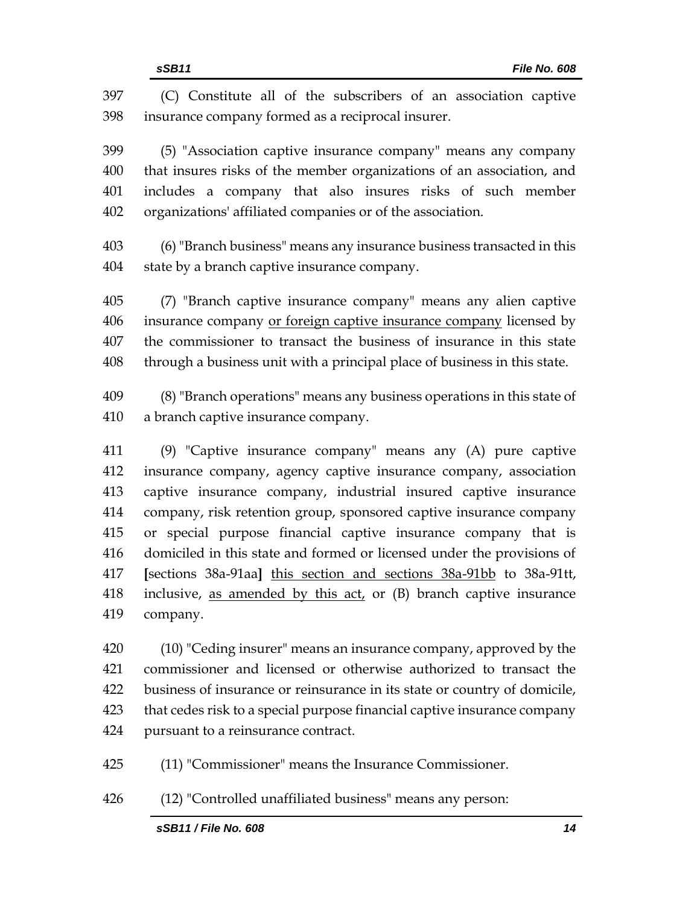397 (C) Constitute all of the subscribers of an association captive
398 insurance company formed as a reciprocal insurer.

399 (5) "Association captive insurance company" means any company
400 that insures risks of the member organizations of an association, and
401 includes a company that also insures risks of such member
402 organizations' affiliated companies or of the association.

403 (6) "Branch business" means any insurance business transacted in this
404 state by a branch captive insurance company.

405 (7) "Branch captive insurance company" means any alien captive
406 insurance company <u>or foreign captive insurance company</u> licensed by
407 the commissioner to transact the business of insurance in this state
408 through a business unit with a principal place of business in this state.

409 (8) "Branch operations" means any business operations in this state of
410 a branch captive insurance company.

411 (9) "Captive insurance company" means any (A) pure captive
412 insurance company, agency captive insurance company, association
413 captive insurance company, industrial insured captive insurance
414 company, risk retention group, sponsored captive insurance company
415 or special purpose financial captive insurance company that is
416 domiciled in this state and formed or licensed under the provisions of
417 **[**sections 38a-91aa**]** <u>this section and sections 38a-91bb</u> to 38a-91tt,
418 inclusive, <u>as amended by this act,</u> or (B) branch captive insurance
419 company.

420 (10) "Ceding insurer" means an insurance company, approved by the
421 commissioner and licensed or otherwise authorized to transact the
422 business of insurance or reinsurance in its state or country of domicile,
423 that cedes risk to a special purpose financial captive insurance company
424 pursuant to a reinsurance contract.

425 (11) "Commissioner" means the Insurance Commissioner.

426 (12) "Controlled unaffiliated business" means any person: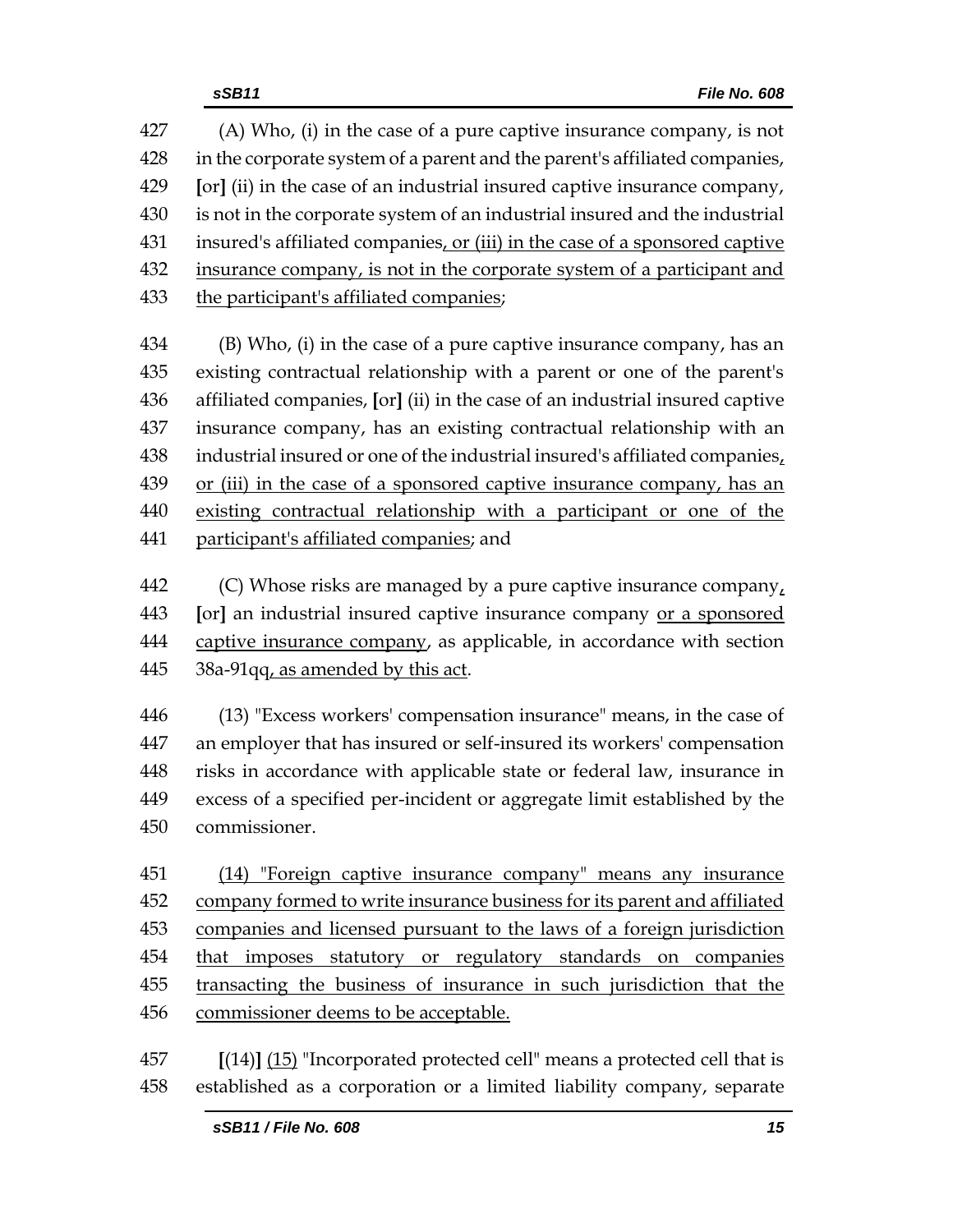427 (A) Who, (i) in the case of a pure captive insurance company, is not
428 in the corporate system of a parent and the parent's affiliated companies,
429 [or] (ii) in the case of an industrial insured captive insurance company,
430 is not in the corporate system of an industrial insured and the industrial
431 insured's affiliated companies, or (iii) in the case of a sponsored captive
432 insurance company, is not in the corporate system of a participant and
433 the participant's affiliated companies;

434 (B) Who, (i) in the case of a pure captive insurance company, has an
435 existing contractual relationship with a parent or one of the parent's
436 affiliated companies, [or] (ii) in the case of an industrial insured captive
437 insurance company, has an existing contractual relationship with an
438 industrial insured or one of the industrial insured's affiliated companies,
439 or (iii) in the case of a sponsored captive insurance company, has an
440 existing contractual relationship with a participant or one of the
441 participant's affiliated companies; and

442 (C) Whose risks are managed by a pure captive insurance company,
443 [or] an industrial insured captive insurance company or a sponsored
444 captive insurance company, as applicable, in accordance with section
445 38a-91qq, as amended by this act.

446 (13) "Excess workers' compensation insurance" means, in the case of
447 an employer that has insured or self-insured its workers' compensation
448 risks in accordance with applicable state or federal law, insurance in
449 excess of a specified per-incident or aggregate limit established by the
450 commissioner.

451 (14) "Foreign captive insurance company" means any insurance
452 company formed to write insurance business for its parent and affiliated
453 companies and licensed pursuant to the laws of a foreign jurisdiction
454 that imposes statutory or regulatory standards on companies
455 transacting the business of insurance in such jurisdiction that the
456 commissioner deems to be acceptable.

457 [(14)] (15) "Incorporated protected cell" means a protected cell that is
458 established as a corporation or a limited liability company, separate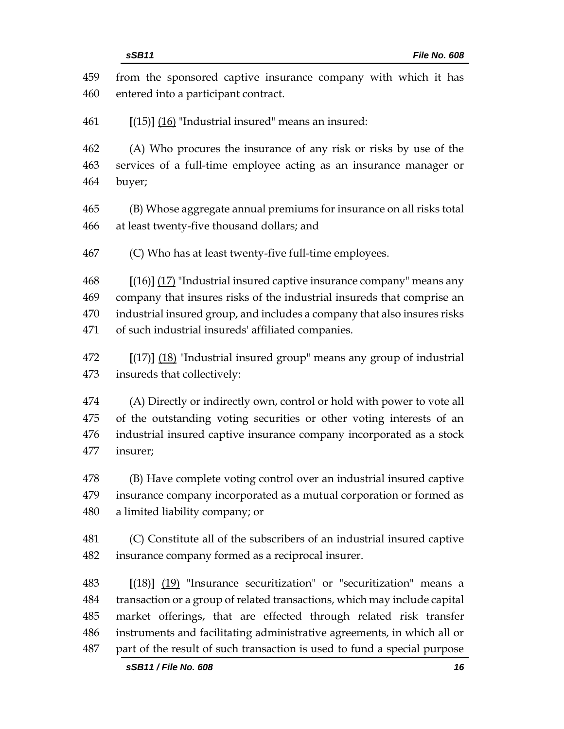from the sponsored captive insurance company with which it has entered into a participant contract.

**[**(15)**]** <u>(16)</u> "Industrial insured" means an insured:

(A) Who procures the insurance of any risk or risks by use of the services of a full-time employee acting as an insurance manager or buyer;

(B) Whose aggregate annual premiums for insurance on all risks total at least twenty-five thousand dollars; and

(C) Who has at least twenty-five full-time employees.

**[**(16)**]** <u>(17)</u> "Industrial insured captive insurance company" means any company that insures risks of the industrial insureds that comprise an industrial insured group, and includes a company that also insures risks of such industrial insureds' affiliated companies.

**[**(17)**]** <u>(18)</u> "Industrial insured group" means any group of industrial insureds that collectively:

(A) Directly or indirectly own, control or hold with power to vote all of the outstanding voting securities or other voting interests of an industrial insured captive insurance company incorporated as a stock insurer;

(B) Have complete voting control over an industrial insured captive insurance company incorporated as a mutual corporation or formed as a limited liability company; or

(C) Constitute all of the subscribers of an industrial insured captive insurance company formed as a reciprocal insurer.

**[**(18)**]** <u>(19)</u> "Insurance securitization" or "securitization" means a transaction or a group of related transactions, which may include capital market offerings, that are effected through related risk transfer instruments and facilitating administrative agreements, in which all or part of the result of such transaction is used to fund a special purpose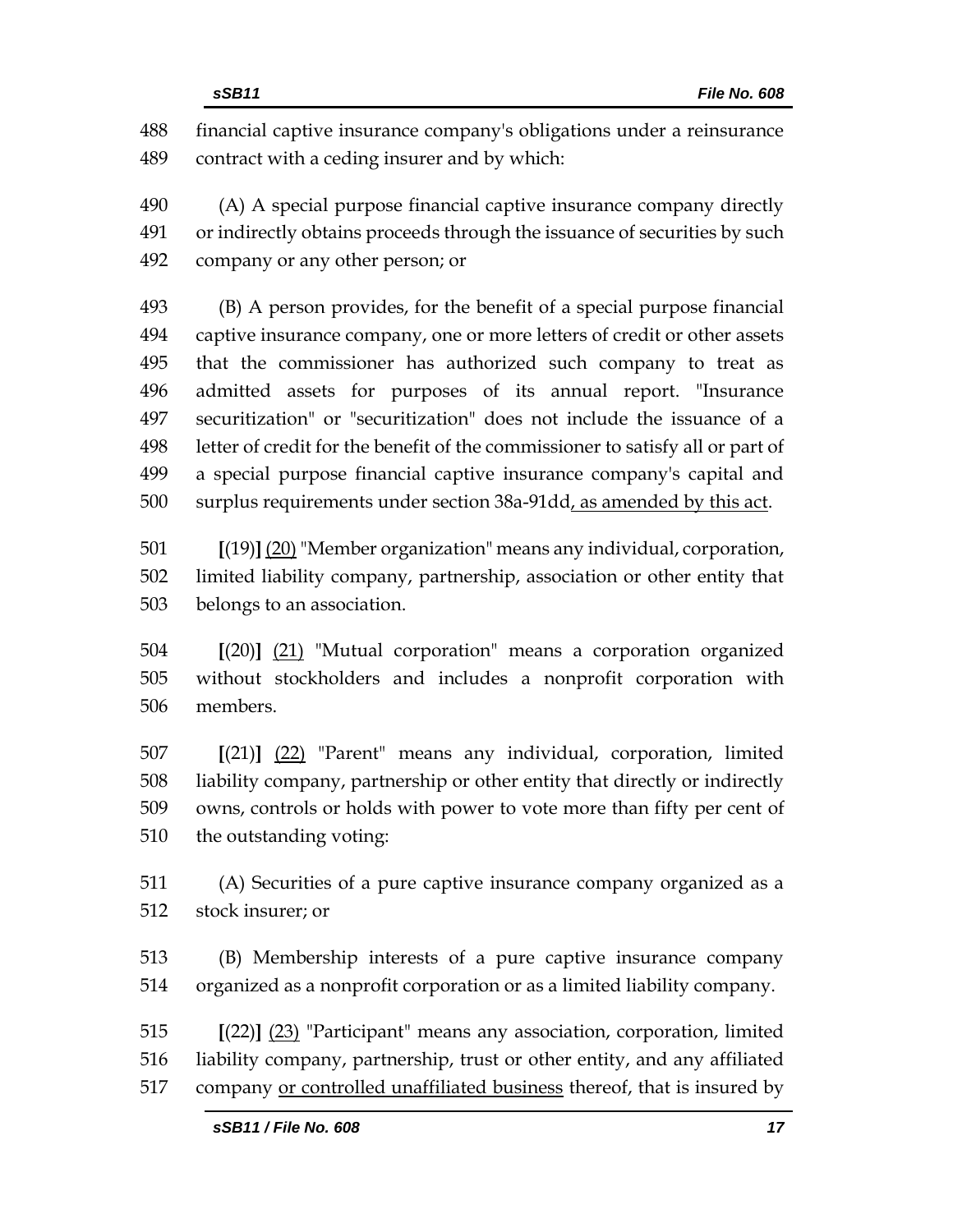financial captive insurance company's obligations under a reinsurance contract with a ceding insurer and by which:

(A) A special purpose financial captive insurance company directly or indirectly obtains proceeds through the issuance of securities by such company or any other person; or

(B) A person provides, for the benefit of a special purpose financial captive insurance company, one or more letters of credit or other assets that the commissioner has authorized such company to treat as admitted assets for purposes of its annual report. "Insurance securitization" or "securitization" does not include the issuance of a letter of credit for the benefit of the commissioner to satisfy all or part of a special purpose financial captive insurance company's capital and surplus requirements under section 38a-91dd<u>, as amended by this act</u>.

**[**(19)**]** <u>(20)</u> "Member organization" means any individual, corporation, limited liability company, partnership, association or other entity that belongs to an association.

**[**(20)**]** <u>(21)</u> "Mutual corporation" means a corporation organized without stockholders and includes a nonprofit corporation with members.

**[**(21)**]** <u>(22)</u> "Parent" means any individual, corporation, limited liability company, partnership or other entity that directly or indirectly owns, controls or holds with power to vote more than fifty per cent of the outstanding voting:

(A) Securities of a pure captive insurance company organized as a stock insurer; or

(B) Membership interests of a pure captive insurance company organized as a nonprofit corporation or as a limited liability company.

**[**(22)**]** <u>(23)</u> "Participant" means any association, corporation, limited liability company, partnership, trust or other entity, and any affiliated company <u>or controlled unaffiliated business</u> thereof, that is insured by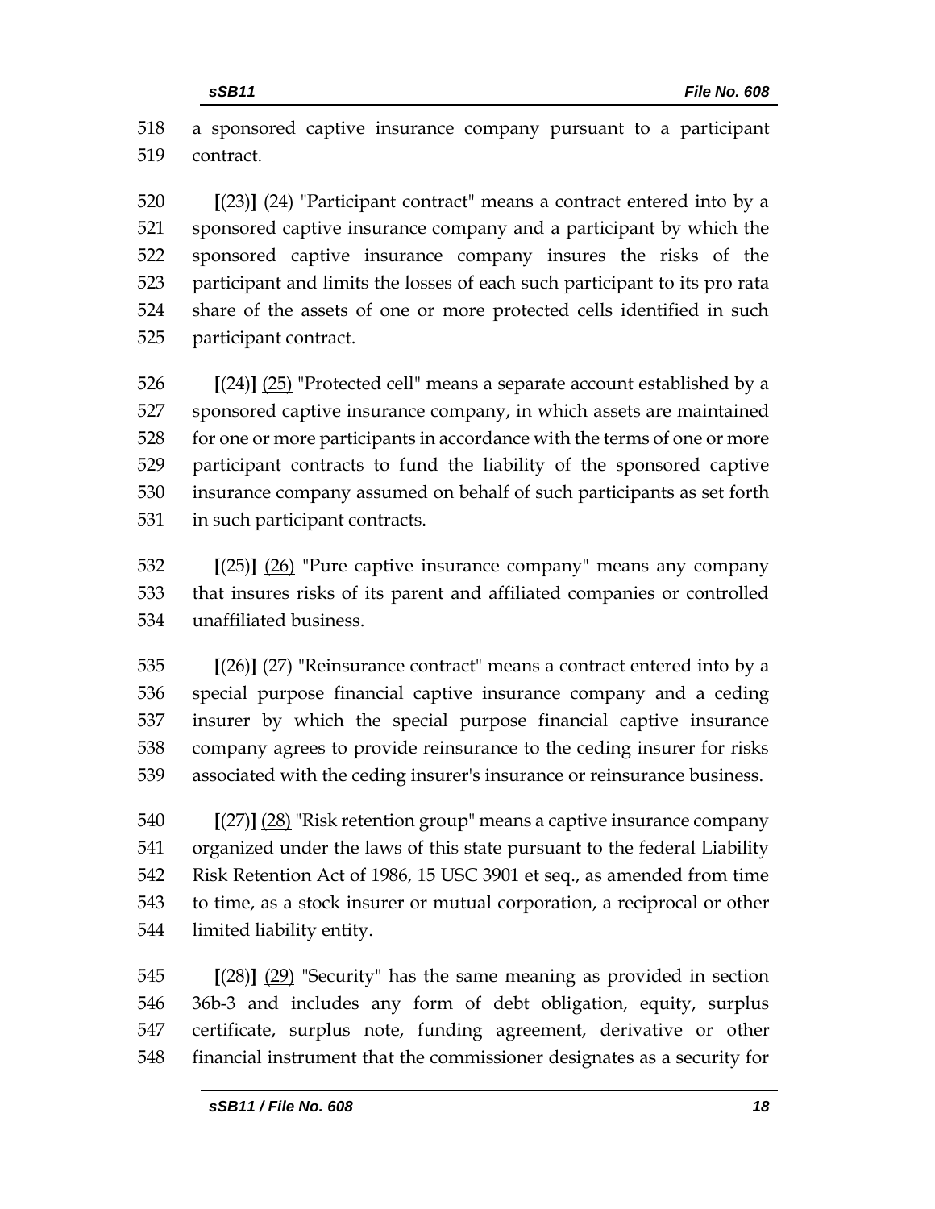a sponsored captive insurance company pursuant to a participant contract.

**[**(23)**]** <u>(24)</u> "Participant contract" means a contract entered into by a sponsored captive insurance company and a participant by which the sponsored captive insurance company insures the risks of the participant and limits the losses of each such participant to its pro rata share of the assets of one or more protected cells identified in such participant contract.

**[**(24)**]** <u>(25)</u> "Protected cell" means a separate account established by a sponsored captive insurance company, in which assets are maintained for one or more participants in accordance with the terms of one or more participant contracts to fund the liability of the sponsored captive insurance company assumed on behalf of such participants as set forth in such participant contracts.

**[**(25)**]** <u>(26)</u> "Pure captive insurance company" means any company that insures risks of its parent and affiliated companies or controlled unaffiliated business.

**[**(26)**]** <u>(27)</u> "Reinsurance contract" means a contract entered into by a special purpose financial captive insurance company and a ceding insurer by which the special purpose financial captive insurance company agrees to provide reinsurance to the ceding insurer for risks associated with the ceding insurer's insurance or reinsurance business.

**[**(27)**]** <u>(28)</u> "Risk retention group" means a captive insurance company organized under the laws of this state pursuant to the federal Liability Risk Retention Act of 1986, 15 USC 3901 et seq., as amended from time to time, as a stock insurer or mutual corporation, a reciprocal or other limited liability entity.

**[**(28)**]** <u>(29)</u> "Security" has the same meaning as provided in section 36b-3 and includes any form of debt obligation, equity, surplus certificate, surplus note, funding agreement, derivative or other financial instrument that the commissioner designates as a security for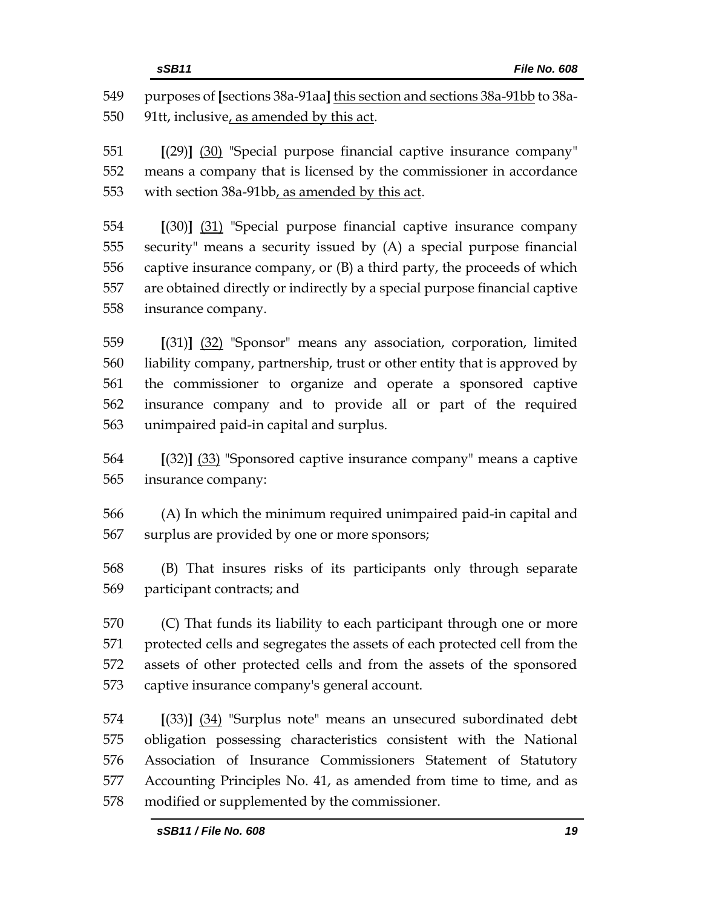549 purposes of [sections 38a-91aa] <u>this section and sections 38a-91bb</u> to 38a-
550 91tt, inclusive<u>, as amended by this act</u>.

551 [(29)] <u>(30)</u> "Special purpose financial captive insurance company"
552 means a company that is licensed by the commissioner in accordance
553 with section 38a-91bb<u>, as amended by this act</u>.

554 [(30)] <u>(31)</u> "Special purpose financial captive insurance company
555 security" means a security issued by (A) a special purpose financial
556 captive insurance company, or (B) a third party, the proceeds of which
557 are obtained directly or indirectly by a special purpose financial captive
558 insurance company.

559 [(31)] <u>(32)</u> "Sponsor" means any association, corporation, limited
560 liability company, partnership, trust or other entity that is approved by
561 the commissioner to organize and operate a sponsored captive
562 insurance company and to provide all or part of the required
563 unimpaired paid-in capital and surplus.

564 [(32)] <u>(33)</u> "Sponsored captive insurance company" means a captive
565 insurance company:

566 (A) In which the minimum required unimpaired paid-in capital and
567 surplus are provided by one or more sponsors;

568 (B) That insures risks of its participants only through separate
569 participant contracts; and

570 (C) That funds its liability to each participant through one or more
571 protected cells and segregates the assets of each protected cell from the
572 assets of other protected cells and from the assets of the sponsored
573 captive insurance company's general account.

574 [(33)] <u>(34)</u> "Surplus note" means an unsecured subordinated debt
575 obligation possessing characteristics consistent with the National
576 Association of Insurance Commissioners Statement of Statutory
577 Accounting Principles No. 41, as amended from time to time, and as
578 modified or supplemented by the commissioner.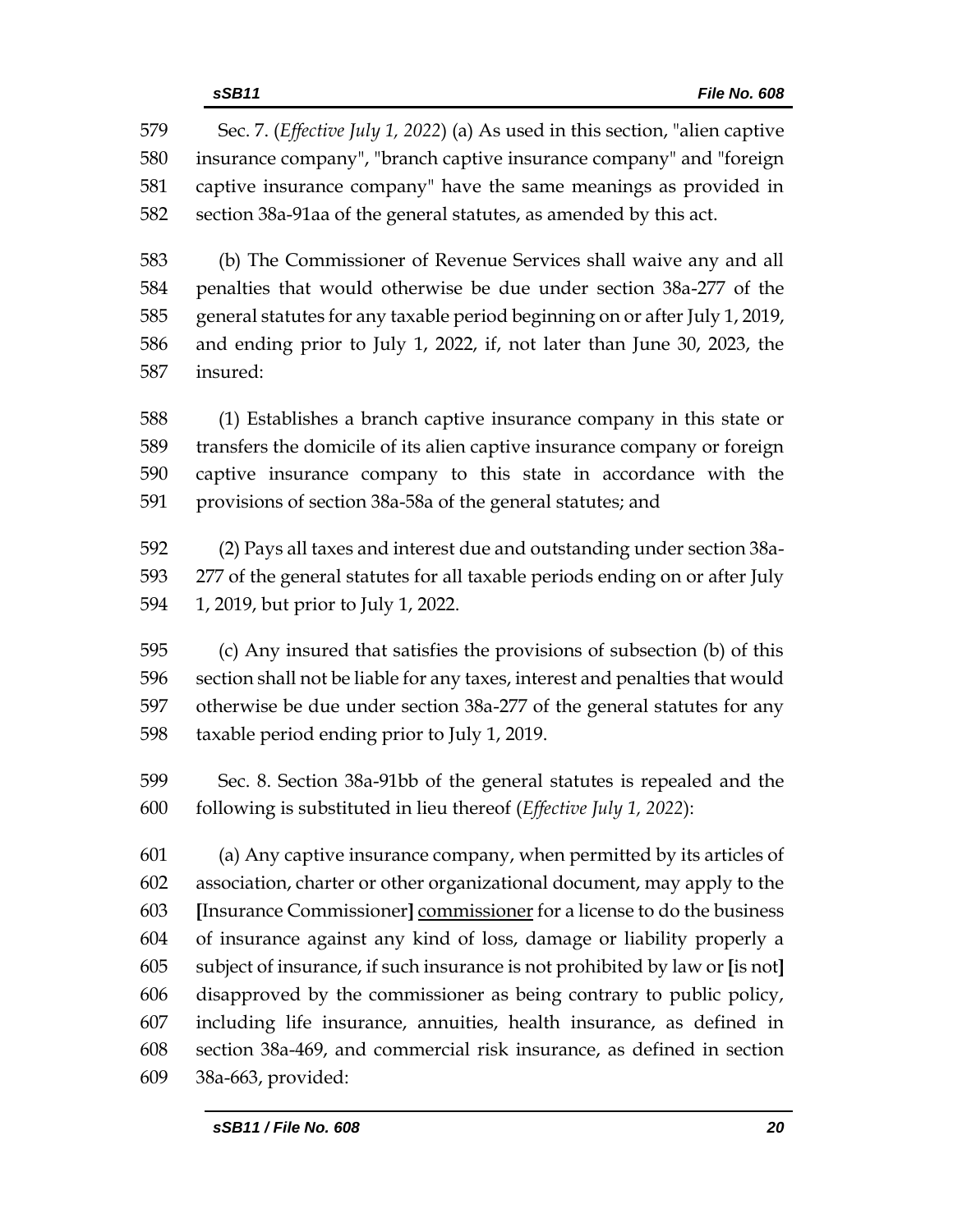Sec. 7. (*Effective July 1, 2022*) (a) As used in this section, "alien captive insurance company", "branch captive insurance company" and "foreign captive insurance company" have the same meanings as provided in section 38a-91aa of the general statutes, as amended by this act.

(b) The Commissioner of Revenue Services shall waive any and all penalties that would otherwise be due under section 38a-277 of the general statutes for any taxable period beginning on or after July 1, 2019, and ending prior to July 1, 2022, if, not later than June 30, 2023, the insured:

(1) Establishes a branch captive insurance company in this state or transfers the domicile of its alien captive insurance company or foreign captive insurance company to this state in accordance with the provisions of section 38a-58a of the general statutes; and

(2) Pays all taxes and interest due and outstanding under section 38a-277 of the general statutes for all taxable periods ending on or after July 1, 2019, but prior to July 1, 2022.

(c) Any insured that satisfies the provisions of subsection (b) of this section shall not be liable for any taxes, interest and penalties that would otherwise be due under section 38a-277 of the general statutes for any taxable period ending prior to July 1, 2019.

Sec. 8. Section 38a-91bb of the general statutes is repealed and the following is substituted in lieu thereof (*Effective July 1, 2022*):

(a) Any captive insurance company, when permitted by its articles of association, charter or other organizational document, may apply to the [Insurance Commissioner] <u>commissioner</u> for a license to do the business of insurance against any kind of loss, damage or liability properly a subject of insurance, if such insurance is not prohibited by law or [is not] disapproved by the commissioner as being contrary to public policy, including life insurance, annuities, health insurance, as defined in section 38a-469, and commercial risk insurance, as defined in section 38a-663, provided: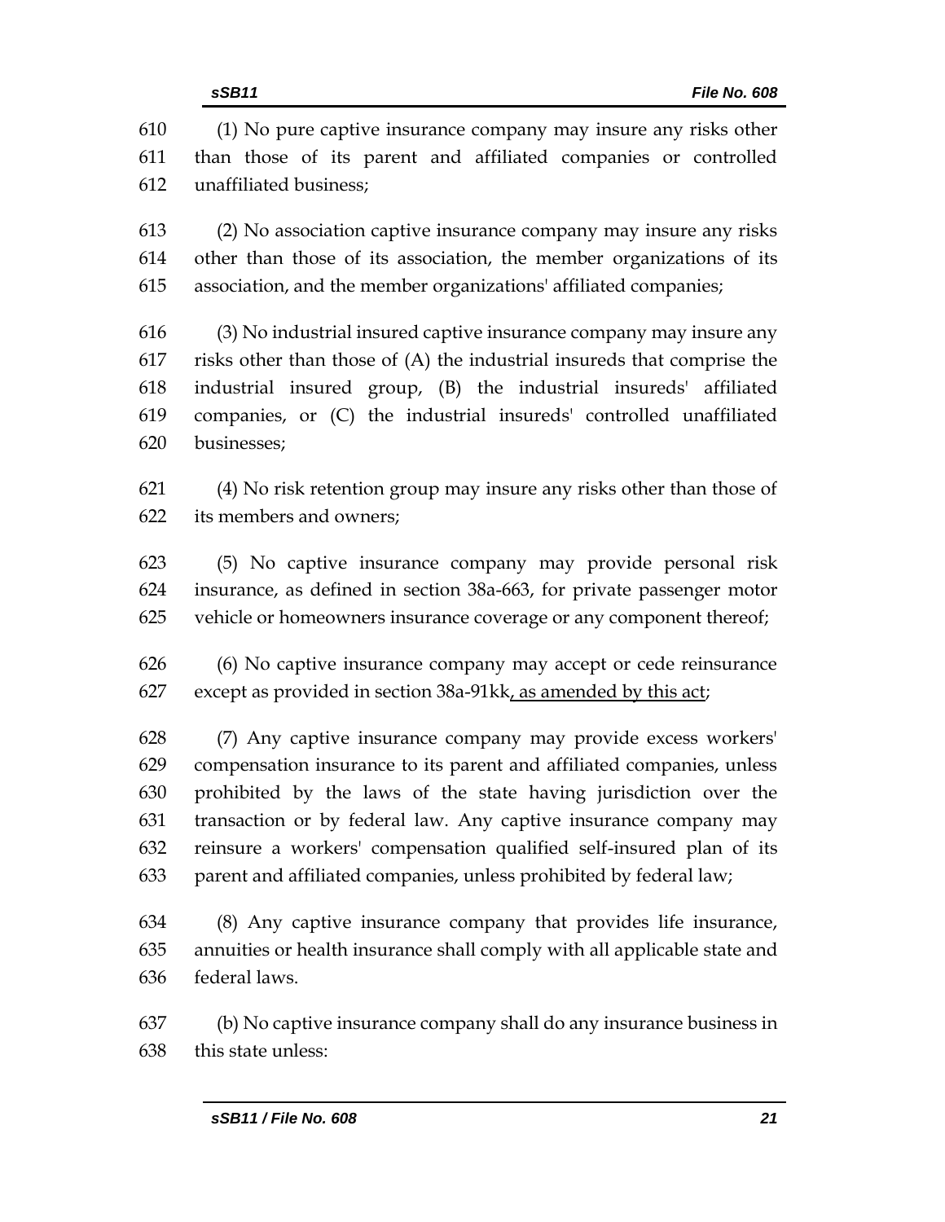(1) No pure captive insurance company may insure any risks other than those of its parent and affiliated companies or controlled unaffiliated business;

(2) No association captive insurance company may insure any risks other than those of its association, the member organizations of its association, and the member organizations' affiliated companies;

(3) No industrial insured captive insurance company may insure any risks other than those of (A) the industrial insureds that comprise the industrial insured group, (B) the industrial insureds' affiliated companies, or (C) the industrial insureds' controlled unaffiliated businesses;

(4) No risk retention group may insure any risks other than those of its members and owners;

(5) No captive insurance company may provide personal risk insurance, as defined in section 38a-663, for private passenger motor vehicle or homeowners insurance coverage or any component thereof;

(6) No captive insurance company may accept or cede reinsurance except as provided in section 38a-91kk<u>, as amended by this act</u>;

(7) Any captive insurance company may provide excess workers' compensation insurance to its parent and affiliated companies, unless prohibited by the laws of the state having jurisdiction over the transaction or by federal law. Any captive insurance company may reinsure a workers' compensation qualified self-insured plan of its parent and affiliated companies, unless prohibited by federal law;

(8) Any captive insurance company that provides life insurance, annuities or health insurance shall comply with all applicable state and federal laws.

(b) No captive insurance company shall do any insurance business in this state unless: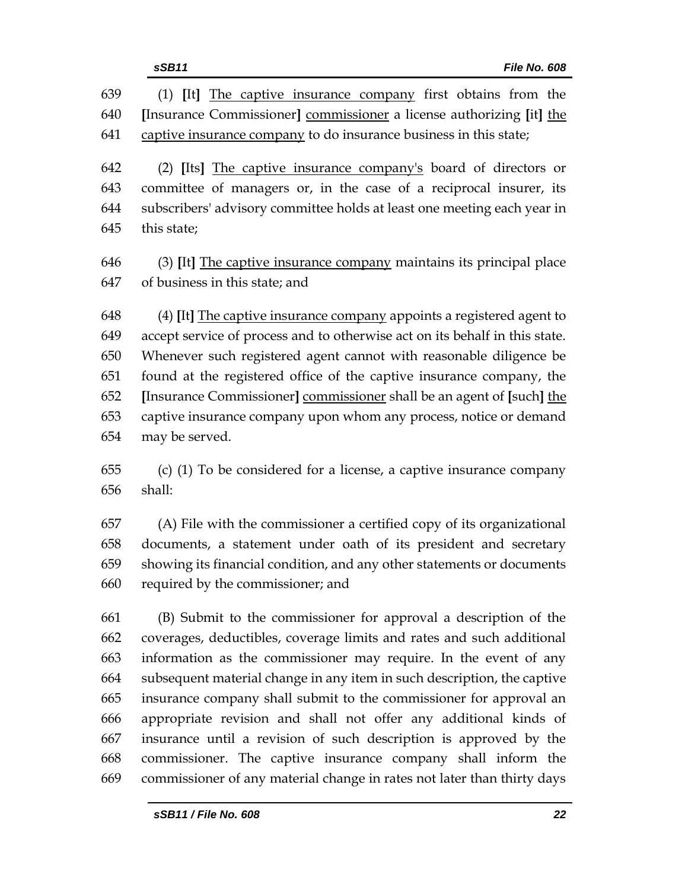(1) **[**It**]** The captive insurance company first obtains from the **[**Insurance Commissioner**]** commissioner a license authorizing **[**it**]** the captive insurance company to do insurance business in this state;

(2) **[**Its**]** The captive insurance company's board of directors or committee of managers or, in the case of a reciprocal insurer, its subscribers' advisory committee holds at least one meeting each year in this state;

(3) **[**It**]** The captive insurance company maintains its principal place of business in this state; and

(4) **[**It**]** The captive insurance company appoints a registered agent to accept service of process and to otherwise act on its behalf in this state. Whenever such registered agent cannot with reasonable diligence be found at the registered office of the captive insurance company, the **[**Insurance Commissioner**]** commissioner shall be an agent of **[**such**]** the captive insurance company upon whom any process, notice or demand may be served.

(c) (1) To be considered for a license, a captive insurance company shall:

(A) File with the commissioner a certified copy of its organizational documents, a statement under oath of its president and secretary showing its financial condition, and any other statements or documents required by the commissioner; and

(B) Submit to the commissioner for approval a description of the coverages, deductibles, coverage limits and rates and such additional information as the commissioner may require. In the event of any subsequent material change in any item in such description, the captive insurance company shall submit to the commissioner for approval an appropriate revision and shall not offer any additional kinds of insurance until a revision of such description is approved by the commissioner. The captive insurance company shall inform the commissioner of any material change in rates not later than thirty days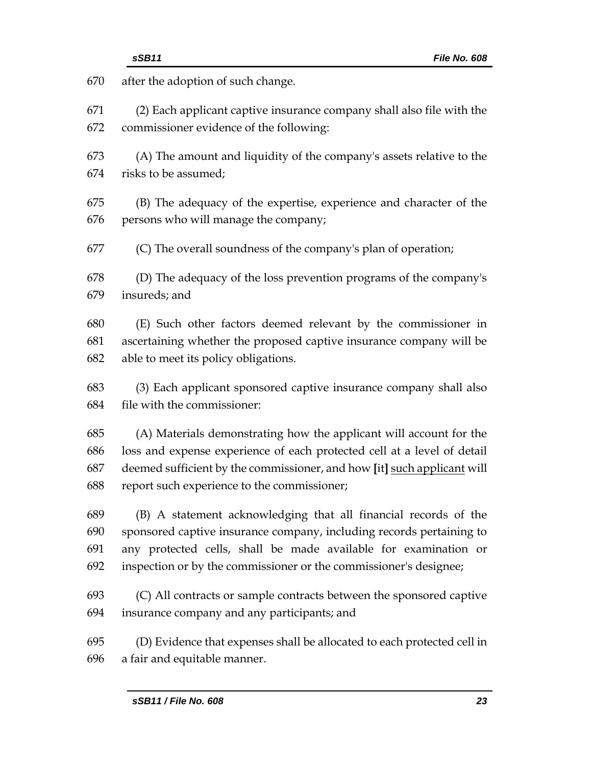after the adoption of such change.

(2) Each applicant captive insurance company shall also file with the commissioner evidence of the following:

(A) The amount and liquidity of the company's assets relative to the risks to be assumed;

(B) The adequacy of the expertise, experience and character of the persons who will manage the company;

(C) The overall soundness of the company's plan of operation;

(D) The adequacy of the loss prevention programs of the company's insureds; and

(E) Such other factors deemed relevant by the commissioner in ascertaining whether the proposed captive insurance company will be able to meet its policy obligations.

(3) Each applicant sponsored captive insurance company shall also file with the commissioner:

(A) Materials demonstrating how the applicant will account for the loss and expense experience of each protected cell at a level of detail deemed sufficient by the commissioner, and how **[**it**]** <u>such applicant</u> will report such experience to the commissioner;

(B) A statement acknowledging that all financial records of the sponsored captive insurance company, including records pertaining to any protected cells, shall be made available for examination or inspection or by the commissioner or the commissioner's designee;

(C) All contracts or sample contracts between the sponsored captive insurance company and any participants; and

(D) Evidence that expenses shall be allocated to each protected cell in a fair and equitable manner.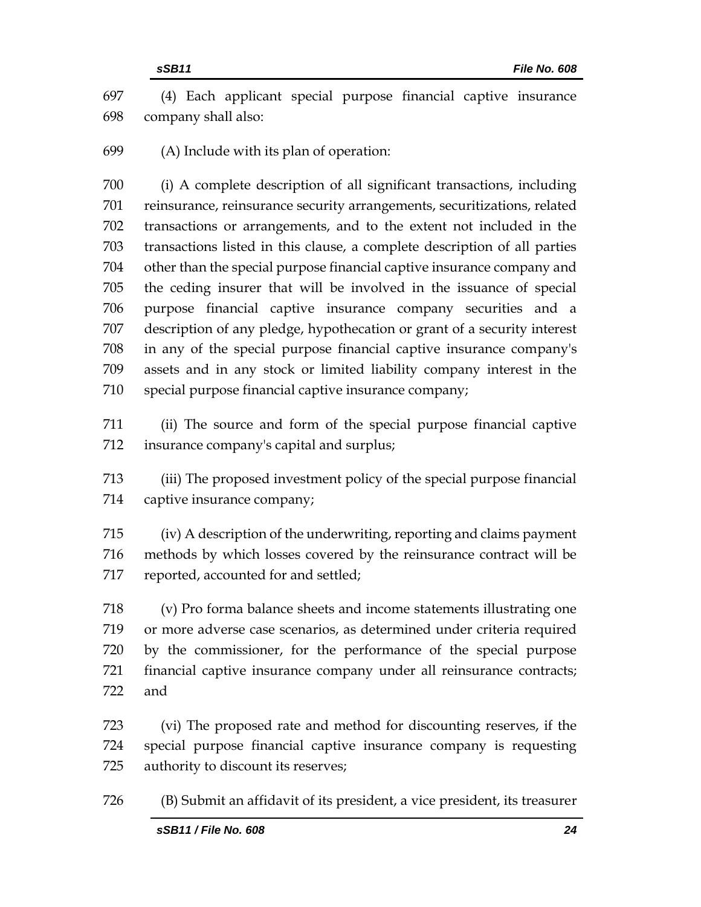(4) Each applicant special purpose financial captive insurance company shall also:

(A) Include with its plan of operation:

(i) A complete description of all significant transactions, including reinsurance, reinsurance security arrangements, securitizations, related transactions or arrangements, and to the extent not included in the transactions listed in this clause, a complete description of all parties other than the special purpose financial captive insurance company and the ceding insurer that will be involved in the issuance of special purpose financial captive insurance company securities and a description of any pledge, hypothecation or grant of a security interest in any of the special purpose financial captive insurance company's assets and in any stock or limited liability company interest in the special purpose financial captive insurance company;

(ii) The source and form of the special purpose financial captive insurance company's capital and surplus;

(iii) The proposed investment policy of the special purpose financial captive insurance company;

(iv) A description of the underwriting, reporting and claims payment methods by which losses covered by the reinsurance contract will be reported, accounted for and settled;

(v) Pro forma balance sheets and income statements illustrating one or more adverse case scenarios, as determined under criteria required by the commissioner, for the performance of the special purpose financial captive insurance company under all reinsurance contracts; and

(vi) The proposed rate and method for discounting reserves, if the special purpose financial captive insurance company is requesting authority to discount its reserves;

(B) Submit an affidavit of its president, a vice president, its treasurer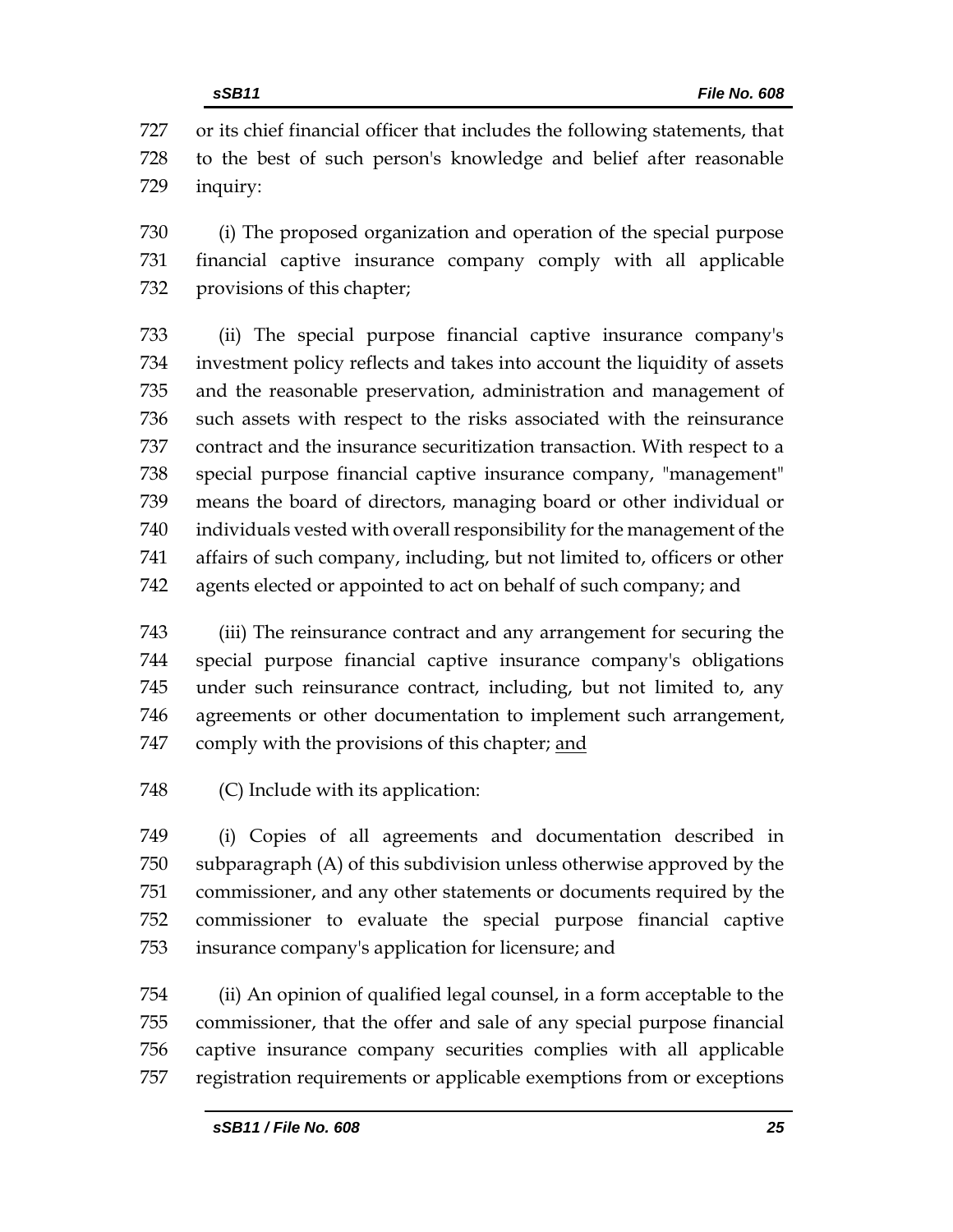or its chief financial officer that includes the following statements, that to the best of such person's knowledge and belief after reasonable inquiry:

(i) The proposed organization and operation of the special purpose financial captive insurance company comply with all applicable provisions of this chapter;

(ii) The special purpose financial captive insurance company's investment policy reflects and takes into account the liquidity of assets and the reasonable preservation, administration and management of such assets with respect to the risks associated with the reinsurance contract and the insurance securitization transaction. With respect to a special purpose financial captive insurance company, "management" means the board of directors, managing board or other individual or individuals vested with overall responsibility for the management of the affairs of such company, including, but not limited to, officers or other agents elected or appointed to act on behalf of such company; and

(iii) The reinsurance contract and any arrangement for securing the special purpose financial captive insurance company's obligations under such reinsurance contract, including, but not limited to, any agreements or other documentation to implement such arrangement, comply with the provisions of this chapter; <u>and</u>

(C) Include with its application:

(i) Copies of all agreements and documentation described in subparagraph (A) of this subdivision unless otherwise approved by the commissioner, and any other statements or documents required by the commissioner to evaluate the special purpose financial captive insurance company's application for licensure; and

(ii) An opinion of qualified legal counsel, in a form acceptable to the commissioner, that the offer and sale of any special purpose financial captive insurance company securities complies with all applicable registration requirements or applicable exemptions from or exceptions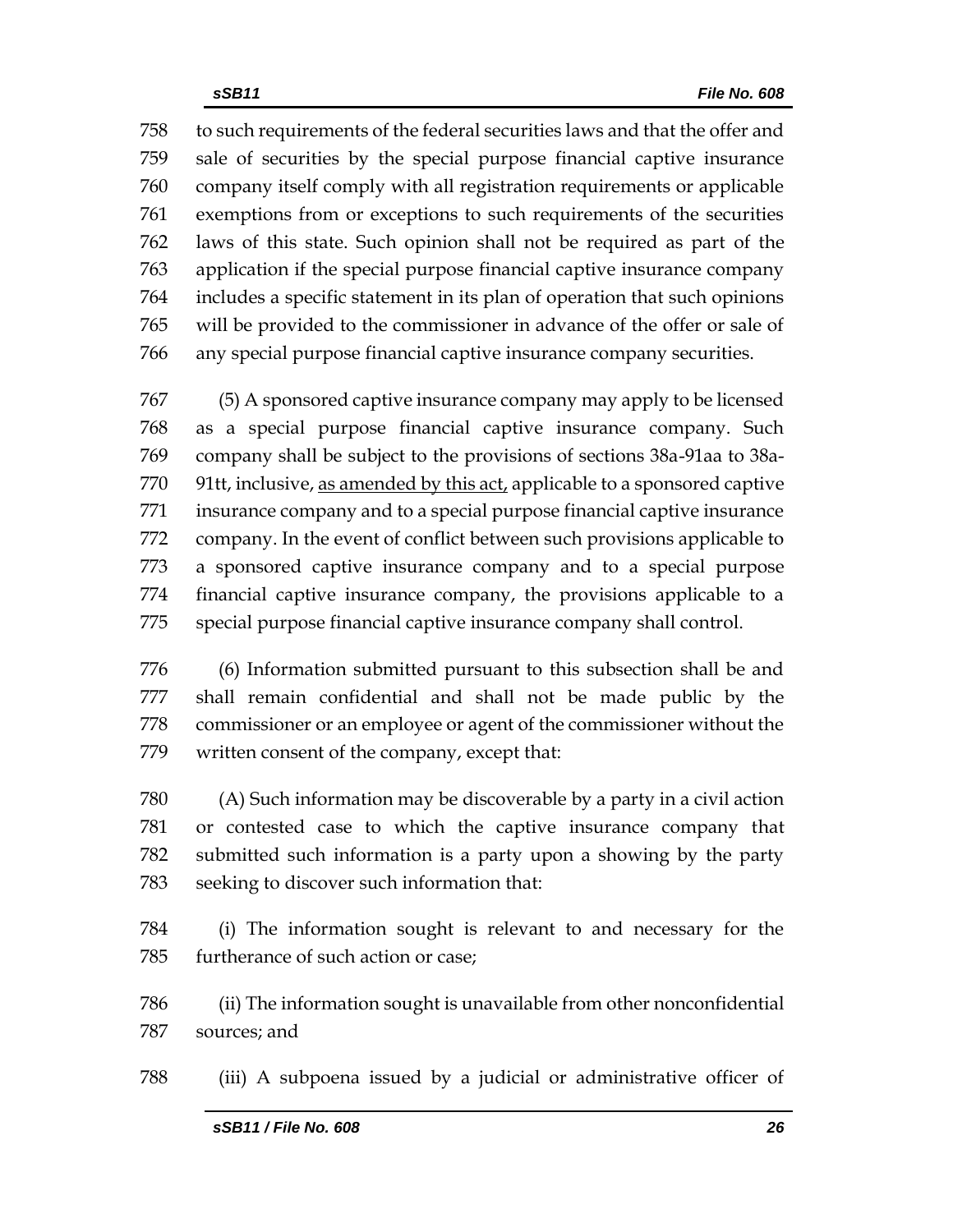to such requirements of the federal securities laws and that the offer and sale of securities by the special purpose financial captive insurance company itself comply with all registration requirements or applicable exemptions from or exceptions to such requirements of the securities laws of this state. Such opinion shall not be required as part of the application if the special purpose financial captive insurance company includes a specific statement in its plan of operation that such opinions will be provided to the commissioner in advance of the offer or sale of any special purpose financial captive insurance company securities.

(5) A sponsored captive insurance company may apply to be licensed as a special purpose financial captive insurance company. Such company shall be subject to the provisions of sections 38a-91aa to 38a-91tt, inclusive, <u>as amended by this act,</u> applicable to a sponsored captive insurance company and to a special purpose financial captive insurance company. In the event of conflict between such provisions applicable to a sponsored captive insurance company and to a special purpose financial captive insurance company, the provisions applicable to a special purpose financial captive insurance company shall control.

(6) Information submitted pursuant to this subsection shall be and shall remain confidential and shall not be made public by the commissioner or an employee or agent of the commissioner without the written consent of the company, except that:

(A) Such information may be discoverable by a party in a civil action or contested case to which the captive insurance company that submitted such information is a party upon a showing by the party seeking to discover such information that:

(i) The information sought is relevant to and necessary for the furtherance of such action or case;

(ii) The information sought is unavailable from other nonconfidential sources; and

(iii) A subpoena issued by a judicial or administrative officer of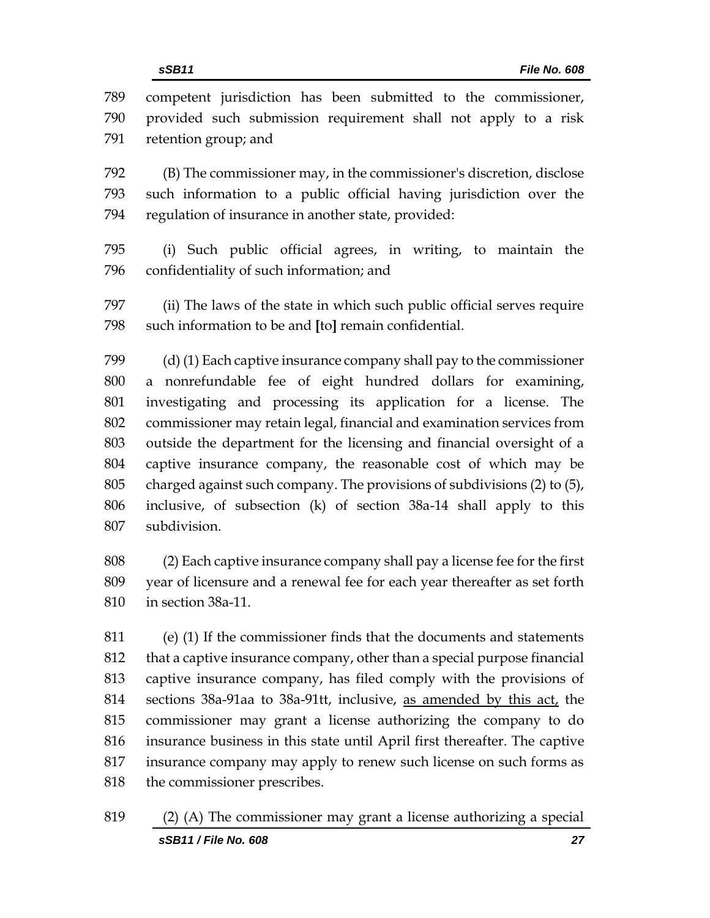competent jurisdiction has been submitted to the commissioner, provided such submission requirement shall not apply to a risk retention group; and

(B) The commissioner may, in the commissioner's discretion, disclose such information to a public official having jurisdiction over the regulation of insurance in another state, provided:

(i) Such public official agrees, in writing, to maintain the confidentiality of such information; and

(ii) The laws of the state in which such public official serves require such information to be and [to] remain confidential.

(d) (1) Each captive insurance company shall pay to the commissioner a nonrefundable fee of eight hundred dollars for examining, investigating and processing its application for a license. The commissioner may retain legal, financial and examination services from outside the department for the licensing and financial oversight of a captive insurance company, the reasonable cost of which may be charged against such company. The provisions of subdivisions (2) to (5), inclusive, of subsection (k) of section 38a-14 shall apply to this subdivision.

(2) Each captive insurance company shall pay a license fee for the first year of licensure and a renewal fee for each year thereafter as set forth in section 38a-11.

(e) (1) If the commissioner finds that the documents and statements that a captive insurance company, other than a special purpose financial captive insurance company, has filed comply with the provisions of sections 38a-91aa to 38a-91tt, inclusive, as amended by this act, the commissioner may grant a license authorizing the company to do insurance business in this state until April first thereafter. The captive insurance company may apply to renew such license on such forms as the commissioner prescribes.

(2) (A) The commissioner may grant a license authorizing a special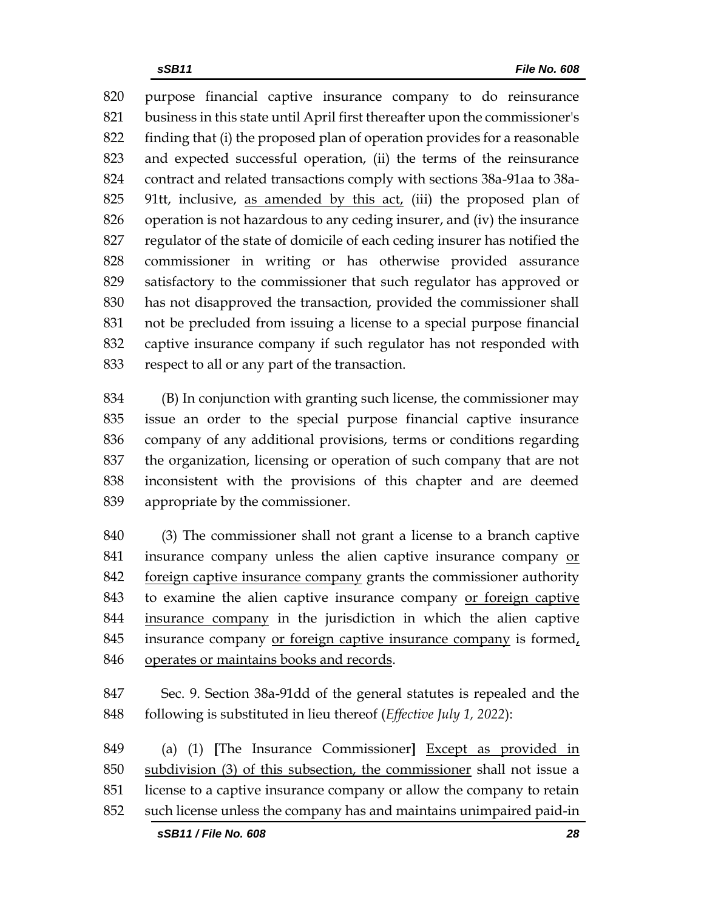820 purpose financial captive insurance company to do reinsurance
821 business in this state until April first thereafter upon the commissioner's
822 finding that (i) the proposed plan of operation provides for a reasonable
823 and expected successful operation, (ii) the terms of the reinsurance
824 contract and related transactions comply with sections 38a-91aa to 38a-
825 91tt, inclusive, as amended by this act, (iii) the proposed plan of
826 operation is not hazardous to any ceding insurer, and (iv) the insurance
827 regulator of the state of domicile of each ceding insurer has notified the
828 commissioner in writing or has otherwise provided assurance
829 satisfactory to the commissioner that such regulator has approved or
830 has not disapproved the transaction, provided the commissioner shall
831 not be precluded from issuing a license to a special purpose financial
832 captive insurance company if such regulator has not responded with
833 respect to all or any part of the transaction.

834 (B) In conjunction with granting such license, the commissioner may
835 issue an order to the special purpose financial captive insurance
836 company of any additional provisions, terms or conditions regarding
837 the organization, licensing or operation of such company that are not
838 inconsistent with the provisions of this chapter and are deemed
839 appropriate by the commissioner.

840 (3) The commissioner shall not grant a license to a branch captive
841 insurance company unless the alien captive insurance company or
842 foreign captive insurance company grants the commissioner authority
843 to examine the alien captive insurance company or foreign captive
844 insurance company in the jurisdiction in which the alien captive
845 insurance company or foreign captive insurance company is formed,
846 operates or maintains books and records.

847 Sec. 9. Section 38a-91dd of the general statutes is repealed and the
848 following is substituted in lieu thereof (*Effective July 1, 2022*):

849 (a) (1) **[**The Insurance Commissioner**]** Except as provided in
850 subdivision (3) of this subsection, the commissioner shall not issue a
851 license to a captive insurance company or allow the company to retain
852 such license unless the company has and maintains unimpaired paid-in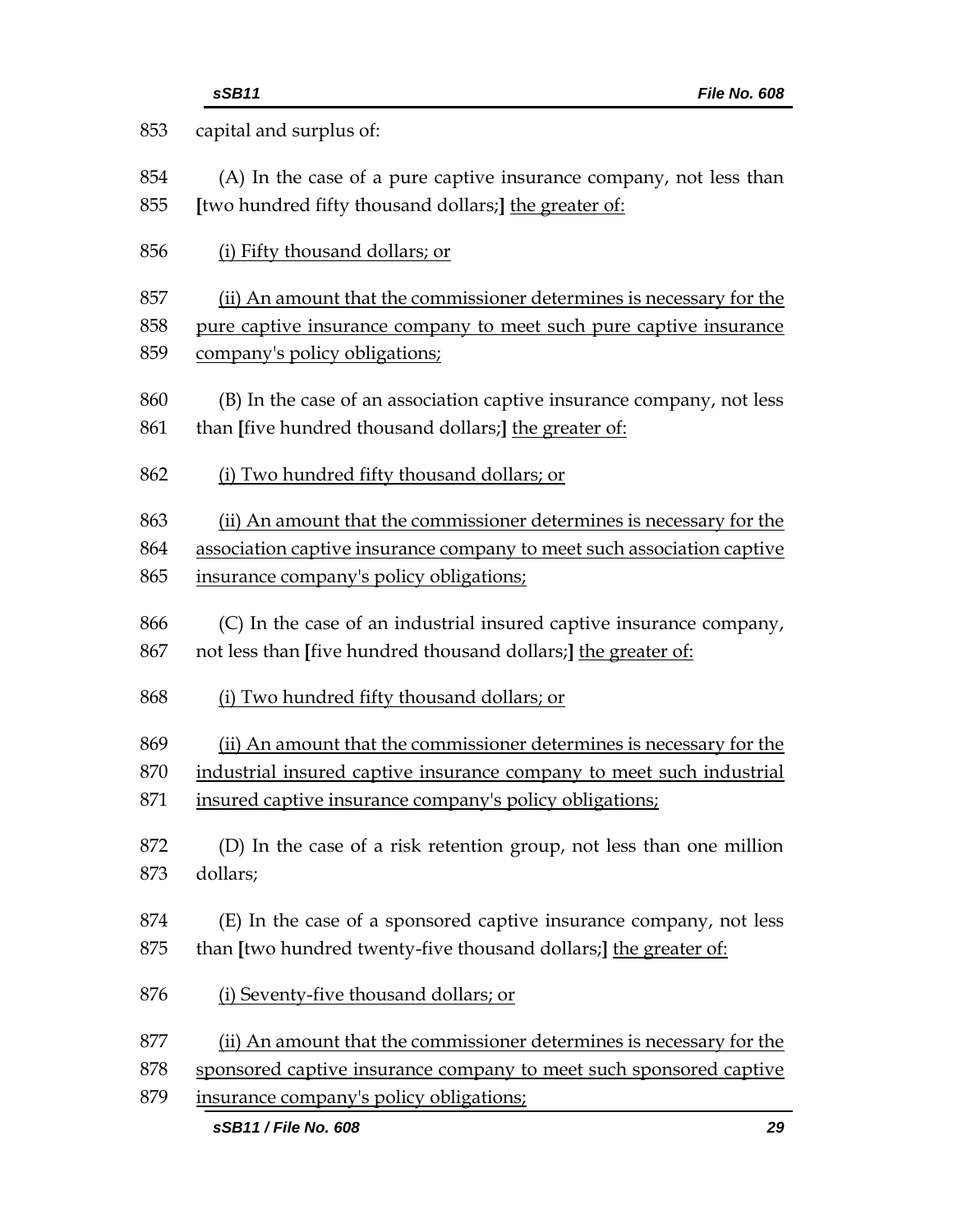853 capital and surplus of:

854 (A) In the case of a pure captive insurance company, not less than
855 [two hundred fifty thousand dollars;] <u>the greater of:</u>

856 <u>(i) Fifty thousand dollars; or</u>

857 <u>(ii) An amount that the commissioner determines is necessary for the</u>
858 <u>pure captive insurance company to meet such pure captive insurance</u>
859 <u>company's policy obligations;</u>

860 (B) In the case of an association captive insurance company, not less
861 than [five hundred thousand dollars;] <u>the greater of:</u>

862 <u>(i) Two hundred fifty thousand dollars; or</u>

863 <u>(ii) An amount that the commissioner determines is necessary for the</u>
864 <u>association captive insurance company to meet such association captive</u>
865 <u>insurance company's policy obligations;</u>

866 (C) In the case of an industrial insured captive insurance company,
867 not less than [five hundred thousand dollars;] <u>the greater of:</u>

868 <u>(i) Two hundred fifty thousand dollars; or</u>

869 <u>(ii) An amount that the commissioner determines is necessary for the</u>
870 <u>industrial insured captive insurance company to meet such industrial</u>
871 <u>insured captive insurance company's policy obligations;</u>

872 (D) In the case of a risk retention group, not less than one million
873 dollars;

874 (E) In the case of a sponsored captive insurance company, not less
875 than [two hundred twenty-five thousand dollars;] <u>the greater of:</u>

876 <u>(i) Seventy-five thousand dollars; or</u>

877 <u>(ii) An amount that the commissioner determines is necessary for the</u>
878 <u>sponsored captive insurance company to meet such sponsored captive</u>
879 <u>insurance company's policy obligations;</u>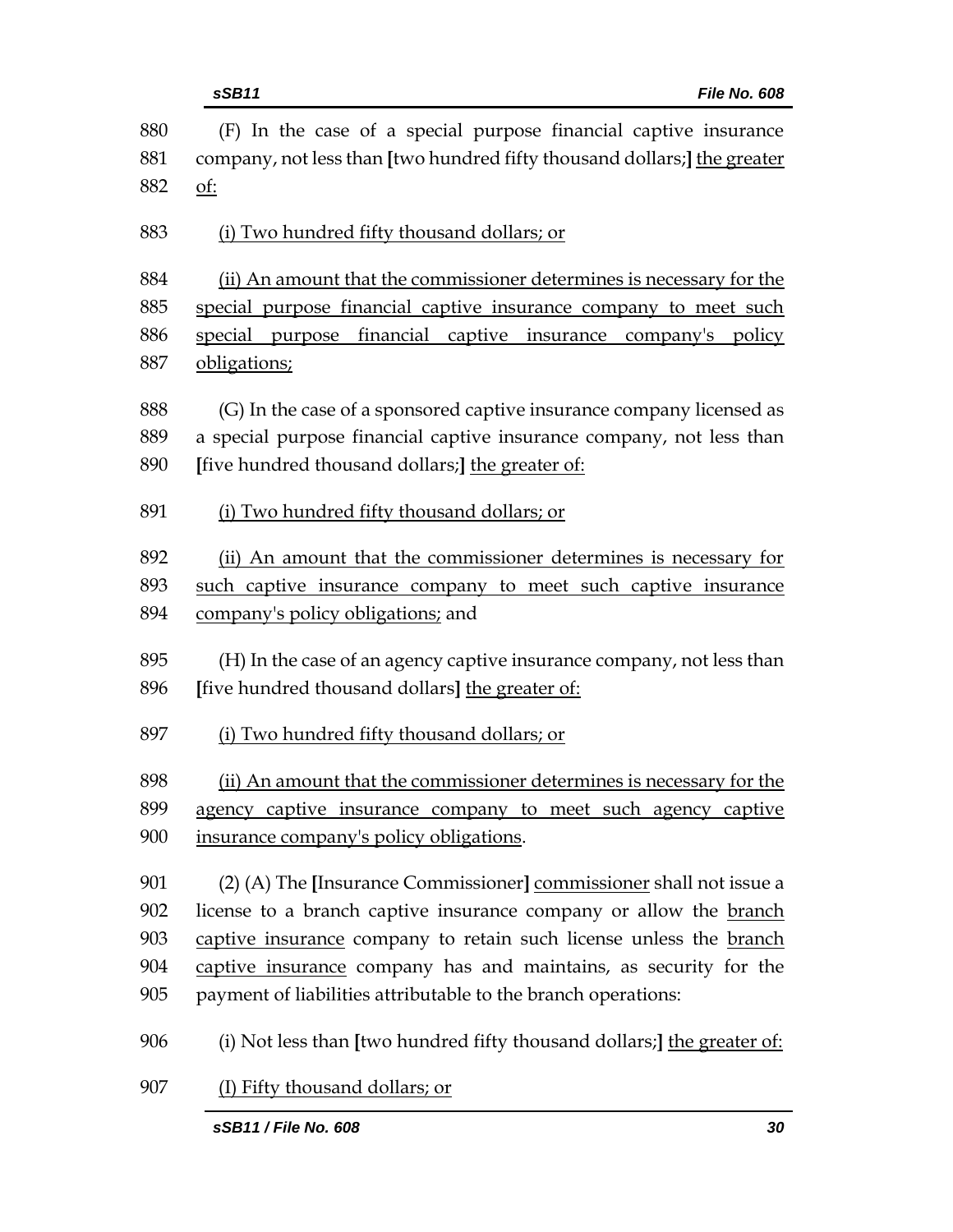(F) In the case of a special purpose financial captive insurance company, not less than [two hundred fifty thousand dollars;] <u>the greater of:</u>

<u>(i) Two hundred fifty thousand dollars; or</u>

<u>(ii) An amount that the commissioner determines is necessary for the special purpose financial captive insurance company to meet such special purpose financial captive insurance company's policy obligations;</u>

(G) In the case of a sponsored captive insurance company licensed as a special purpose financial captive insurance company, not less than [five hundred thousand dollars;] <u>the greater of:</u>

<u>(i) Two hundred fifty thousand dollars; or</u>

<u>(ii) An amount that the commissioner determines is necessary for such captive insurance company to meet such captive insurance company's policy obligations;</u> and

(H) In the case of an agency captive insurance company, not less than [five hundred thousand dollars] <u>the greater of:</u>

<u>(i) Two hundred fifty thousand dollars; or</u>

<u>(ii) An amount that the commissioner determines is necessary for the agency captive insurance company to meet such agency captive insurance company's policy obligations</u>.

(2) (A) The [Insurance Commissioner] <u>commissioner</u> shall not issue a license to a branch captive insurance company or allow the <u>branch captive insurance</u> company to retain such license unless the <u>branch captive insurance</u> company has and maintains, as security for the payment of liabilities attributable to the branch operations:

(i) Not less than [two hundred fifty thousand dollars;] <u>the greater of:</u>

<u>(I) Fifty thousand dollars; or</u>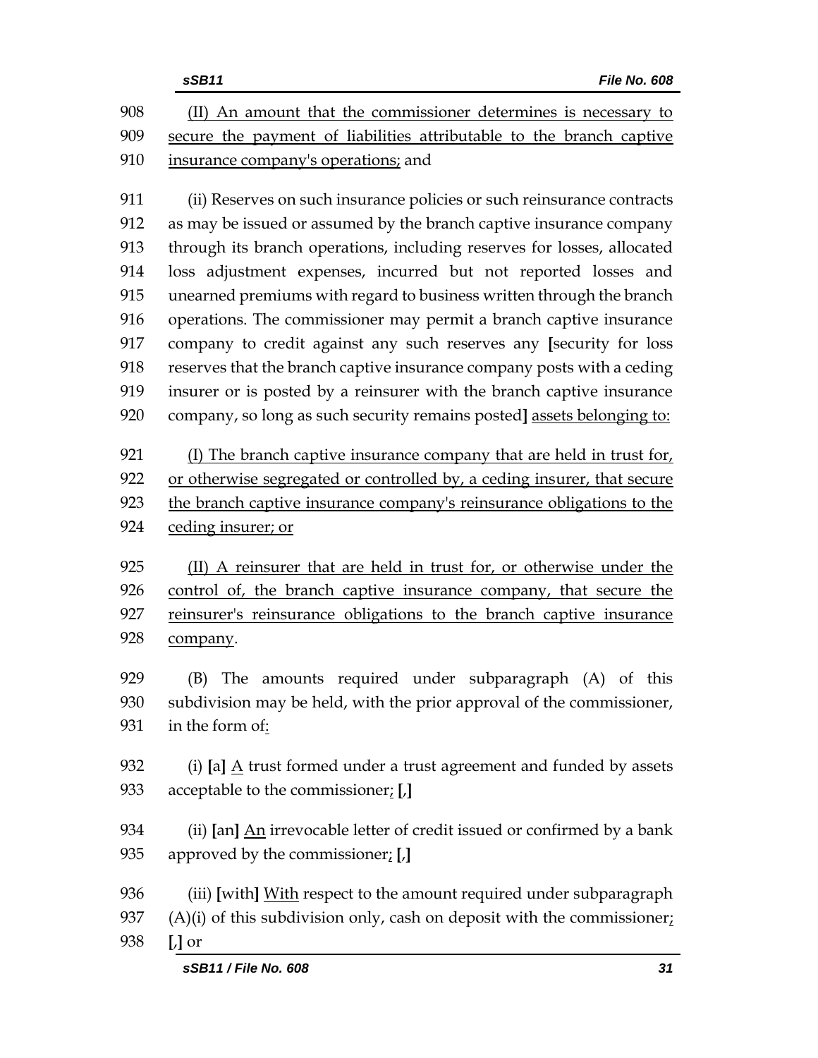908 (II) An amount that the commissioner determines is necessary to
909 secure the payment of liabilities attributable to the branch captive
910 insurance company's operations; and

911 (ii) Reserves on such insurance policies or such reinsurance contracts
912 as may be issued or assumed by the branch captive insurance company
913 through its branch operations, including reserves for losses, allocated
914 loss adjustment expenses, incurred but not reported losses and
915 unearned premiums with regard to business written through the branch
916 operations. The commissioner may permit a branch captive insurance
917 company to credit against any such reserves any **[**security for loss
918 reserves that the branch captive insurance company posts with a ceding
919 insurer or is posted by a reinsurer with the branch captive insurance
920 company, so long as such security remains posted**]** assets belonging to:

921 (I) The branch captive insurance company that are held in trust for,
922 or otherwise segregated or controlled by, a ceding insurer, that secure
923 the branch captive insurance company's reinsurance obligations to the
924 ceding insurer; or

925 (II) A reinsurer that are held in trust for, or otherwise under the
926 control of, the branch captive insurance company, that secure the
927 reinsurer's reinsurance obligations to the branch captive insurance
928 company.

929 (B) The amounts required under subparagraph (A) of this
930 subdivision may be held, with the prior approval of the commissioner,
931 in the form of:

932 (i) **[**a**]** A trust formed under a trust agreement and funded by assets
933 acceptable to the commissioner; **[**,**]**

934 (ii) **[**an**]** An irrevocable letter of credit issued or confirmed by a bank
935 approved by the commissioner; **[**,**]**

936 (iii) **[**with**]** With respect to the amount required under subparagraph
937 (A)(i) of this subdivision only, cash on deposit with the commissioner;
938 **[**,**]** or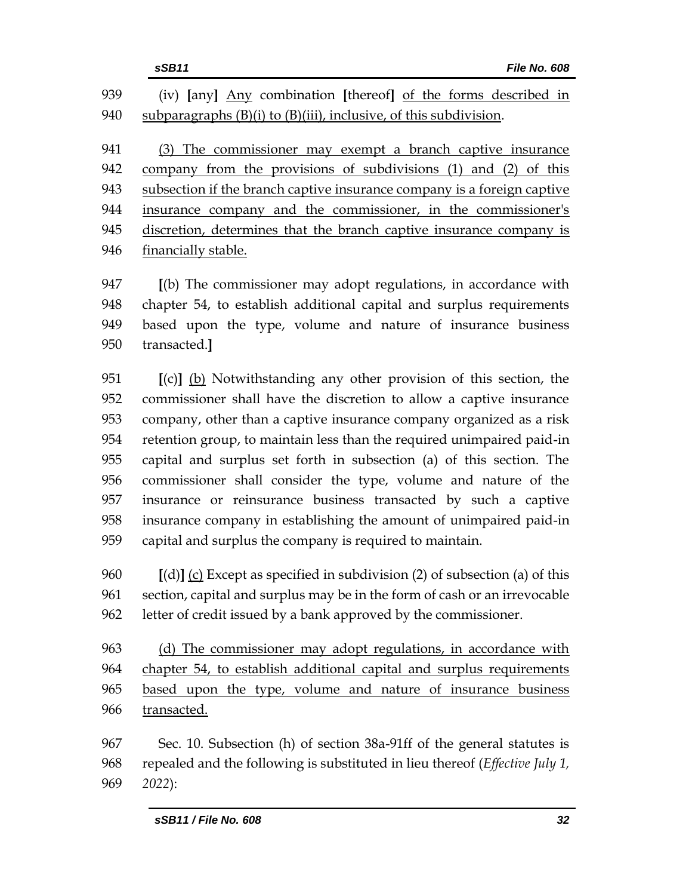(iv) **[**any**]** <u>Any</u> combination **[**thereof**]** <u>of the forms described in subparagraphs (B)(i) to (B)(iii), inclusive, of this subdivision</u>.

<u>(3) The commissioner may exempt a branch captive insurance company from the provisions of subdivisions (1) and (2) of this subsection if the branch captive insurance company is a foreign captive insurance company and the commissioner, in the commissioner's discretion, determines that the branch captive insurance company is financially stable.</u>

**[**(b) The commissioner may adopt regulations, in accordance with chapter 54, to establish additional capital and surplus requirements based upon the type, volume and nature of insurance business transacted.**]**

**[**(c)**]** <u>(b)</u> Notwithstanding any other provision of this section, the commissioner shall have the discretion to allow a captive insurance company, other than a captive insurance company organized as a risk retention group, to maintain less than the required unimpaired paid-in capital and surplus set forth in subsection (a) of this section. The commissioner shall consider the type, volume and nature of the insurance or reinsurance business transacted by such a captive insurance company in establishing the amount of unimpaired paid-in capital and surplus the company is required to maintain.

**[**(d)**]** <u>(c)</u> Except as specified in subdivision (2) of subsection (a) of this section, capital and surplus may be in the form of cash or an irrevocable letter of credit issued by a bank approved by the commissioner.

<u>(d) The commissioner may adopt regulations, in accordance with chapter 54, to establish additional capital and surplus requirements based upon the type, volume and nature of insurance business transacted.</u>

Sec. 10. Subsection (h) of section 38a-91ff of the general statutes is repealed and the following is substituted in lieu thereof (*Effective July 1, 2022*):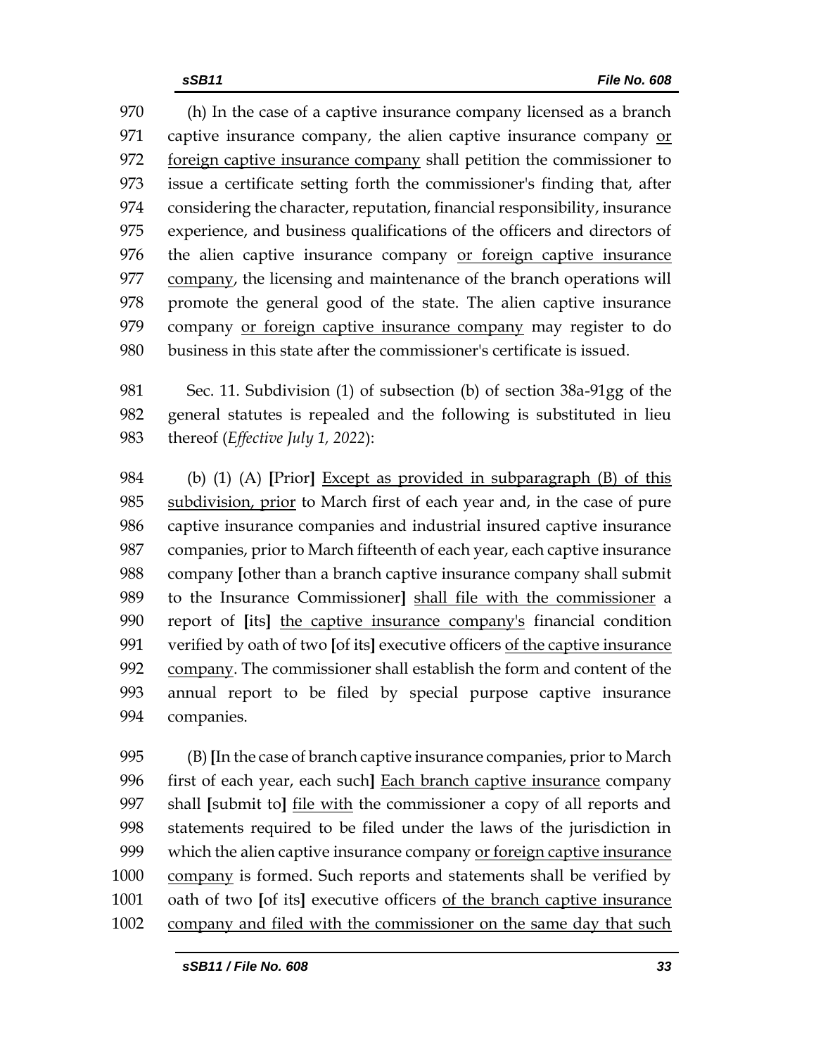970 (h) In the case of a captive insurance company licensed as a branch
971 captive insurance company, the alien captive insurance company <u>or</u>
972 <u>foreign captive insurance company</u> shall petition the commissioner to
973 issue a certificate setting forth the commissioner's finding that, after
974 considering the character, reputation, financial responsibility, insurance
975 experience, and business qualifications of the officers and directors of
976 the alien captive insurance company <u>or foreign captive insurance</u>
977 <u>company</u>, the licensing and maintenance of the branch operations will
978 promote the general good of the state. The alien captive insurance
979 company <u>or foreign captive insurance company</u> may register to do
980 business in this state after the commissioner's certificate is issued.

981 Sec. 11. Subdivision (1) of subsection (b) of section 38a-91gg of the
982 general statutes is repealed and the following is substituted in lieu
983 thereof (*Effective July 1, 2022*):

984 (b) (1) (A) **[**Prior**]** <u>Except as provided in subparagraph (B) of this</u>
985 <u>subdivision, prior</u> to March first of each year and, in the case of pure
986 captive insurance companies and industrial insured captive insurance
987 companies, prior to March fifteenth of each year, each captive insurance
988 company **[**other than a branch captive insurance company shall submit
989 to the Insurance Commissioner**]** <u>shall file with the commissioner</u> a
990 report of **[**its**]** <u>the captive insurance company's</u> financial condition
991 verified by oath of two **[**of its**]** executive officers <u>of the captive insurance</u>
992 <u>company</u>. The commissioner shall establish the form and content of the
993 annual report to be filed by special purpose captive insurance
994 companies.

995 (B) **[**In the case of branch captive insurance companies, prior to March
996 first of each year, each such**]** <u>Each branch captive insurance</u> company
997 shall **[**submit to**]** <u>file with</u> the commissioner a copy of all reports and
998 statements required to be filed under the laws of the jurisdiction in
999 which the alien captive insurance company <u>or foreign captive insurance</u>
1000 <u>company</u> is formed. Such reports and statements shall be verified by
1001 oath of two **[**of its**]** executive officers <u>of the branch captive insurance</u>
1002 <u>company and filed with the commissioner on the same day that such</u>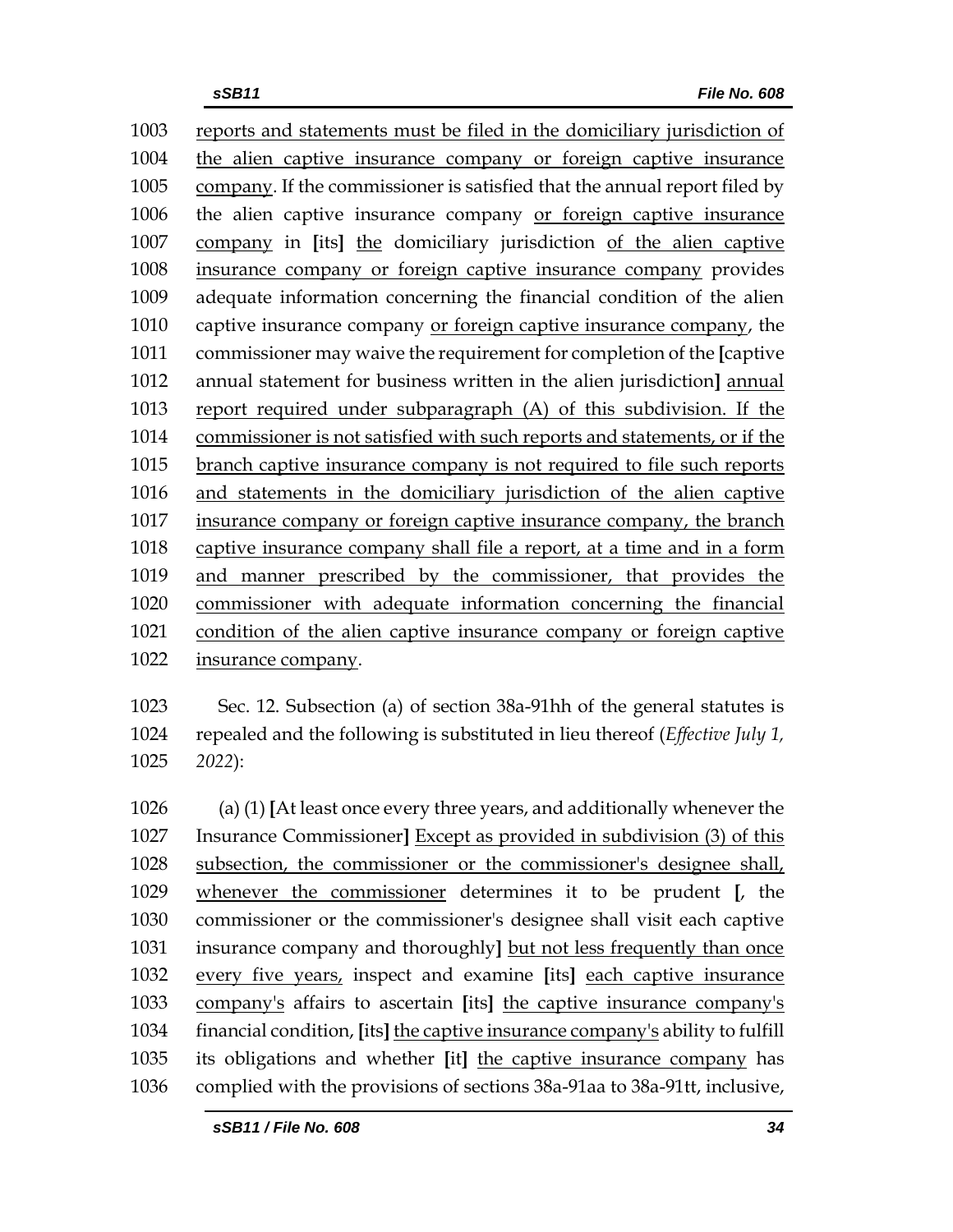1003 reports and statements must be filed in the domiciliary jurisdiction of
1004 the alien captive insurance company or foreign captive insurance
1005 company. If the commissioner is satisfied that the annual report filed by
1006 the alien captive insurance company or foreign captive insurance
1007 company in [its] the domiciliary jurisdiction of the alien captive
1008 insurance company or foreign captive insurance company provides
1009 adequate information concerning the financial condition of the alien
1010 captive insurance company or foreign captive insurance company, the
1011 commissioner may waive the requirement for completion of the [captive
1012 annual statement for business written in the alien jurisdiction] annual
1013 report required under subparagraph (A) of this subdivision. If the
1014 commissioner is not satisfied with such reports and statements, or if the
1015 branch captive insurance company is not required to file such reports
1016 and statements in the domiciliary jurisdiction of the alien captive
1017 insurance company or foreign captive insurance company, the branch
1018 captive insurance company shall file a report, at a time and in a form
1019 and manner prescribed by the commissioner, that provides the
1020 commissioner with adequate information concerning the financial
1021 condition of the alien captive insurance company or foreign captive
1022 insurance company.

1023 Sec. 12. Subsection (a) of section 38a-91hh of the general statutes is
1024 repealed and the following is substituted in lieu thereof (*Effective July 1,*
1025 *2022*):

1026 (a) (1) [At least once every three years, and additionally whenever the
1027 Insurance Commissioner] Except as provided in subdivision (3) of this
1028 subsection, the commissioner or the commissioner's designee shall,
1029 whenever the commissioner determines it to be prudent [, the
1030 commissioner or the commissioner's designee shall visit each captive
1031 insurance company and thoroughly] but not less frequently than once
1032 every five years, inspect and examine [its] each captive insurance
1033 company's affairs to ascertain [its] the captive insurance company's
1034 financial condition, [its] the captive insurance company's ability to fulfill
1035 its obligations and whether [it] the captive insurance company has
1036 complied with the provisions of sections 38a-91aa to 38a-91tt, inclusive,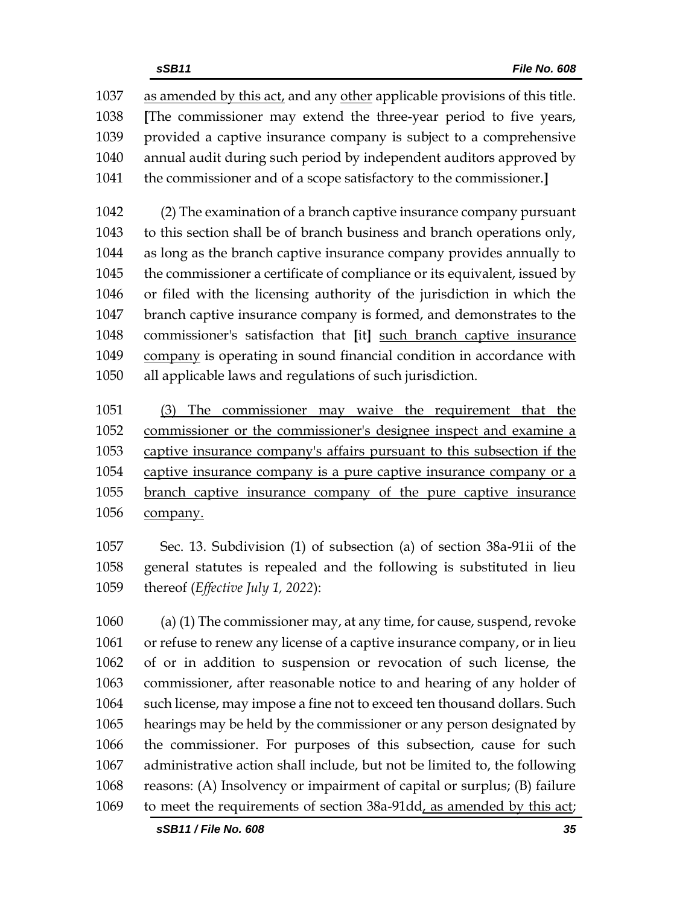as amended by this act, and any other applicable provisions of this title. [The commissioner may extend the three-year period to five years, provided a captive insurance company is subject to a comprehensive annual audit during such period by independent auditors approved by the commissioner and of a scope satisfactory to the commissioner.]

(2) The examination of a branch captive insurance company pursuant to this section shall be of branch business and branch operations only, as long as the branch captive insurance company provides annually to the commissioner a certificate of compliance or its equivalent, issued by or filed with the licensing authority of the jurisdiction in which the branch captive insurance company is formed, and demonstrates to the commissioner's satisfaction that [it] such branch captive insurance company is operating in sound financial condition in accordance with all applicable laws and regulations of such jurisdiction.

(3) The commissioner may waive the requirement that the commissioner or the commissioner's designee inspect and examine a captive insurance company's affairs pursuant to this subsection if the captive insurance company is a pure captive insurance company or a branch captive insurance company of the pure captive insurance company.

Sec. 13. Subdivision (1) of subsection (a) of section 38a-91ii of the general statutes is repealed and the following is substituted in lieu thereof (*Effective July 1, 2022*):

(a) (1) The commissioner may, at any time, for cause, suspend, revoke or refuse to renew any license of a captive insurance company, or in lieu of or in addition to suspension or revocation of such license, the commissioner, after reasonable notice to and hearing of any holder of such license, may impose a fine not to exceed ten thousand dollars. Such hearings may be held by the commissioner or any person designated by the commissioner. For purposes of this subsection, cause for such administrative action shall include, but not be limited to, the following reasons: (A) Insolvency or impairment of capital or surplus; (B) failure to meet the requirements of section 38a-91dd, as amended by this act;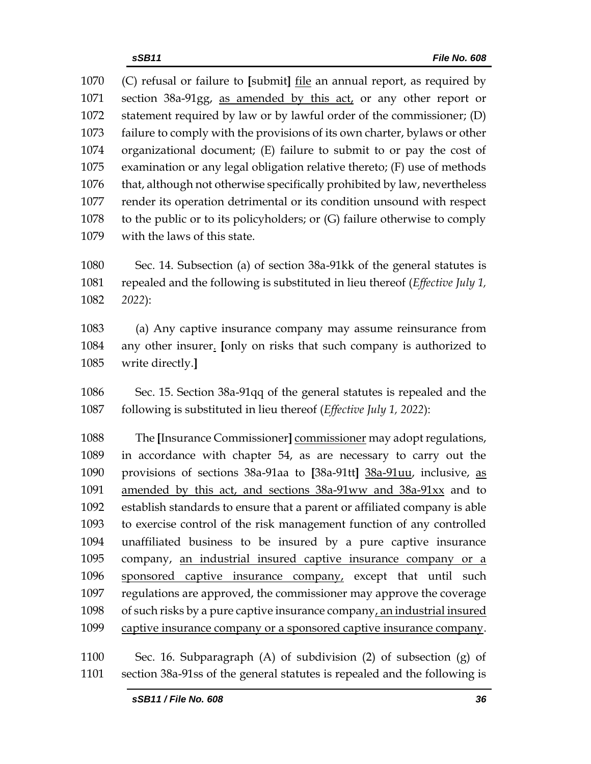1070 (C) refusal or failure to [submit] <u>file</u> an annual report, as required by
1071 section 38a-91gg, <u>as amended by this act,</u> or any other report or
1072 statement required by law or by lawful order of the commissioner; (D)
1073 failure to comply with the provisions of its own charter, bylaws or other
1074 organizational document; (E) failure to submit to or pay the cost of
1075 examination or any legal obligation relative thereto; (F) use of methods
1076 that, although not otherwise specifically prohibited by law, nevertheless
1077 render its operation detrimental or its condition unsound with respect
1078 to the public or to its policyholders; or (G) failure otherwise to comply
1079 with the laws of this state.

1080 Sec. 14. Subsection (a) of section 38a-91kk of the general statutes is
1081 repealed and the following is substituted in lieu thereof (*Effective July 1,*
1082 *2022*):

1083 (a) Any captive insurance company may assume reinsurance from
1084 any other insurer<u>.</u> [only on risks that such company is authorized to
1085 write directly.]

1086 Sec. 15. Section 38a-91qq of the general statutes is repealed and the
1087 following is substituted in lieu thereof (*Effective July 1, 2022*):

1088 The [Insurance Commissioner] <u>commissioner</u> may adopt regulations,
1089 in accordance with chapter 54, as are necessary to carry out the
1090 provisions of sections 38a-91aa to [38a-91tt] <u>38a-91uu</u>, inclusive, <u>as</u>
1091 <u>amended by this act, and sections 38a-91ww and 38a-91xx</u> and to
1092 establish standards to ensure that a parent or affiliated company is able
1093 to exercise control of the risk management function of any controlled
1094 unaffiliated business to be insured by a pure captive insurance
1095 company, <u>an industrial insured captive insurance company or a</u>
1096 <u>sponsored captive insurance company,</u> except that until such
1097 regulations are approved, the commissioner may approve the coverage
1098 of such risks by a pure captive insurance company<u>, an industrial insured</u>
1099 <u>captive insurance company or a sponsored captive insurance company</u>.

1100 Sec. 16. Subparagraph (A) of subdivision (2) of subsection (g) of
1101 section 38a-91ss of the general statutes is repealed and the following is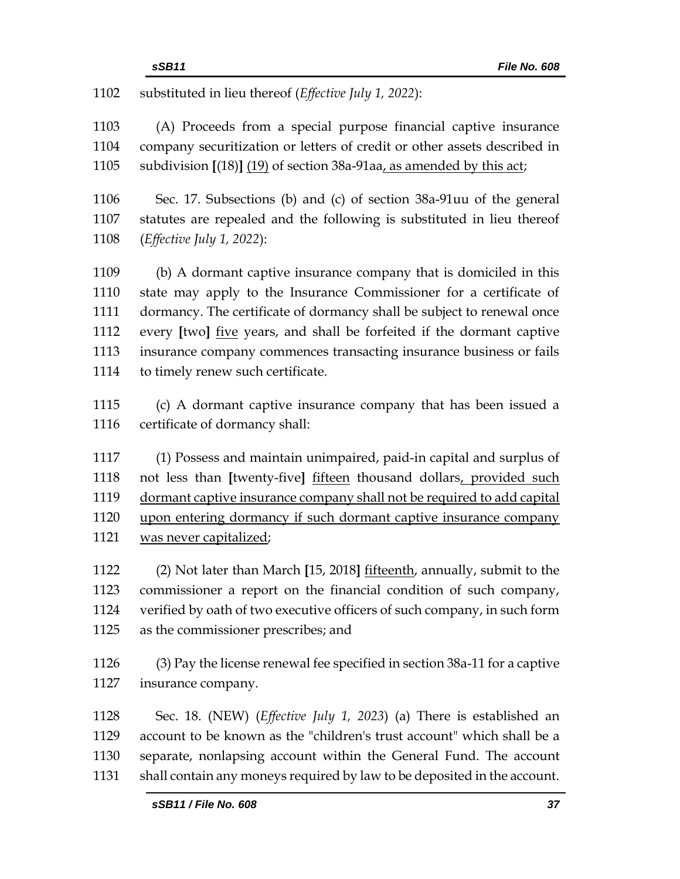substituted in lieu thereof (*Effective July 1, 2022*):

(A) Proceeds from a special purpose financial captive insurance company securitization or letters of credit or other assets described in subdivision [(18)] <u>(19)</u> of section 38a-91aa<u>, as amended by this act</u>;

Sec. 17. Subsections (b) and (c) of section 38a-91uu of the general statutes are repealed and the following is substituted in lieu thereof (*Effective July 1, 2022*):

(b) A dormant captive insurance company that is domiciled in this state may apply to the Insurance Commissioner for a certificate of dormancy. The certificate of dormancy shall be subject to renewal once every [two] <u>five</u> years, and shall be forfeited if the dormant captive insurance company commences transacting insurance business or fails to timely renew such certificate.

(c) A dormant captive insurance company that has been issued a certificate of dormancy shall:

(1) Possess and maintain unimpaired, paid-in capital and surplus of not less than [twenty-five] <u>fifteen</u> thousand dollars<u>, provided such dormant captive insurance company shall not be required to add capital upon entering dormancy if such dormant captive insurance company was never capitalized</u>;

(2) Not later than March [15, 2018] <u>fifteenth</u>, annually, submit to the commissioner a report on the financial condition of such company, verified by oath of two executive officers of such company, in such form as the commissioner prescribes; and

(3) Pay the license renewal fee specified in section 38a-11 for a captive insurance company.

Sec. 18. (NEW) (*Effective July 1, 2023*) (a) There is established an account to be known as the "children's trust account" which shall be a separate, nonlapsing account within the General Fund. The account shall contain any moneys required by law to be deposited in the account.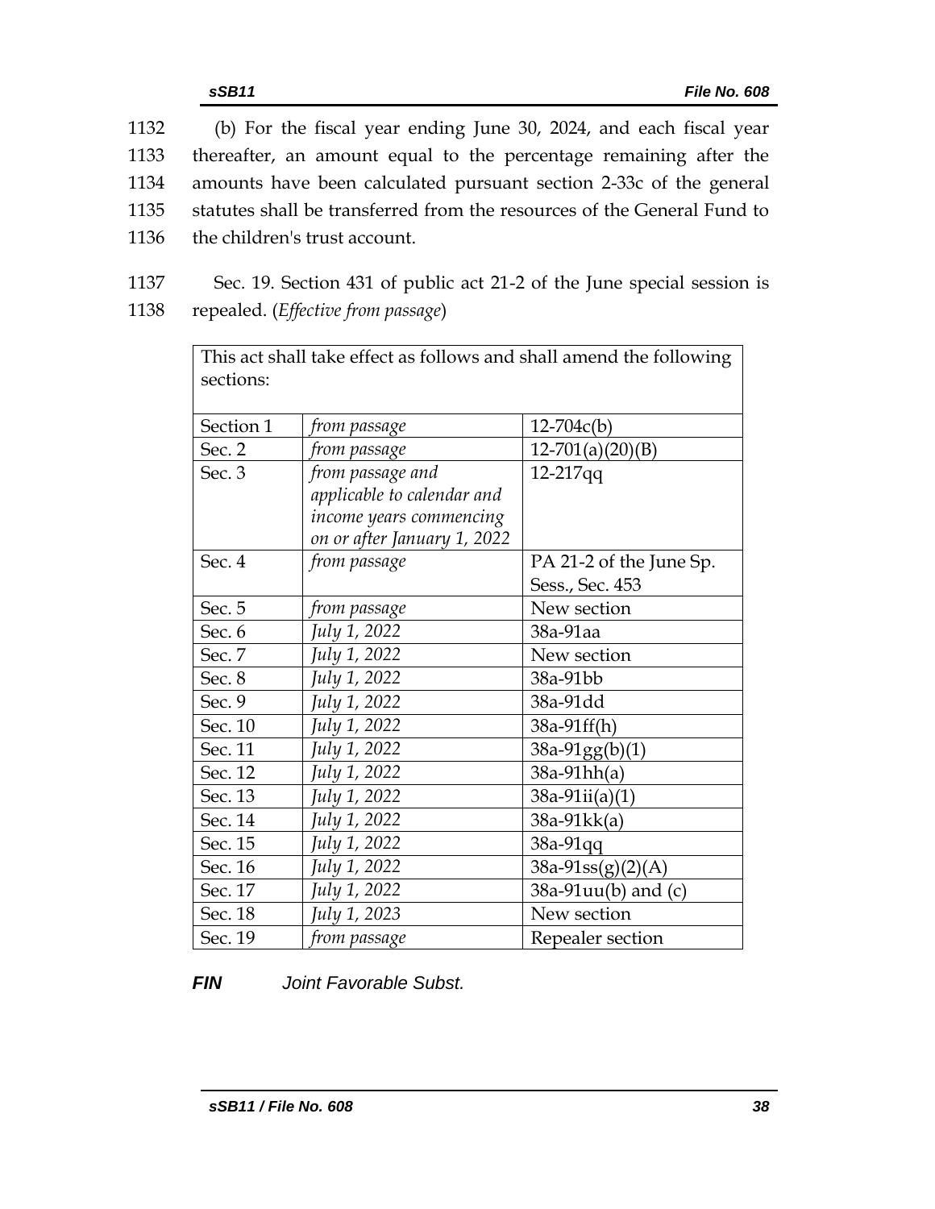1132 (b) For the fiscal year ending June 30, 2024, and each fiscal year
1133 thereafter, an amount equal to the percentage remaining after the
1134 amounts have been calculated pursuant section 2-33c of the general
1135 statutes shall be transferred from the resources of the General Fund to
1136 the children's trust account.

1137 Sec. 19. Section 431 of public act 21-2 of the June special session is
1138 repealed. (*Effective from passage*)

| This act shall take effect as follows and shall amend the following sections: | | |
|---|---|---|
| Section 1 | *from passage* | 12-704c(b) |
| Sec. 2 | *from passage* | 12-701(a)(20)(B) |
| Sec. 3 | *from passage and applicable to calendar and income years commencing on or after January 1, 2022* | 12-217qq |
| Sec. 4 | *from passage* | PA 21-2 of the June Sp. Sess., Sec. 453 |
| Sec. 5 | *from passage* | New section |
| Sec. 6 | *July 1, 2022* | 38a-91aa |
| Sec. 7 | *July 1, 2022* | New section |
| Sec. 8 | *July 1, 2022* | 38a-91bb |
| Sec. 9 | *July 1, 2022* | 38a-91dd |
| Sec. 10 | *July 1, 2022* | 38a-91ff(h) |
| Sec. 11 | *July 1, 2022* | 38a-91gg(b)(1) |
| Sec. 12 | *July 1, 2022* | 38a-91hh(a) |
| Sec. 13 | *July 1, 2022* | 38a-91ii(a)(1) |
| Sec. 14 | *July 1, 2022* | 38a-91kk(a) |
| Sec. 15 | *July 1, 2022* | 38a-91qq |
| Sec. 16 | *July 1, 2022* | 38a-91ss(g)(2)(A) |
| Sec. 17 | *July 1, 2022* | 38a-91uu(b) and (c) |
| Sec. 18 | *July 1, 2023* | New section |
| Sec. 19 | *from passage* | Repealer section |

***FIN*** *Joint Favorable Subst.*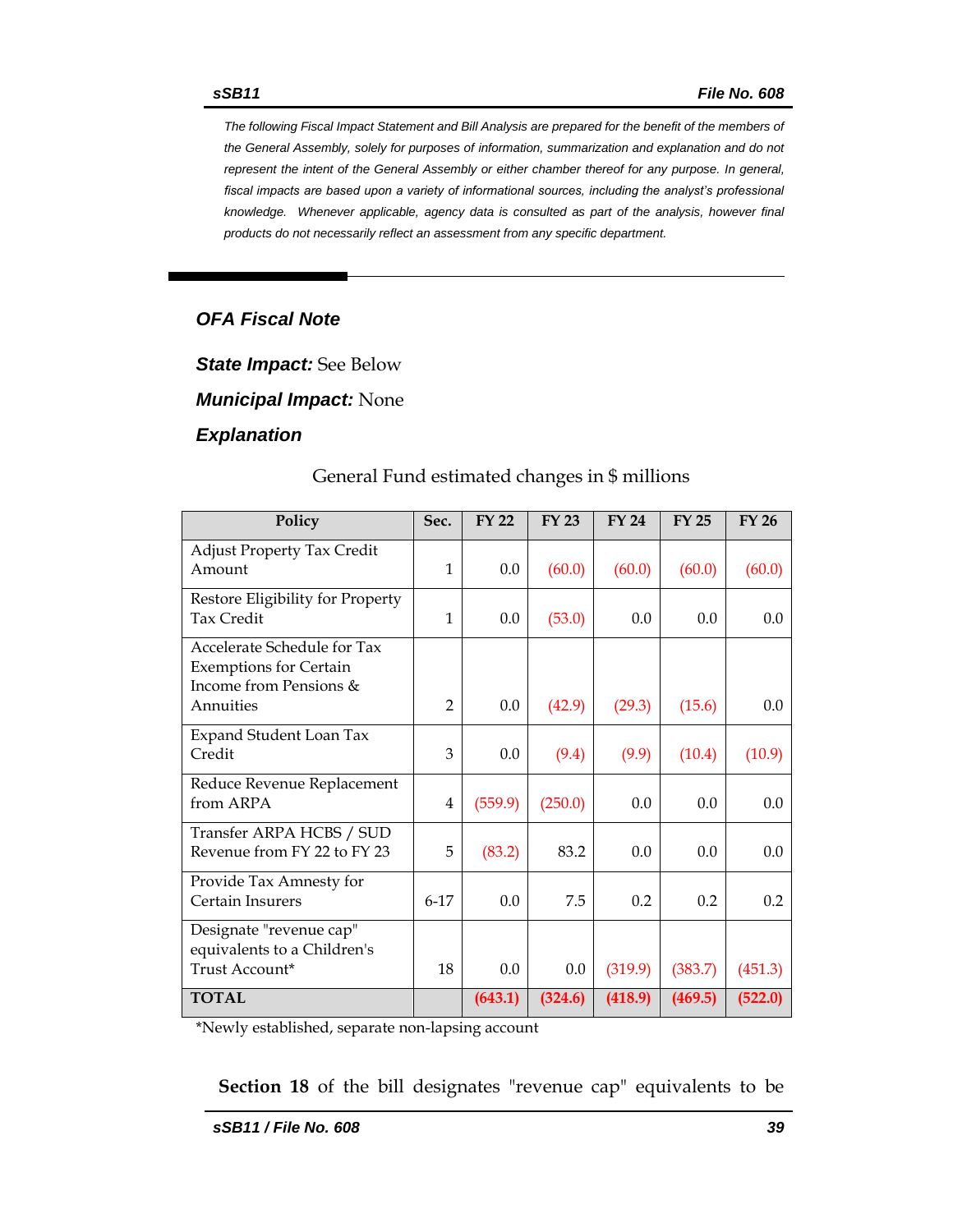*The following Fiscal Impact Statement and Bill Analysis are prepared for the benefit of the members of the General Assembly, solely for purposes of information, summarization and explanation and do not represent the intent of the General Assembly or either chamber thereof for any purpose. In general, fiscal impacts are based upon a variety of informational sources, including the analyst's professional knowledge. Whenever applicable, agency data is consulted as part of the analysis, however final products do not necessarily reflect an assessment from any specific department.*

## OFA Fiscal Note

**State Impact:** See Below

**Municipal Impact:** None

### Explanation

General Fund estimated changes in $ millions

| Policy | Sec. | FY 22 | FY 23 | FY 24 | FY 25 | FY 26 |
|---|---|---|---|---|---|---|
| Adjust Property Tax Credit Amount | 1 | 0.0 | (60.0) | (60.0) | (60.0) | (60.0) |
| Restore Eligibility for Property Tax Credit | 1 | 0.0 | (53.0) | 0.0 | 0.0 | 0.0 |
| Accelerate Schedule for Tax Exemptions for Certain Income from Pensions & Annuities | 2 | 0.0 | (42.9) | (29.3) | (15.6) | 0.0 |
| Expand Student Loan Tax Credit | 3 | 0.0 | (9.4) | (9.9) | (10.4) | (10.9) |
| Reduce Revenue Replacement from ARPA | 4 | (559.9) | (250.0) | 0.0 | 0.0 | 0.0 |
| Transfer ARPA HCBS / SUD Revenue from FY 22 to FY 23 | 5 | (83.2) | 83.2 | 0.0 | 0.0 | 0.0 |
| Provide Tax Amnesty for Certain Insurers | 6-17 | 0.0 | 7.5 | 0.2 | 0.2 | 0.2 |
| Designate "revenue cap" equivalents to a Children's Trust Account* | 18 | 0.0 | 0.0 | (319.9) | (383.7) | (451.3) |
| **TOTAL** | | **(643.1)** | **(324.6)** | **(418.9)** | **(469.5)** | **(522.0)** |

*Newly established, separate non-lapsing account

**Section 18** of the bill designates "revenue cap" equivalents to be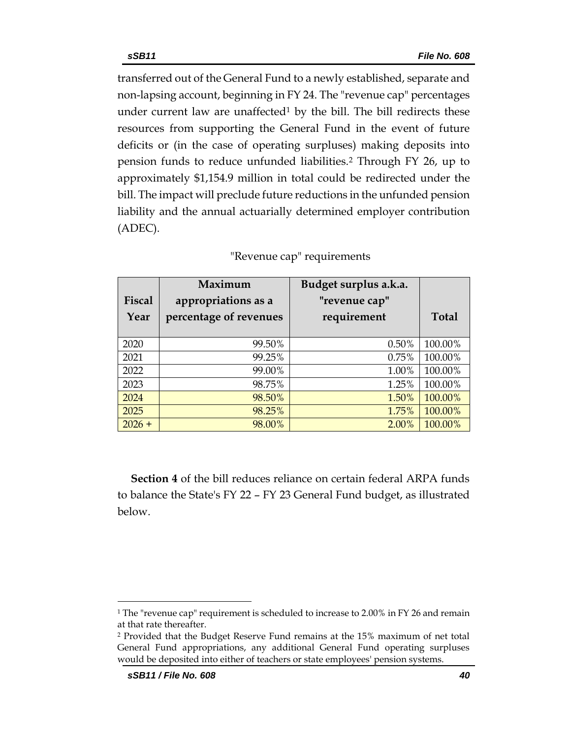transferred out of the General Fund to a newly established, separate and non-lapsing account, beginning in FY 24. The "revenue cap" percentages under current law are unaffected[1] by the bill. The bill redirects these resources from supporting the General Fund in the event of future deficits or (in the case of operating surpluses) making deposits into pension funds to reduce unfunded liabilities.[2] Through FY 26, up to approximately $1,154.9 million in total could be redirected under the bill. The impact will preclude future reductions in the unfunded pension liability and the annual actuarially determined employer contribution (ADEC).

"Revenue cap" requirements

| Fiscal Year | Maximum appropriations as a percentage of revenues | Budget surplus a.k.a. "revenue cap" requirement | Total |
|---|---|---|---|
| 2020 | 99.50% | 0.50% | 100.00% |
| 2021 | 99.25% | 0.75% | 100.00% |
| 2022 | 99.00% | 1.00% | 100.00% |
| 2023 | 98.75% | 1.25% | 100.00% |
| 2024 | 98.50% | 1.50% | 100.00% |
| 2025 | 98.25% | 1.75% | 100.00% |
| 2026 + | 98.00% | 2.00% | 100.00% |

**Section 4** of the bill reduces reliance on certain federal ARPA funds to balance the State's FY 22 – FY 23 General Fund budget, as illustrated below.

[1] The "revenue cap" requirement is scheduled to increase to 2.00% in FY 26 and remain at that rate thereafter.

[2] Provided that the Budget Reserve Fund remains at the 15% maximum of net total General Fund appropriations, any additional General Fund operating surpluses would be deposited into either of teachers or state employees' pension systems.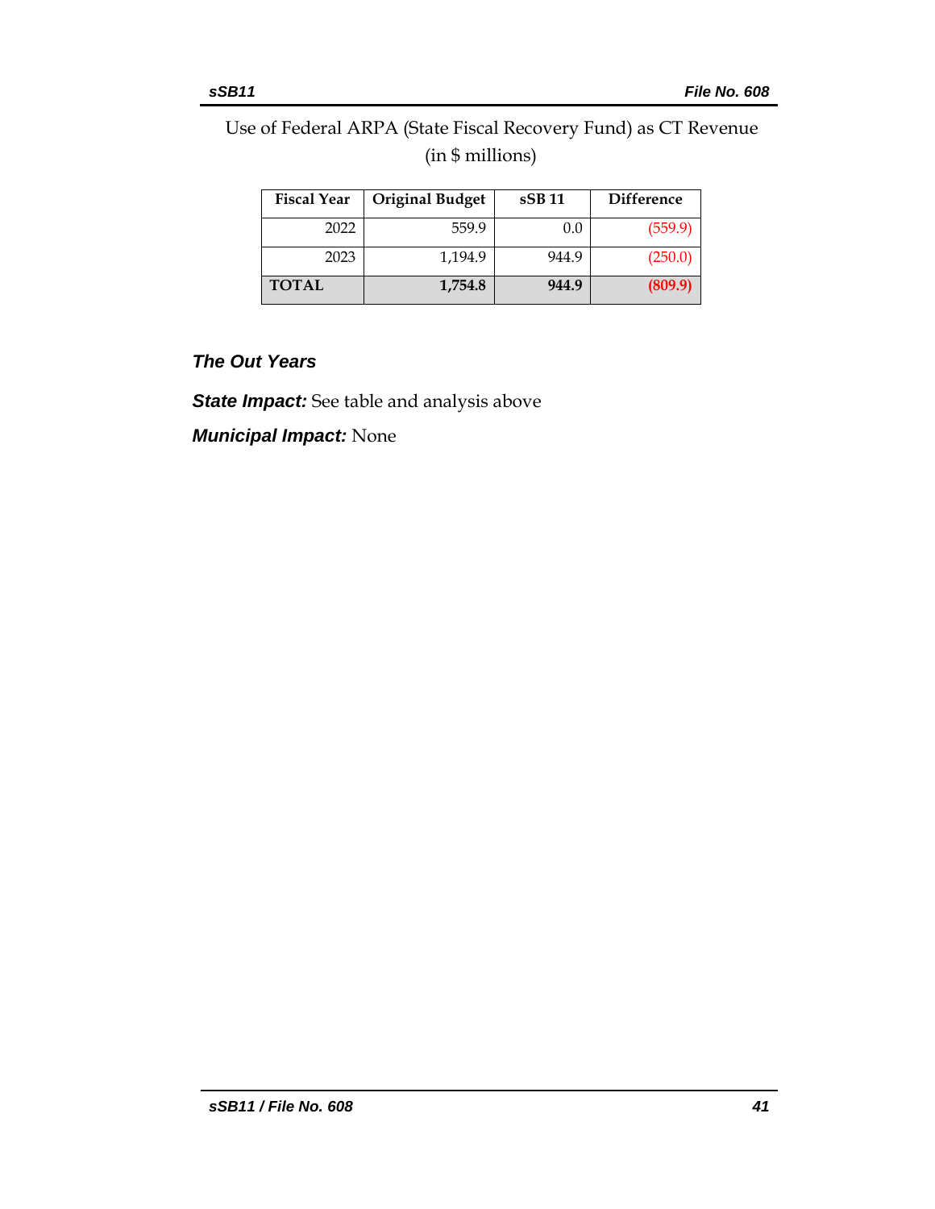Use of Federal ARPA (State Fiscal Recovery Fund) as CT Revenue (in $ millions)

| Fiscal Year | Original Budget | sSB 11 | Difference |
| --- | --- | --- | --- |
| 2022 | 559.9 | 0.0 | (559.9) |
| 2023 | 1,194.9 | 944.9 | (250.0) |
| **TOTAL** | **1,754.8** | **944.9** | **(809.9)** |

### The Out Years

***State Impact:*** See table and analysis above

***Municipal Impact:*** None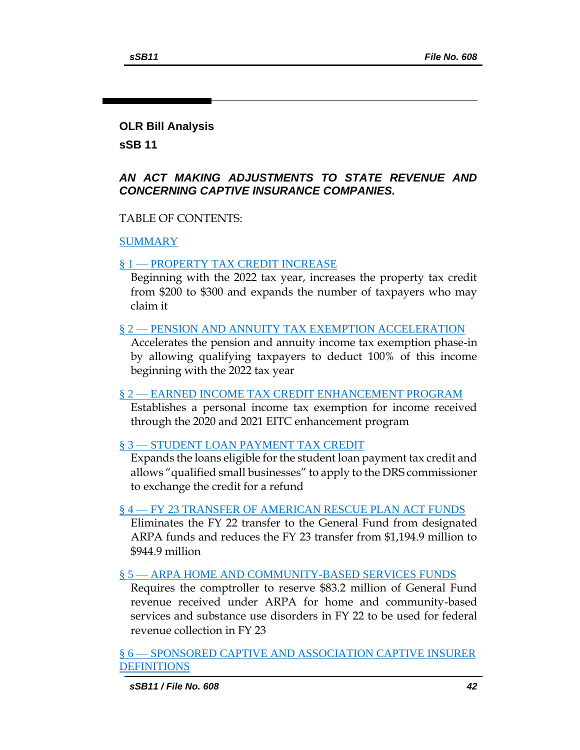# OLR Bill Analysis

## sSB 11

### *AN ACT MAKING ADJUSTMENTS TO STATE REVENUE AND CONCERNING CAPTIVE INSURANCE COMPANIES.*

TABLE OF CONTENTS:

SUMMARY

§ 1 — PROPERTY TAX CREDIT INCREASE

Beginning with the 2022 tax year, increases the property tax credit from $200 to $300 and expands the number of taxpayers who may claim it

§ 2 — PENSION AND ANNUITY TAX EXEMPTION ACCELERATION

Accelerates the pension and annuity income tax exemption phase-in by allowing qualifying taxpayers to deduct 100% of this income beginning with the 2022 tax year

§ 2 — EARNED INCOME TAX CREDIT ENHANCEMENT PROGRAM

Establishes a personal income tax exemption for income received through the 2020 and 2021 EITC enhancement program

§ 3 — STUDENT LOAN PAYMENT TAX CREDIT

Expands the loans eligible for the student loan payment tax credit and allows "qualified small businesses" to apply to the DRS commissioner to exchange the credit for a refund

§ 4 — FY 23 TRANSFER OF AMERICAN RESCUE PLAN ACT FUNDS

Eliminates the FY 22 transfer to the General Fund from designated ARPA funds and reduces the FY 23 transfer from $1,194.9 million to $944.9 million

§ 5 — ARPA HOME AND COMMUNITY-BASED SERVICES FUNDS

Requires the comptroller to reserve $83.2 million of General Fund revenue received under ARPA for home and community-based services and substance use disorders in FY 22 to be used for federal revenue collection in FY 23

§ 6 — SPONSORED CAPTIVE AND ASSOCIATION CAPTIVE INSURER DEFINITIONS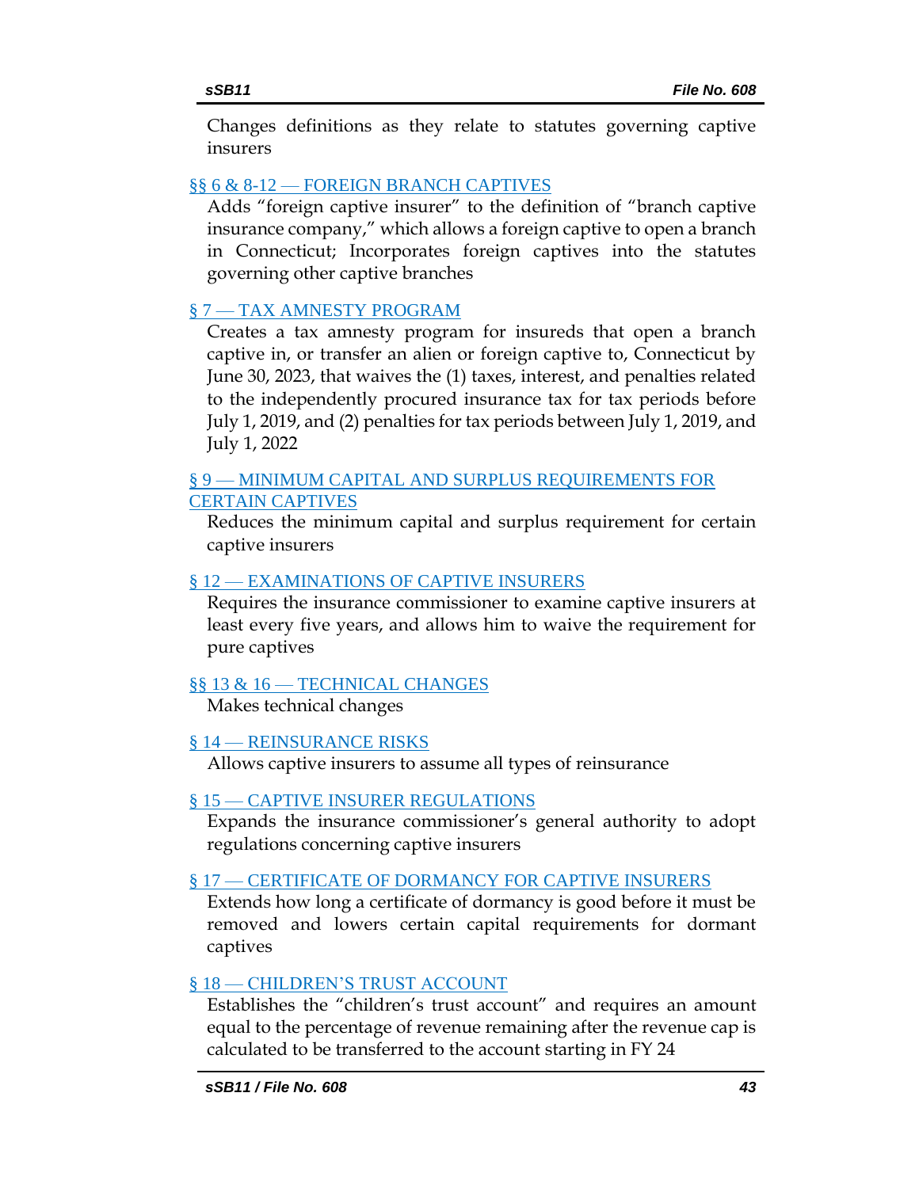Changes definitions as they relate to statutes governing captive insurers

§§ 6 & 8-12 — FOREIGN BRANCH CAPTIVES

Adds "foreign captive insurer" to the definition of "branch captive insurance company," which allows a foreign captive to open a branch in Connecticut; Incorporates foreign captives into the statutes governing other captive branches

§ 7 — TAX AMNESTY PROGRAM

Creates a tax amnesty program for insureds that open a branch captive in, or transfer an alien or foreign captive to, Connecticut by June 30, 2023, that waives the (1) taxes, interest, and penalties related to the independently procured insurance tax for tax periods before July 1, 2019, and (2) penalties for tax periods between July 1, 2019, and July 1, 2022

§ 9 — MINIMUM CAPITAL AND SURPLUS REQUIREMENTS FOR CERTAIN CAPTIVES

Reduces the minimum capital and surplus requirement for certain captive insurers

§ 12 — EXAMINATIONS OF CAPTIVE INSURERS

Requires the insurance commissioner to examine captive insurers at least every five years, and allows him to waive the requirement for pure captives

§§ 13 & 16 — TECHNICAL CHANGES

Makes technical changes

§ 14 — REINSURANCE RISKS

Allows captive insurers to assume all types of reinsurance

§ 15 — CAPTIVE INSURER REGULATIONS

Expands the insurance commissioner's general authority to adopt regulations concerning captive insurers

§ 17 — CERTIFICATE OF DORMANCY FOR CAPTIVE INSURERS

Extends how long a certificate of dormancy is good before it must be removed and lowers certain capital requirements for dormant captives

§ 18 — CHILDREN'S TRUST ACCOUNT

Establishes the "children's trust account" and requires an amount equal to the percentage of revenue remaining after the revenue cap is calculated to be transferred to the account starting in FY 24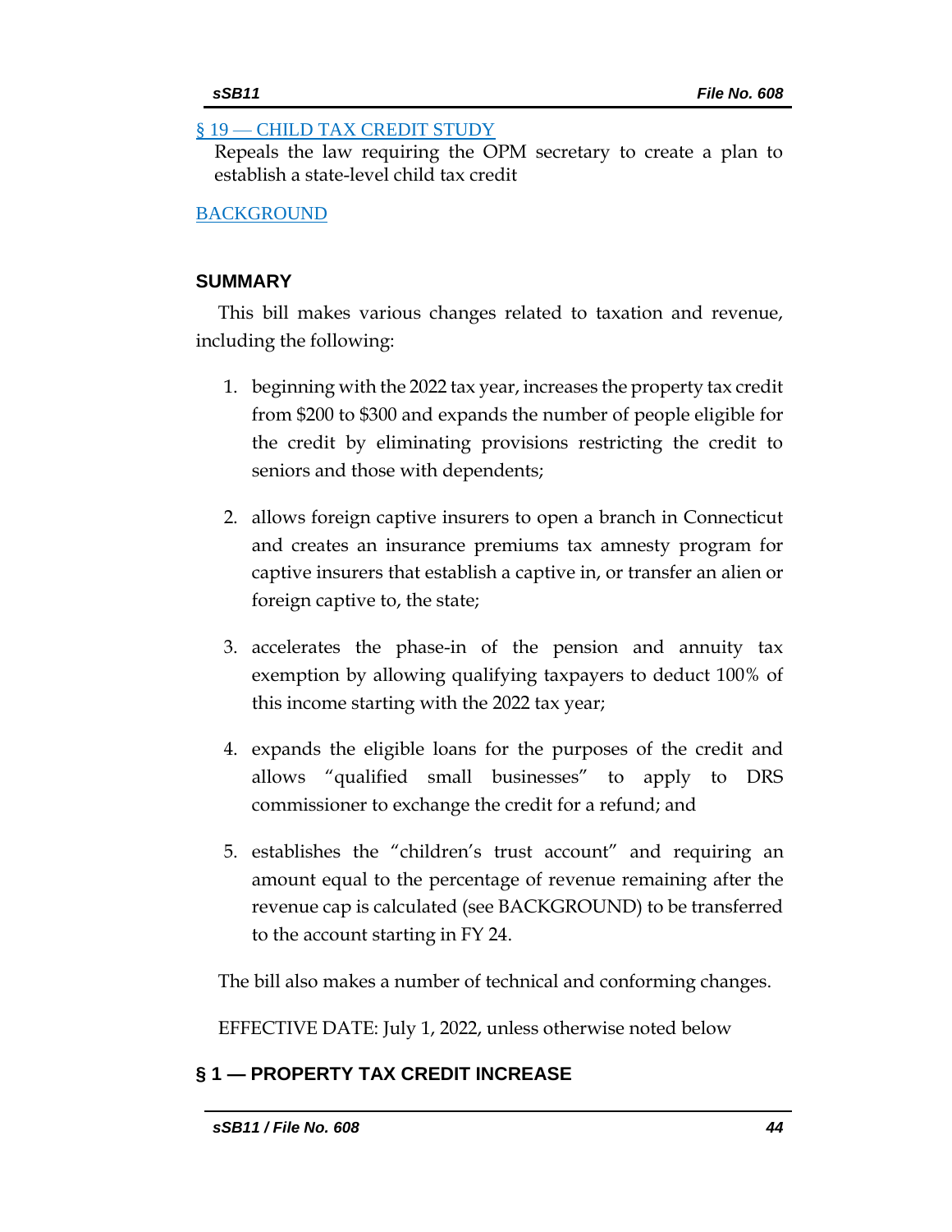[§ 19 — CHILD TAX CREDIT STUDY]

Repeals the law requiring the OPM secretary to create a plan to establish a state-level child tax credit

[BACKGROUND]

## SUMMARY

This bill makes various changes related to taxation and revenue, including the following:

1. beginning with the 2022 tax year, increases the property tax credit from $200 to $300 and expands the number of people eligible for the credit by eliminating provisions restricting the credit to seniors and those with dependents;

2. allows foreign captive insurers to open a branch in Connecticut and creates an insurance premiums tax amnesty program for captive insurers that establish a captive in, or transfer an alien or foreign captive to, the state;

3. accelerates the phase-in of the pension and annuity tax exemption by allowing qualifying taxpayers to deduct 100% of this income starting with the 2022 tax year;

4. expands the eligible loans for the purposes of the credit and allows "qualified small businesses" to apply to DRS commissioner to exchange the credit for a refund; and

5. establishes the "children's trust account" and requiring an amount equal to the percentage of revenue remaining after the revenue cap is calculated (see BACKGROUND) to be transferred to the account starting in FY 24.

The bill also makes a number of technical and conforming changes.

EFFECTIVE DATE: July 1, 2022, unless otherwise noted below

## § 1 — PROPERTY TAX CREDIT INCREASE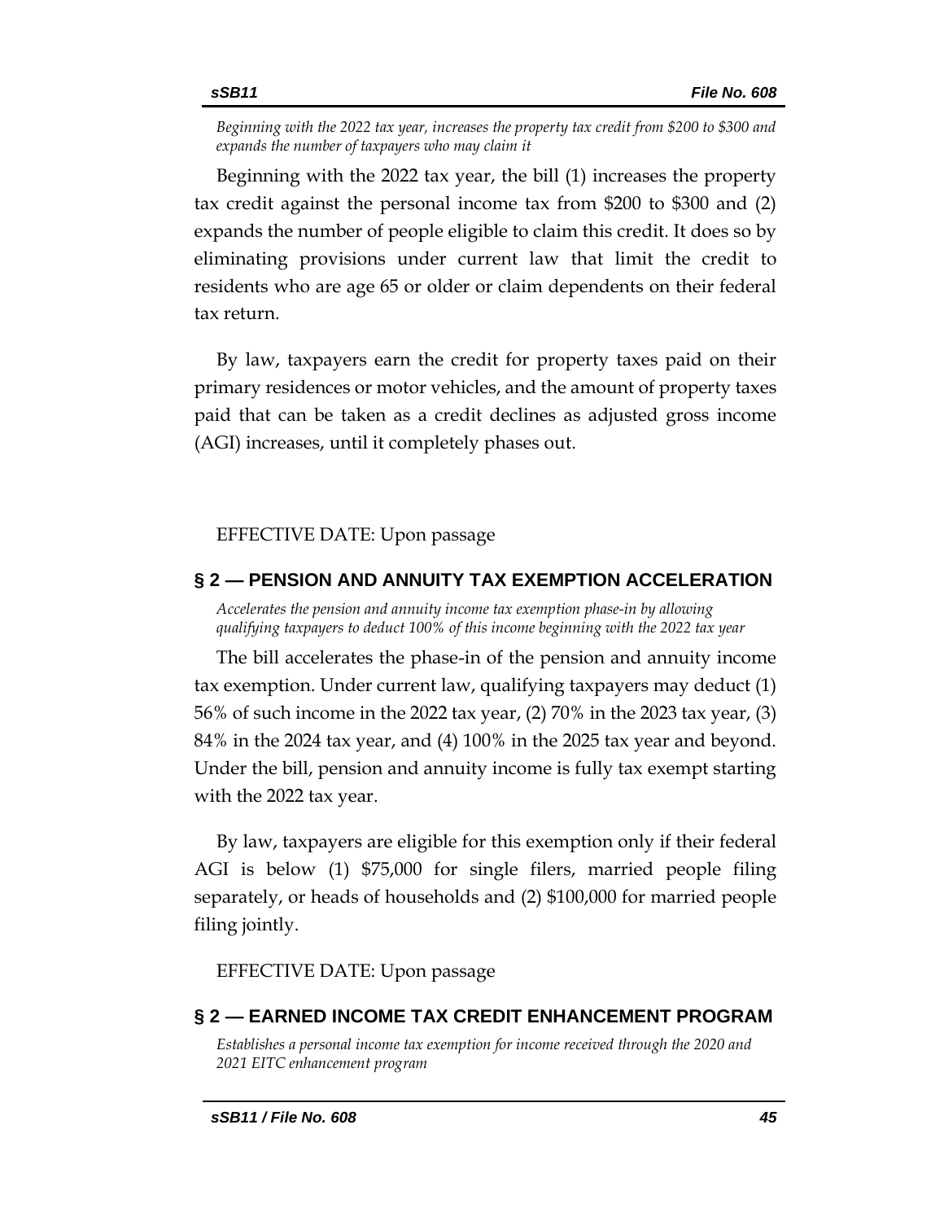*Beginning with the 2022 tax year, increases the property tax credit from $200 to $300 and expands the number of taxpayers who may claim it*

Beginning with the 2022 tax year, the bill (1) increases the property tax credit against the personal income tax from $200 to $300 and (2) expands the number of people eligible to claim this credit. It does so by eliminating provisions under current law that limit the credit to residents who are age 65 or older or claim dependents on their federal tax return.

By law, taxpayers earn the credit for property taxes paid on their primary residences or motor vehicles, and the amount of property taxes paid that can be taken as a credit declines as adjusted gross income (AGI) increases, until it completely phases out.

EFFECTIVE DATE: Upon passage

## § 2 — PENSION AND ANNUITY TAX EXEMPTION ACCELERATION

*Accelerates the pension and annuity income tax exemption phase-in by allowing qualifying taxpayers to deduct 100% of this income beginning with the 2022 tax year*

The bill accelerates the phase-in of the pension and annuity income tax exemption. Under current law, qualifying taxpayers may deduct (1) 56% of such income in the 2022 tax year, (2) 70% in the 2023 tax year, (3) 84% in the 2024 tax year, and (4) 100% in the 2025 tax year and beyond. Under the bill, pension and annuity income is fully tax exempt starting with the 2022 tax year.

By law, taxpayers are eligible for this exemption only if their federal AGI is below (1) $75,000 for single filers, married people filing separately, or heads of households and (2) $100,000 for married people filing jointly.

EFFECTIVE DATE: Upon passage

## § 2 — EARNED INCOME TAX CREDIT ENHANCEMENT PROGRAM

*Establishes a personal income tax exemption for income received through the 2020 and 2021 EITC enhancement program*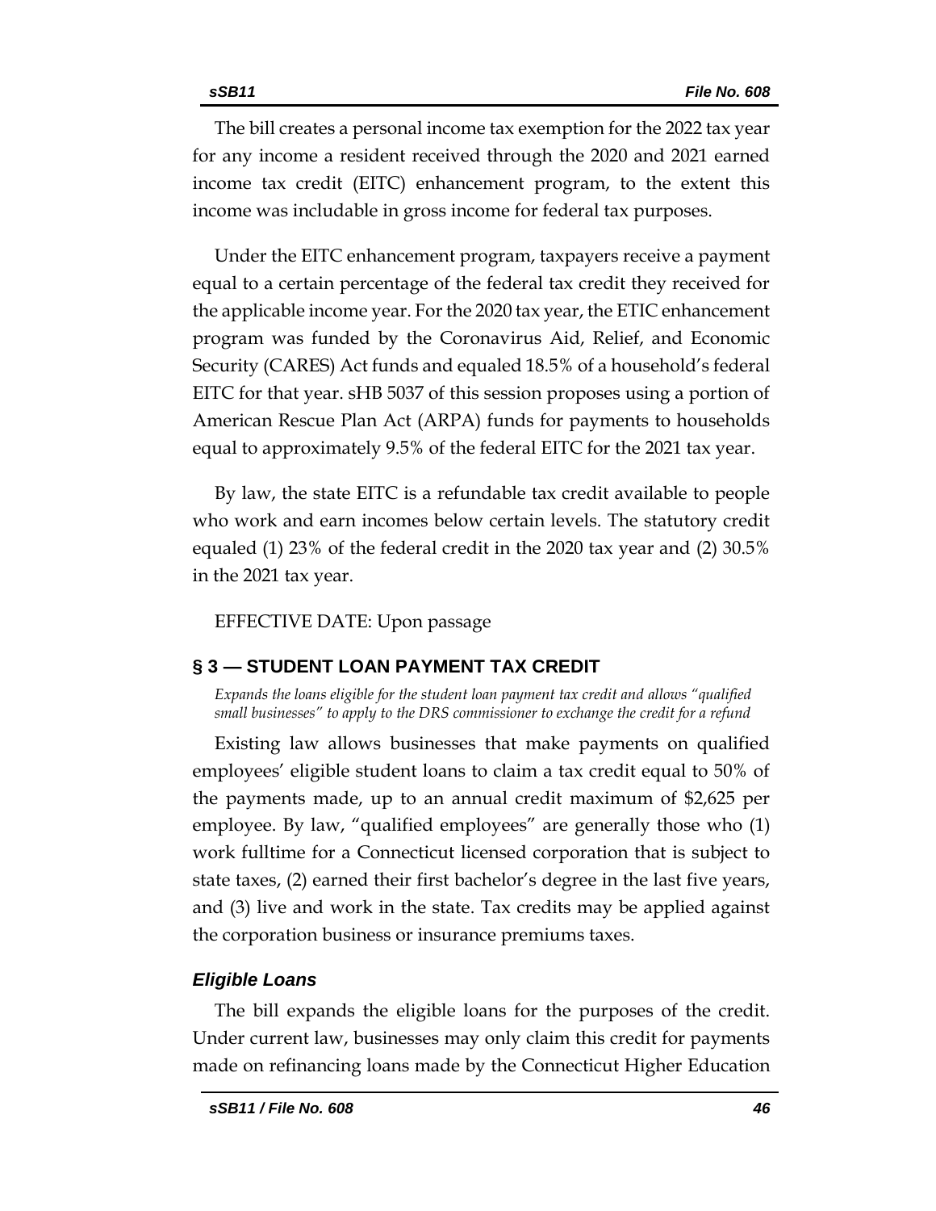The bill creates a personal income tax exemption for the 2022 tax year for any income a resident received through the 2020 and 2021 earned income tax credit (EITC) enhancement program, to the extent this income was includable in gross income for federal tax purposes.

Under the EITC enhancement program, taxpayers receive a payment equal to a certain percentage of the federal tax credit they received for the applicable income year. For the 2020 tax year, the ETIC enhancement program was funded by the Coronavirus Aid, Relief, and Economic Security (CARES) Act funds and equaled 18.5% of a household's federal EITC for that year. sHB 5037 of this session proposes using a portion of American Rescue Plan Act (ARPA) funds for payments to households equal to approximately 9.5% of the federal EITC for the 2021 tax year.

By law, the state EITC is a refundable tax credit available to people who work and earn incomes below certain levels. The statutory credit equaled (1) 23% of the federal credit in the 2020 tax year and (2) 30.5% in the 2021 tax year.

EFFECTIVE DATE: Upon passage

## § 3 — STUDENT LOAN PAYMENT TAX CREDIT

*Expands the loans eligible for the student loan payment tax credit and allows "qualified small businesses" to apply to the DRS commissioner to exchange the credit for a refund*

Existing law allows businesses that make payments on qualified employees' eligible student loans to claim a tax credit equal to 50% of the payments made, up to an annual credit maximum of $2,625 per employee. By law, "qualified employees" are generally those who (1) work fulltime for a Connecticut licensed corporation that is subject to state taxes, (2) earned their first bachelor's degree in the last five years, and (3) live and work in the state. Tax credits may be applied against the corporation business or insurance premiums taxes.

### *Eligible Loans*

The bill expands the eligible loans for the purposes of the credit. Under current law, businesses may only claim this credit for payments made on refinancing loans made by the Connecticut Higher Education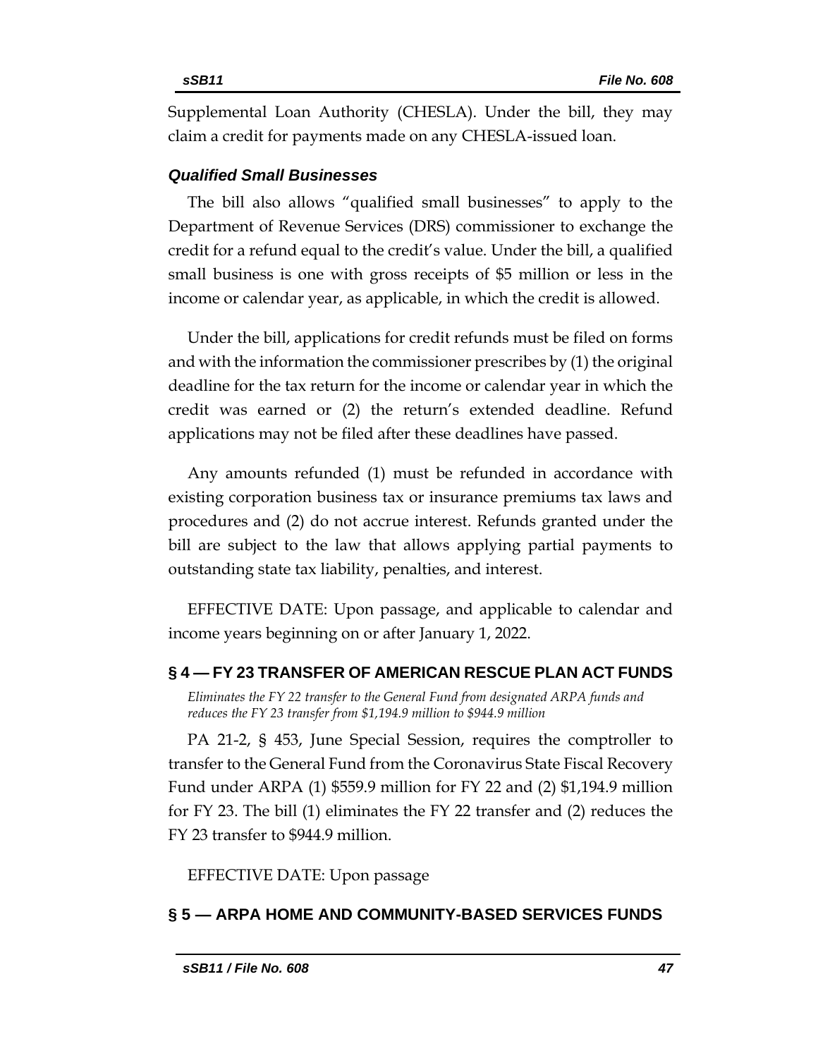Supplemental Loan Authority (CHESLA). Under the bill, they may claim a credit for payments made on any CHESLA-issued loan.

### *Qualified Small Businesses*

The bill also allows "qualified small businesses" to apply to the Department of Revenue Services (DRS) commissioner to exchange the credit for a refund equal to the credit's value. Under the bill, a qualified small business is one with gross receipts of $5 million or less in the income or calendar year, as applicable, in which the credit is allowed.

Under the bill, applications for credit refunds must be filed on forms and with the information the commissioner prescribes by (1) the original deadline for the tax return for the income or calendar year in which the credit was earned or (2) the return's extended deadline. Refund applications may not be filed after these deadlines have passed.

Any amounts refunded (1) must be refunded in accordance with existing corporation business tax or insurance premiums tax laws and procedures and (2) do not accrue interest. Refunds granted under the bill are subject to the law that allows applying partial payments to outstanding state tax liability, penalties, and interest.

EFFECTIVE DATE: Upon passage, and applicable to calendar and income years beginning on or after January 1, 2022.

## § 4 — FY 23 TRANSFER OF AMERICAN RESCUE PLAN ACT FUNDS

*Eliminates the FY 22 transfer to the General Fund from designated ARPA funds and reduces the FY 23 transfer from $1,194.9 million to $944.9 million*

PA 21-2, § 453, June Special Session, requires the comptroller to transfer to the General Fund from the Coronavirus State Fiscal Recovery Fund under ARPA (1) $559.9 million for FY 22 and (2) $1,194.9 million for FY 23. The bill (1) eliminates the FY 22 transfer and (2) reduces the FY 23 transfer to $944.9 million.

EFFECTIVE DATE: Upon passage

## § 5 — ARPA HOME AND COMMUNITY-BASED SERVICES FUNDS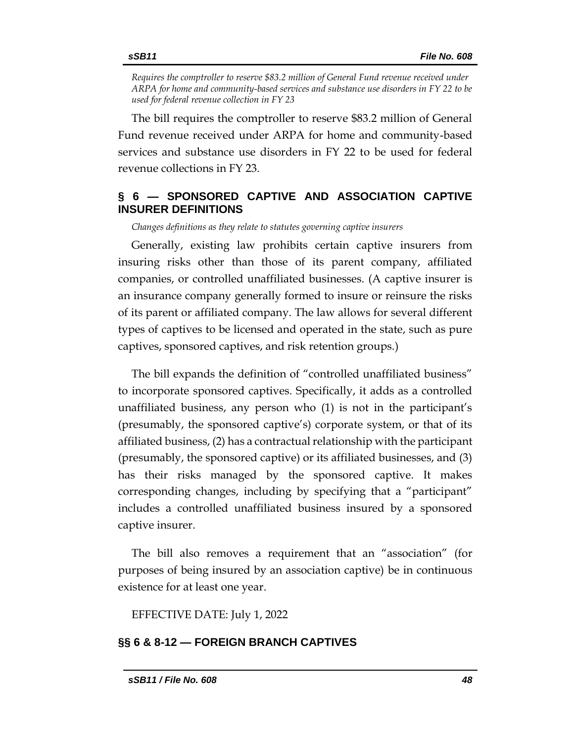*Requires the comptroller to reserve $83.2 million of General Fund revenue received under ARPA for home and community-based services and substance use disorders in FY 22 to be used for federal revenue collection in FY 23*

The bill requires the comptroller to reserve $83.2 million of General Fund revenue received under ARPA for home and community-based services and substance use disorders in FY 22 to be used for federal revenue collections in FY 23.

## § 6 — SPONSORED CAPTIVE AND ASSOCIATION CAPTIVE INSURER DEFINITIONS

*Changes definitions as they relate to statutes governing captive insurers*

Generally, existing law prohibits certain captive insurers from insuring risks other than those of its parent company, affiliated companies, or controlled unaffiliated businesses. (A captive insurer is an insurance company generally formed to insure or reinsure the risks of its parent or affiliated company. The law allows for several different types of captives to be licensed and operated in the state, such as pure captives, sponsored captives, and risk retention groups.)

The bill expands the definition of "controlled unaffiliated business" to incorporate sponsored captives. Specifically, it adds as a controlled unaffiliated business, any person who (1) is not in the participant's (presumably, the sponsored captive's) corporate system, or that of its affiliated business, (2) has a contractual relationship with the participant (presumably, the sponsored captive) or its affiliated businesses, and (3) has their risks managed by the sponsored captive. It makes corresponding changes, including by specifying that a "participant" includes a controlled unaffiliated business insured by a sponsored captive insurer.

The bill also removes a requirement that an "association" (for purposes of being insured by an association captive) be in continuous existence for at least one year.

EFFECTIVE DATE: July 1, 2022

## §§ 6 & 8-12 — FOREIGN BRANCH CAPTIVES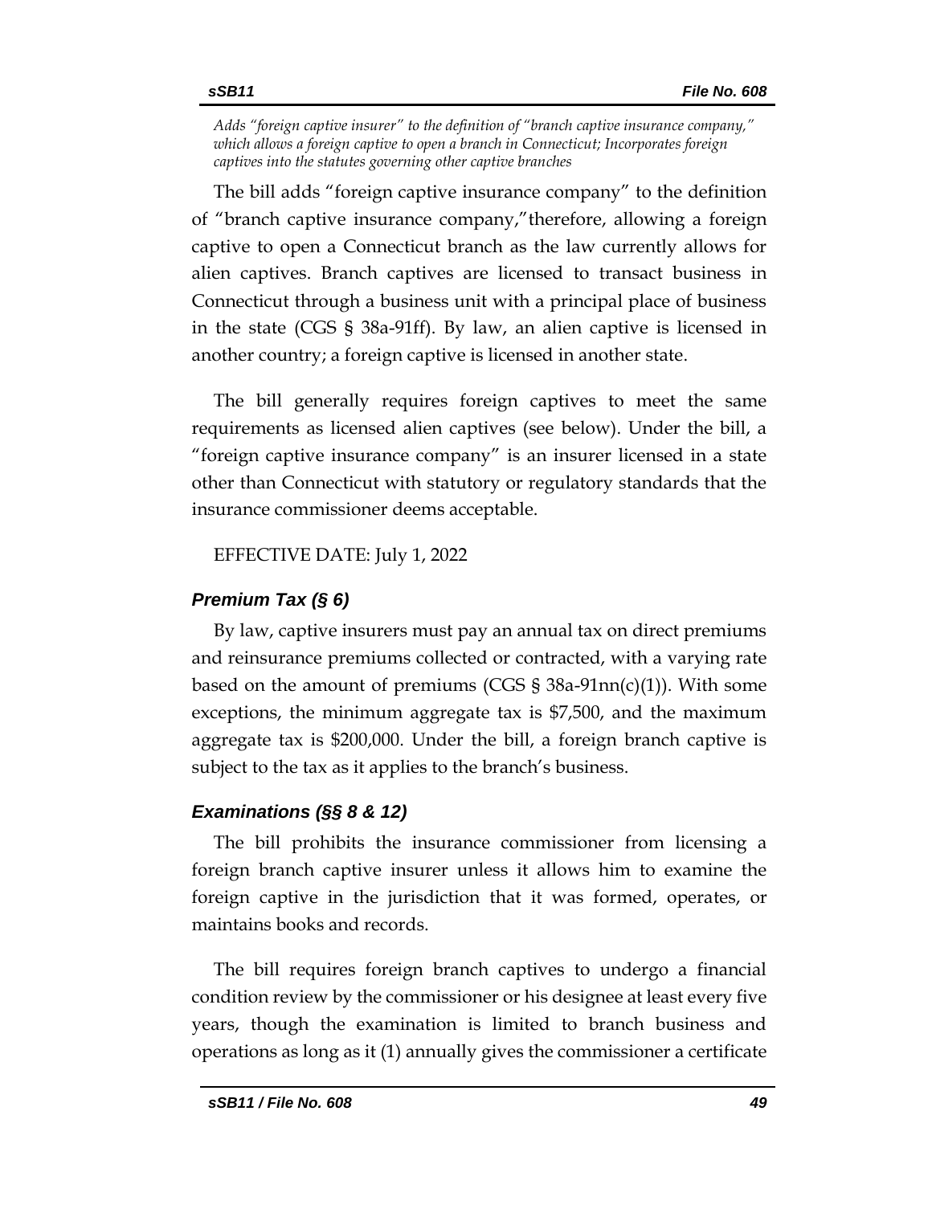*Adds "foreign captive insurer" to the definition of "branch captive insurance company," which allows a foreign captive to open a branch in Connecticut; Incorporates foreign captives into the statutes governing other captive branches*

The bill adds "foreign captive insurance company" to the definition of "branch captive insurance company,"therefore, allowing a foreign captive to open a Connecticut branch as the law currently allows for alien captives. Branch captives are licensed to transact business in Connecticut through a business unit with a principal place of business in the state (CGS § 38a-91ff). By law, an alien captive is licensed in another country; a foreign captive is licensed in another state.

The bill generally requires foreign captives to meet the same requirements as licensed alien captives (see below). Under the bill, a "foreign captive insurance company" is an insurer licensed in a state other than Connecticut with statutory or regulatory standards that the insurance commissioner deems acceptable.

EFFECTIVE DATE: July 1, 2022

### *Premium Tax (§ 6)*

By law, captive insurers must pay an annual tax on direct premiums and reinsurance premiums collected or contracted, with a varying rate based on the amount of premiums (CGS § 38a-91nn(c)(1)). With some exceptions, the minimum aggregate tax is $7,500, and the maximum aggregate tax is $200,000. Under the bill, a foreign branch captive is subject to the tax as it applies to the branch's business.

### *Examinations (§§ 8 & 12)*

The bill prohibits the insurance commissioner from licensing a foreign branch captive insurer unless it allows him to examine the foreign captive in the jurisdiction that it was formed, operates, or maintains books and records.

The bill requires foreign branch captives to undergo a financial condition review by the commissioner or his designee at least every five years, though the examination is limited to branch business and operations as long as it (1) annually gives the commissioner a certificate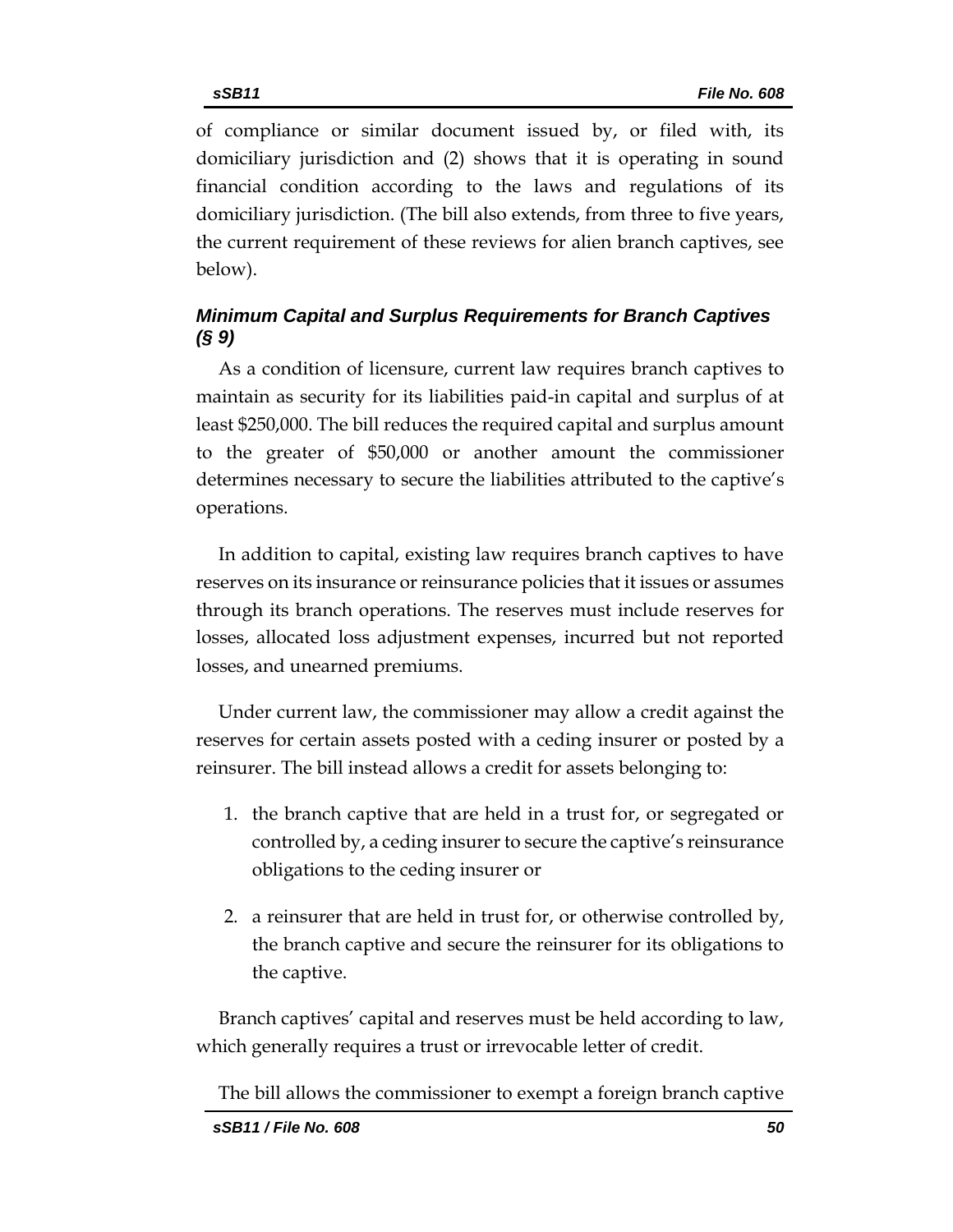of compliance or similar document issued by, or filed with, its domiciliary jurisdiction and (2) shows that it is operating in sound financial condition according to the laws and regulations of its domiciliary jurisdiction. (The bill also extends, from three to five years, the current requirement of these reviews for alien branch captives, see below).

### *Minimum Capital and Surplus Requirements for Branch Captives (§ 9)*

As a condition of licensure, current law requires branch captives to maintain as security for its liabilities paid-in capital and surplus of at least $250,000. The bill reduces the required capital and surplus amount to the greater of $50,000 or another amount the commissioner determines necessary to secure the liabilities attributed to the captive's operations.

In addition to capital, existing law requires branch captives to have reserves on its insurance or reinsurance policies that it issues or assumes through its branch operations. The reserves must include reserves for losses, allocated loss adjustment expenses, incurred but not reported losses, and unearned premiums.

Under current law, the commissioner may allow a credit against the reserves for certain assets posted with a ceding insurer or posted by a reinsurer. The bill instead allows a credit for assets belonging to:

1. the branch captive that are held in a trust for, or segregated or controlled by, a ceding insurer to secure the captive's reinsurance obligations to the ceding insurer or
2. a reinsurer that are held in trust for, or otherwise controlled by, the branch captive and secure the reinsurer for its obligations to the captive.

Branch captives' capital and reserves must be held according to law, which generally requires a trust or irrevocable letter of credit.

The bill allows the commissioner to exempt a foreign branch captive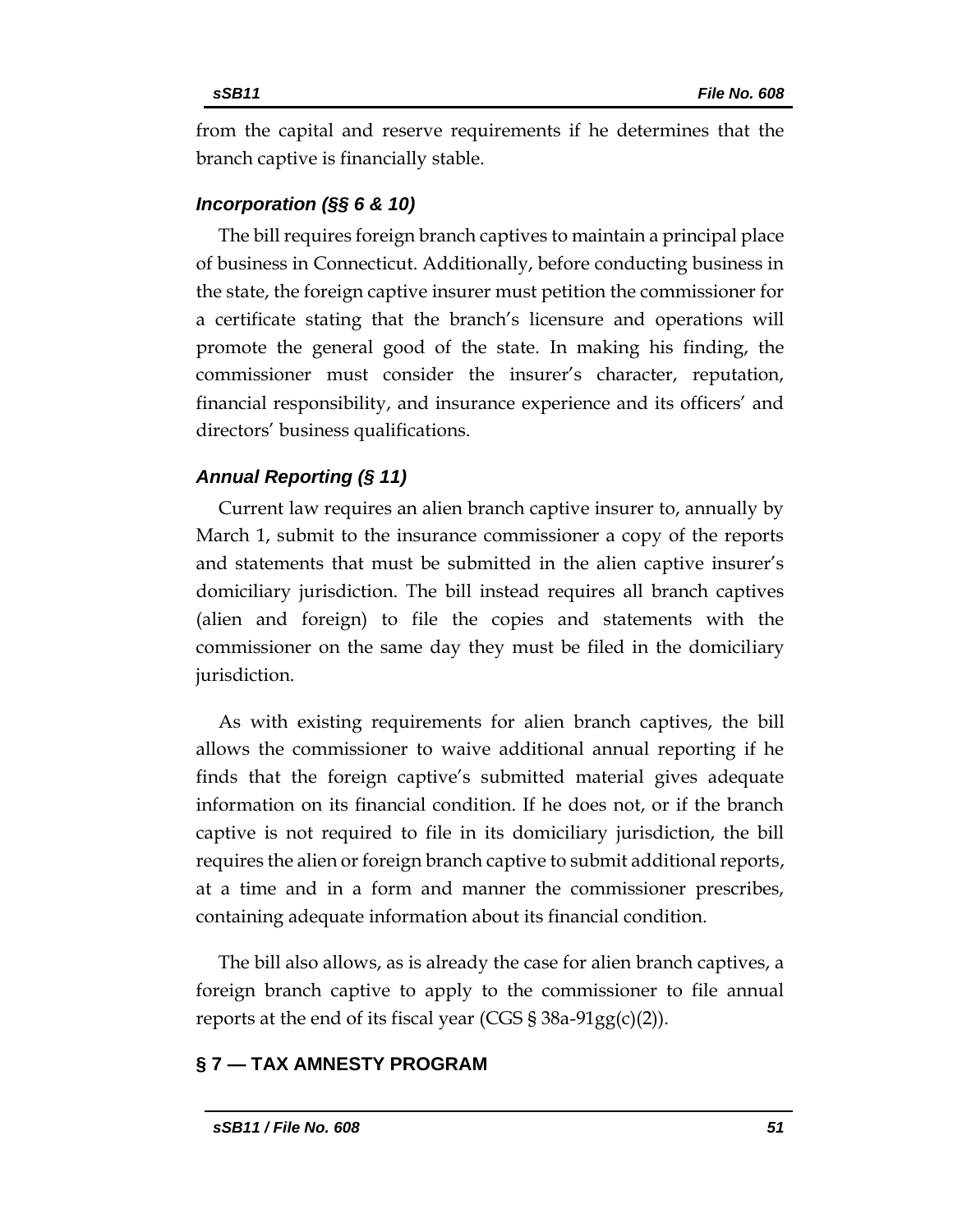from the capital and reserve requirements if he determines that the branch captive is financially stable.

### *Incorporation (§§ 6 & 10)*

The bill requires foreign branch captives to maintain a principal place of business in Connecticut. Additionally, before conducting business in the state, the foreign captive insurer must petition the commissioner for a certificate stating that the branch's licensure and operations will promote the general good of the state. In making his finding, the commissioner must consider the insurer's character, reputation, financial responsibility, and insurance experience and its officers' and directors' business qualifications.

### *Annual Reporting (§ 11)*

Current law requires an alien branch captive insurer to, annually by March 1, submit to the insurance commissioner a copy of the reports and statements that must be submitted in the alien captive insurer's domiciliary jurisdiction. The bill instead requires all branch captives (alien and foreign) to file the copies and statements with the commissioner on the same day they must be filed in the domiciliary jurisdiction.

As with existing requirements for alien branch captives, the bill allows the commissioner to waive additional annual reporting if he finds that the foreign captive's submitted material gives adequate information on its financial condition. If he does not, or if the branch captive is not required to file in its domiciliary jurisdiction, the bill requires the alien or foreign branch captive to submit additional reports, at a time and in a form and manner the commissioner prescribes, containing adequate information about its financial condition.

The bill also allows, as is already the case for alien branch captives, a foreign branch captive to apply to the commissioner to file annual reports at the end of its fiscal year (CGS § 38a-91gg(c)(2)).

## § 7 — TAX AMNESTY PROGRAM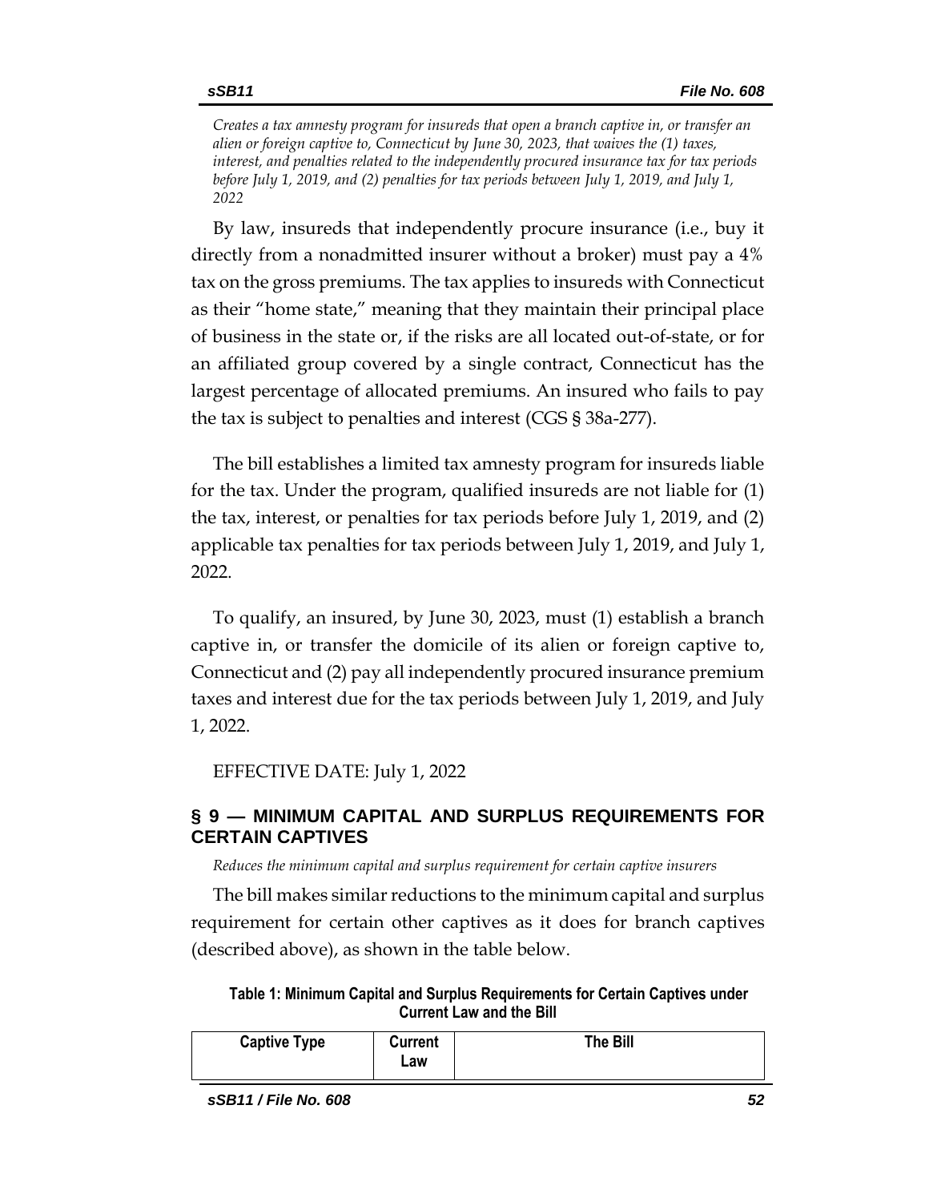*Creates a tax amnesty program for insureds that open a branch captive in, or transfer an alien or foreign captive to, Connecticut by June 30, 2023, that waives the (1) taxes, interest, and penalties related to the independently procured insurance tax for tax periods before July 1, 2019, and (2) penalties for tax periods between July 1, 2019, and July 1, 2022*

By law, insureds that independently procure insurance (i.e., buy it directly from a nonadmitted insurer without a broker) must pay a 4% tax on the gross premiums. The tax applies to insureds with Connecticut as their "home state," meaning that they maintain their principal place of business in the state or, if the risks are all located out-of-state, or for an affiliated group covered by a single contract, Connecticut has the largest percentage of allocated premiums. An insured who fails to pay the tax is subject to penalties and interest (CGS § 38a-277).

The bill establishes a limited tax amnesty program for insureds liable for the tax. Under the program, qualified insureds are not liable for (1) the tax, interest, or penalties for tax periods before July 1, 2019, and (2) applicable tax penalties for tax periods between July 1, 2019, and July 1, 2022.

To qualify, an insured, by June 30, 2023, must (1) establish a branch captive in, or transfer the domicile of its alien or foreign captive to, Connecticut and (2) pay all independently procured insurance premium taxes and interest due for the tax periods between July 1, 2019, and July 1, 2022.

EFFECTIVE DATE: July 1, 2022

## § 9 — MINIMUM CAPITAL AND SURPLUS REQUIREMENTS FOR CERTAIN CAPTIVES

*Reduces the minimum capital and surplus requirement for certain captive insurers*

The bill makes similar reductions to the minimum capital and surplus requirement for certain other captives as it does for branch captives (described above), as shown in the table below.

**Table 1: Minimum Capital and Surplus Requirements for Certain Captives under Current Law and the Bill**

| Captive Type | Current Law | The Bill |
|---|---|---|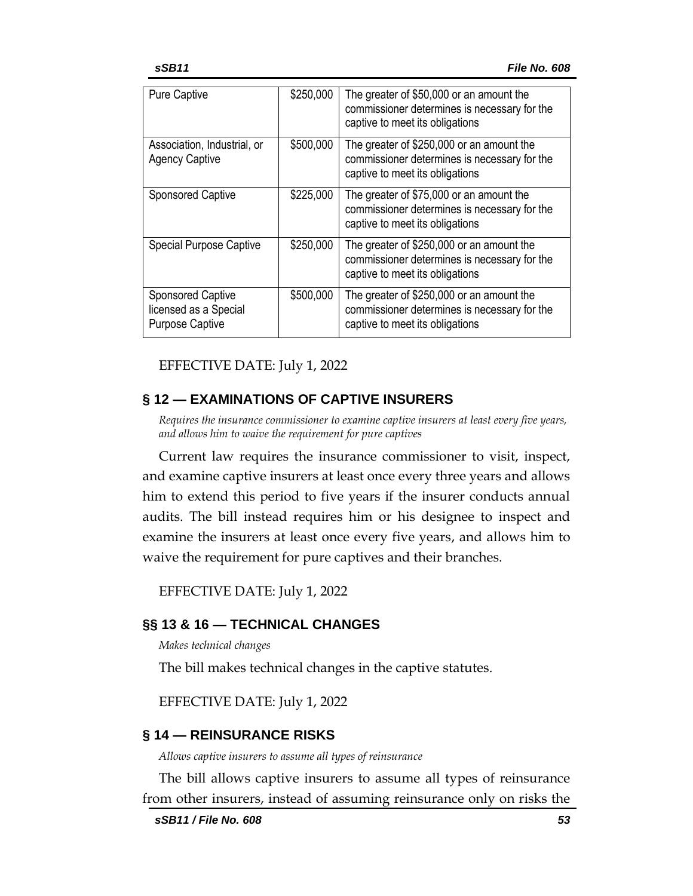| Pure Captive | $250,000 | The greater of $50,000 or an amount the commissioner determines is necessary for the captive to meet its obligations |
|---|---|---|
| Association, Industrial, or Agency Captive | $500,000 | The greater of $250,000 or an amount the commissioner determines is necessary for the captive to meet its obligations |
| Sponsored Captive | $225,000 | The greater of $75,000 or an amount the commissioner determines is necessary for the captive to meet its obligations |
| Special Purpose Captive | $250,000 | The greater of $250,000 or an amount the commissioner determines is necessary for the captive to meet its obligations |
| Sponsored Captive licensed as a Special Purpose Captive | $500,000 | The greater of $250,000 or an amount the commissioner determines is necessary for the captive to meet its obligations |

EFFECTIVE DATE: July 1, 2022

## § 12 — EXAMINATIONS OF CAPTIVE INSURERS

*Requires the insurance commissioner to examine captive insurers at least every five years, and allows him to waive the requirement for pure captives*

Current law requires the insurance commissioner to visit, inspect, and examine captive insurers at least once every three years and allows him to extend this period to five years if the insurer conducts annual audits. The bill instead requires him or his designee to inspect and examine the insurers at least once every five years, and allows him to waive the requirement for pure captives and their branches.

EFFECTIVE DATE: July 1, 2022

## §§ 13 & 16 — TECHNICAL CHANGES

*Makes technical changes*

The bill makes technical changes in the captive statutes.

EFFECTIVE DATE: July 1, 2022

## § 14 — REINSURANCE RISKS

*Allows captive insurers to assume all types of reinsurance*

The bill allows captive insurers to assume all types of reinsurance from other insurers, instead of assuming reinsurance only on risks the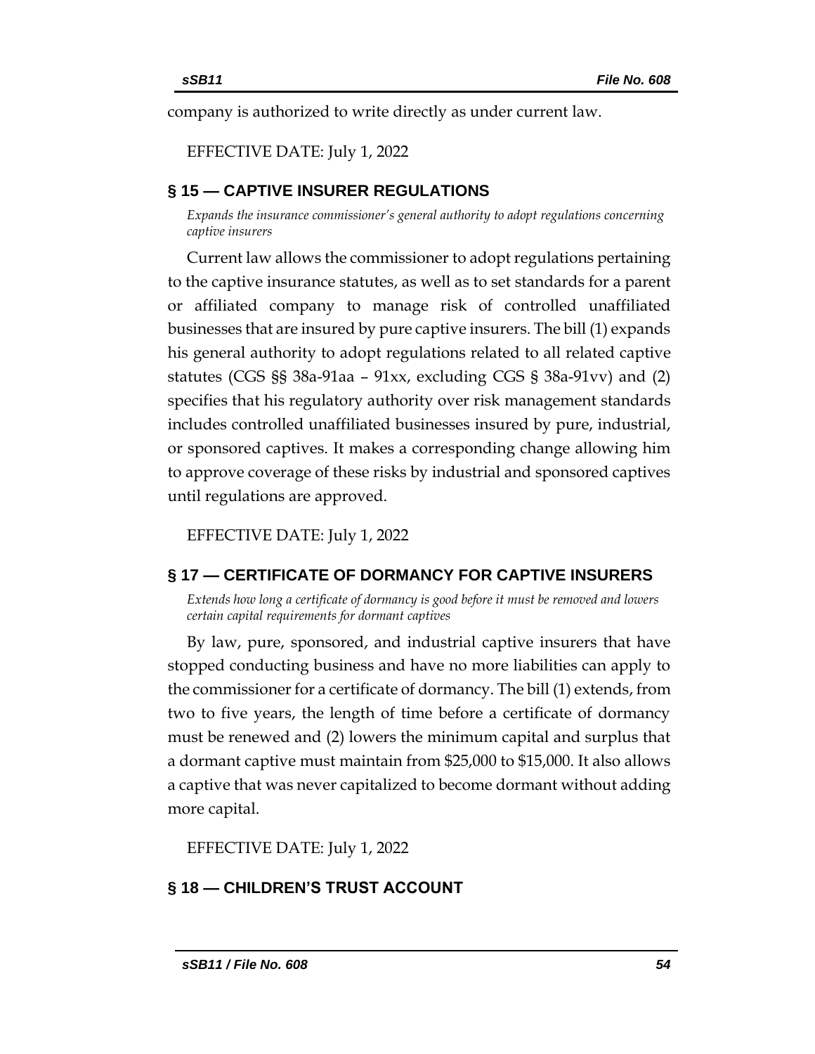company is authorized to write directly as under current law.

EFFECTIVE DATE: July 1, 2022

## § 15 — CAPTIVE INSURER REGULATIONS

*Expands the insurance commissioner's general authority to adopt regulations concerning captive insurers*

Current law allows the commissioner to adopt regulations pertaining to the captive insurance statutes, as well as to set standards for a parent or affiliated company to manage risk of controlled unaffiliated businesses that are insured by pure captive insurers. The bill (1) expands his general authority to adopt regulations related to all related captive statutes (CGS §§ 38a-91aa – 91xx, excluding CGS § 38a-91vv) and (2) specifies that his regulatory authority over risk management standards includes controlled unaffiliated businesses insured by pure, industrial, or sponsored captives. It makes a corresponding change allowing him to approve coverage of these risks by industrial and sponsored captives until regulations are approved.

EFFECTIVE DATE: July 1, 2022

## § 17 — CERTIFICATE OF DORMANCY FOR CAPTIVE INSURERS

*Extends how long a certificate of dormancy is good before it must be removed and lowers certain capital requirements for dormant captives*

By law, pure, sponsored, and industrial captive insurers that have stopped conducting business and have no more liabilities can apply to the commissioner for a certificate of dormancy. The bill (1) extends, from two to five years, the length of time before a certificate of dormancy must be renewed and (2) lowers the minimum capital and surplus that a dormant captive must maintain from $25,000 to $15,000. It also allows a captive that was never capitalized to become dormant without adding more capital.

EFFECTIVE DATE: July 1, 2022

## § 18 — CHILDREN'S TRUST ACCOUNT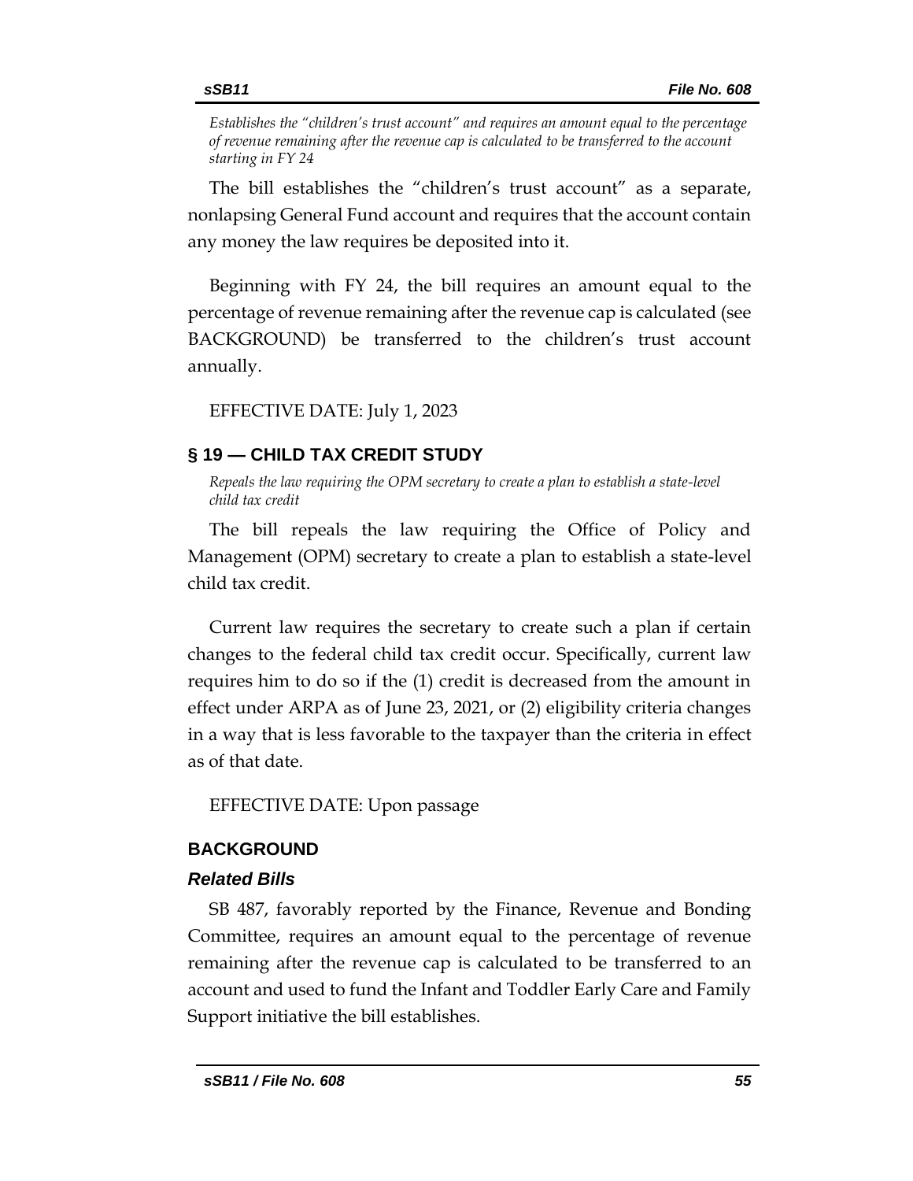*Establishes the "children's trust account" and requires an amount equal to the percentage of revenue remaining after the revenue cap is calculated to be transferred to the account starting in FY 24*

The bill establishes the "children's trust account" as a separate, nonlapsing General Fund account and requires that the account contain any money the law requires be deposited into it.

Beginning with FY 24, the bill requires an amount equal to the percentage of revenue remaining after the revenue cap is calculated (see BACKGROUND) be transferred to the children's trust account annually.

EFFECTIVE DATE: July 1, 2023

## § 19 — CHILD TAX CREDIT STUDY

*Repeals the law requiring the OPM secretary to create a plan to establish a state-level child tax credit*

The bill repeals the law requiring the Office of Policy and Management (OPM) secretary to create a plan to establish a state-level child tax credit.

Current law requires the secretary to create such a plan if certain changes to the federal child tax credit occur. Specifically, current law requires him to do so if the (1) credit is decreased from the amount in effect under ARPA as of June 23, 2021, or (2) eligibility criteria changes in a way that is less favorable to the taxpayer than the criteria in effect as of that date.

EFFECTIVE DATE: Upon passage

## BACKGROUND

### *Related Bills*

SB 487, favorably reported by the Finance, Revenue and Bonding Committee, requires an amount equal to the percentage of revenue remaining after the revenue cap is calculated to be transferred to an account and used to fund the Infant and Toddler Early Care and Family Support initiative the bill establishes.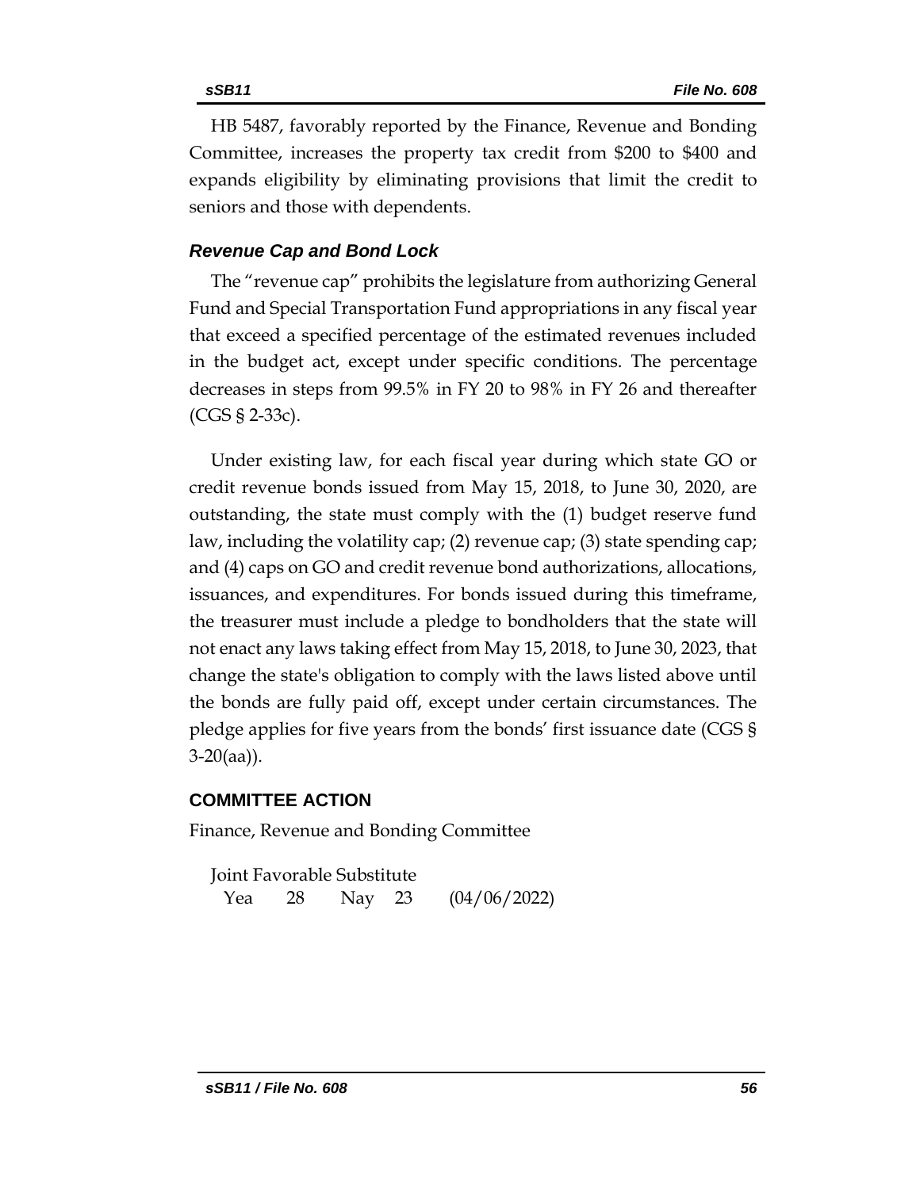HB 5487, favorably reported by the Finance, Revenue and Bonding Committee, increases the property tax credit from $200 to $400 and expands eligibility by eliminating provisions that limit the credit to seniors and those with dependents.

### *Revenue Cap and Bond Lock*

The "revenue cap" prohibits the legislature from authorizing General Fund and Special Transportation Fund appropriations in any fiscal year that exceed a specified percentage of the estimated revenues included in the budget act, except under specific conditions. The percentage decreases in steps from 99.5% in FY 20 to 98% in FY 26 and thereafter (CGS § 2-33c).

Under existing law, for each fiscal year during which state GO or credit revenue bonds issued from May 15, 2018, to June 30, 2020, are outstanding, the state must comply with the (1) budget reserve fund law, including the volatility cap; (2) revenue cap; (3) state spending cap; and (4) caps on GO and credit revenue bond authorizations, allocations, issuances, and expenditures. For bonds issued during this timeframe, the treasurer must include a pledge to bondholders that the state will not enact any laws taking effect from May 15, 2018, to June 30, 2023, that change the state's obligation to comply with the laws listed above until the bonds are fully paid off, except under certain circumstances. The pledge applies for five years from the bonds' first issuance date (CGS § 3-20(aa)).

## COMMITTEE ACTION

Finance, Revenue and Bonding Committee

| | | | | |
|---|---|---|---|---|
| Joint Favorable Substitute | | | | |
| Yea | 28 | Nay | 23 | (04/06/2022) |